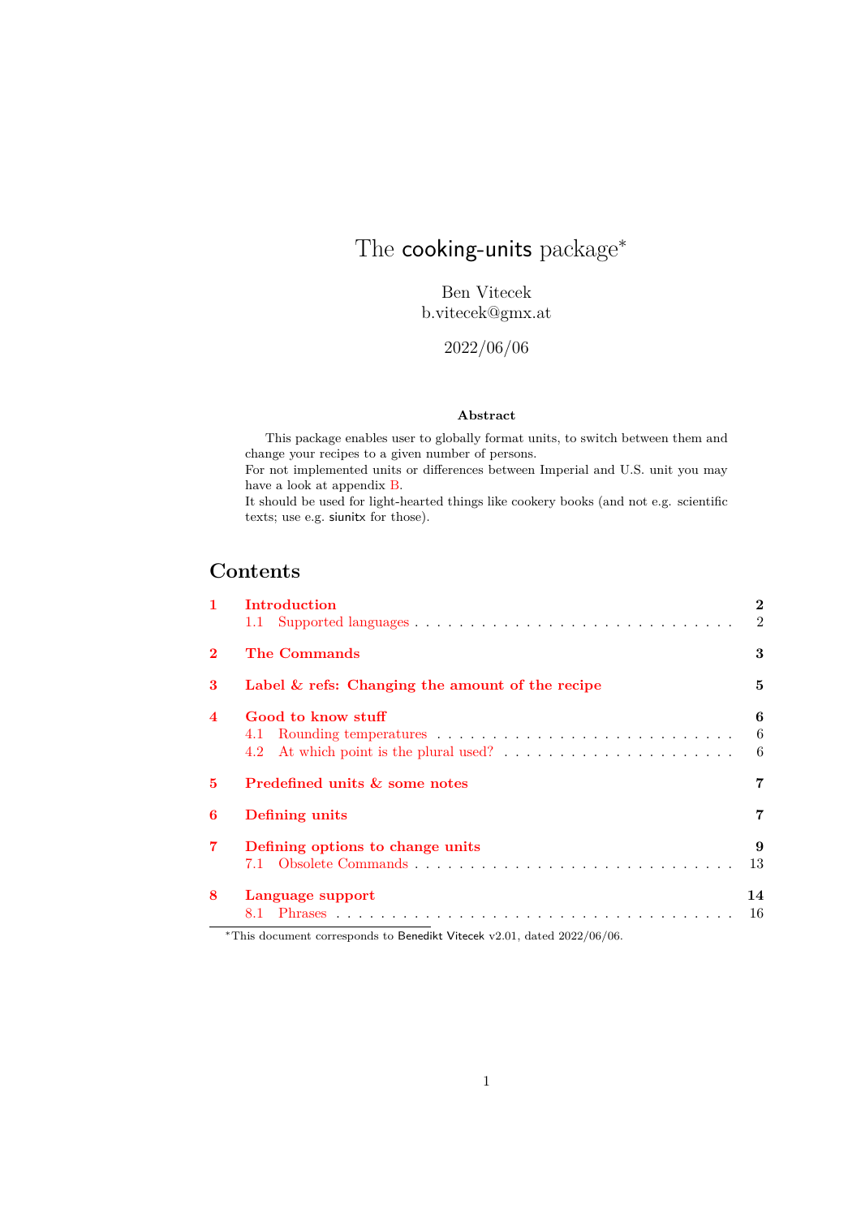# The cooking-units package*

Ben Vitecek
b.vitecek@gmx.at

2022/06/06

**Abstract**

This package enables user to globally format units, to switch between them and change your recipes to a given number of persons.
For not implemented units or differences between Imperial and U.S. unit you may have a look at appendix B.
It should be used for light-hearted things like cookery books (and not e.g. scientific texts; use e.g. siunitx for those).

## Contents

- **1 Introduction** ... 2
  - 1.1 Supported languages ... 2
- **2 The Commands** ... 3
- **3 Label & refs: Changing the amount of the recipe** ... 5
- **4 Good to know stuff** ... 6
  - 4.1 Rounding temperatures ... 6
  - 4.2 At which point is the plural used? ... 6
- **5 Predefined units & some notes** ... 7
- **6 Defining units** ... 7
- **7 Defining options to change units** ... 9
  - 7.1 Obsolete Commands ... 13
- **8 Language support** ... 14
  - 8.1 Phrases ... 16

*This document corresponds to Benedikt Vitecek v2.01, dated 2022/06/06.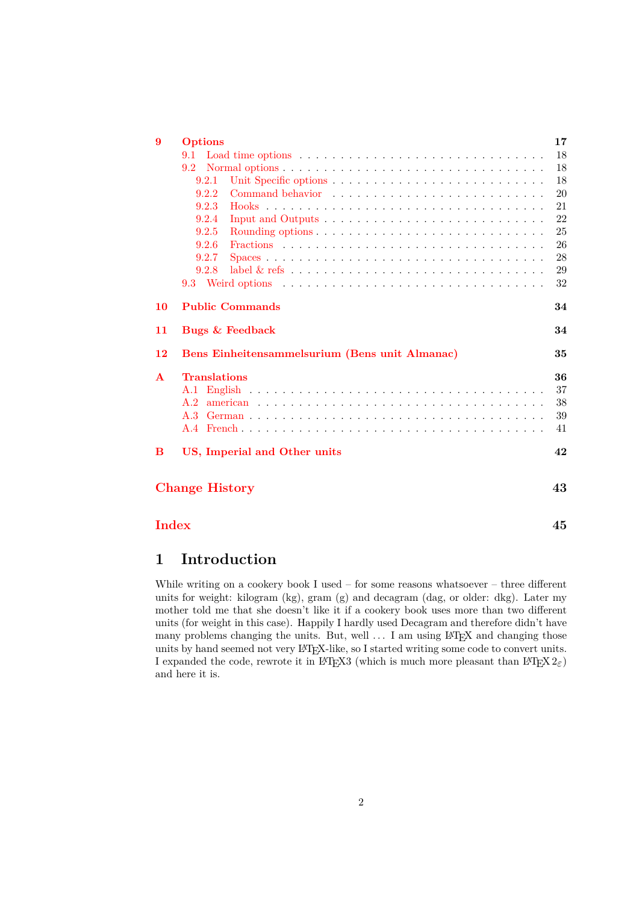- **9 Options** — 17
  - 9.1 Load time options — 18
  - 9.2 Normal options — 18
    - 9.2.1 Unit Specific options — 18
    - 9.2.2 Command behavior — 20
    - 9.2.3 Hooks — 21
    - 9.2.4 Input and Outputs — 22
    - 9.2.5 Rounding options — 25
    - 9.2.6 Fractions — 26
    - 9.2.7 Spaces — 28
    - 9.2.8 label & refs — 29
  - 9.3 Weird options — 32
- **10 Public Commands** — 34
- **11 Bugs & Feedback** — 34
- **12 Bens Einheitensammelsurium (Bens unit Almanac)** — 35
- **A Translations** — 36
  - A.1 English — 37
  - A.2 american — 38
  - A.3 German — 39
  - A.4 French — 41
- **B US, Imperial and Other units** — 42
- **Change History** — 43
- **Index** — 45

# 1 Introduction

While writing on a cookery book I used – for some reasons whatsoever – three different units for weight: kilogram (kg), gram (g) and decagram (dag, or older: dkg). Later my mother told me that she doesn't like it if a cookery book uses more than two different units (for weight in this case). Happily I hardly used Decagram and therefore didn't have many problems changing the units. But, well ... I am using LaTeX and changing those units by hand seemed not very LaTeX-like, so I started writing some code to convert units. I expanded the code, rewrote it in LaTeX3 (which is much more pleasant than LaTeX $2_\varepsilon$) and here it is.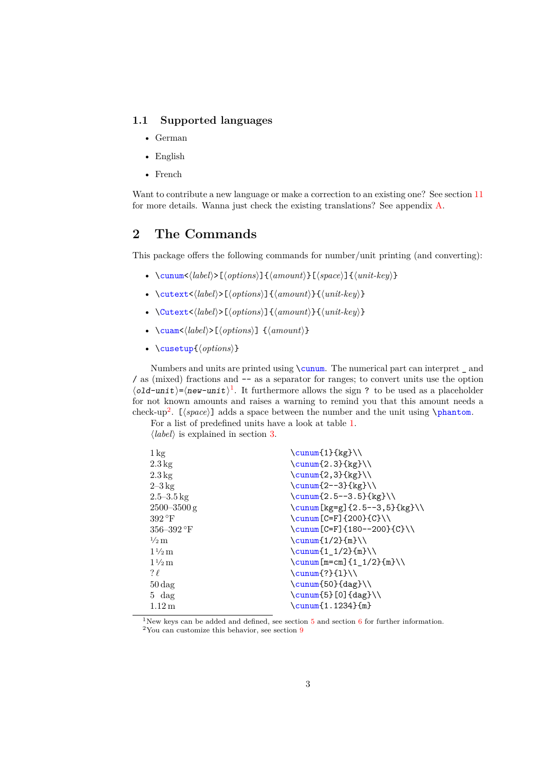### 1.1 Supported languages

- German
- English
- French

Want to contribute a new language or make a correction to an existing one? See section 11 for more details. Wanna just check the existing translations? See appendix A.

## 2 The Commands

This package offers the following commands for number/unit printing (and converting):

- `\cunum<⟨label⟩>[⟨options⟩]{⟨amount⟩}[⟨space⟩]{⟨unit-key⟩}`
- `\cutext<⟨label⟩>[⟨options⟩]{⟨amount⟩}{⟨unit-key⟩}`
- `\Cutext<⟨label⟩>[⟨options⟩]{⟨amount⟩}{⟨unit-key⟩}`
- `\cuam<⟨label⟩>[⟨options⟩] {⟨amount⟩}`
- `\cusetup{⟨options⟩}`

Numbers and units are printed using `\cunum`. The numerical part can interpret `_` and `/` as (mixed) fractions and `--` as a separator for ranges; to convert units use the option ⟨`old-unit`⟩=⟨`new-unit`⟩[1]. It furthermore allows the sign `?` to be used as a placeholder for not known amounts and raises a warning to remind you that this amount needs a check-up[2]. `[⟨space⟩]` adds a space between the number and the unit using `\phantom`.

For a list of predefined units have a look at table 1.

⟨label⟩ is explained in section 3.

| Output | Code |
|---|---|
| 1 kg | `\cunum{1}{kg}\\` |
| 2.3 kg | `\cunum{2.3}{kg}\\` |
| 2.3 kg | `\cunum{2,3}{kg}\\` |
| 2–3 kg | `\cunum{2--3}{kg}\\` |
| 2.5–3.5 kg | `\cunum{2.5--3.5}{kg}\\` |
| 2500–3500 g | `\cunum[kg=g]{2.5--3,5}{kg}\\` |
| 392 °F | `\cunum[C=F]{200}{C}\\` |
| 356–392 °F | `\cunum[C=F]{180--200}{C}\\` |
| ½ m | `\cunum{1/2}{m}\\` |
| 1 ½ m | `\cunum{1_1/2}{m}\\` |
| 1 ½ m | `\cunum[m=cm]{1_1/2}{m}\\` |
| ? ℓ | `\cunum{?}{l}\\` |
| 50 dag | `\cunum{50}{dag}\\` |
| 5   dag | `\cunum{5}[0]{dag}\\` |
| 1.12 m | `\cunum{1.1234}{m}` |

[1] New keys can be added and defined, see section 5 and section 6 for further information.

[2] You can customize this behavior, see section 9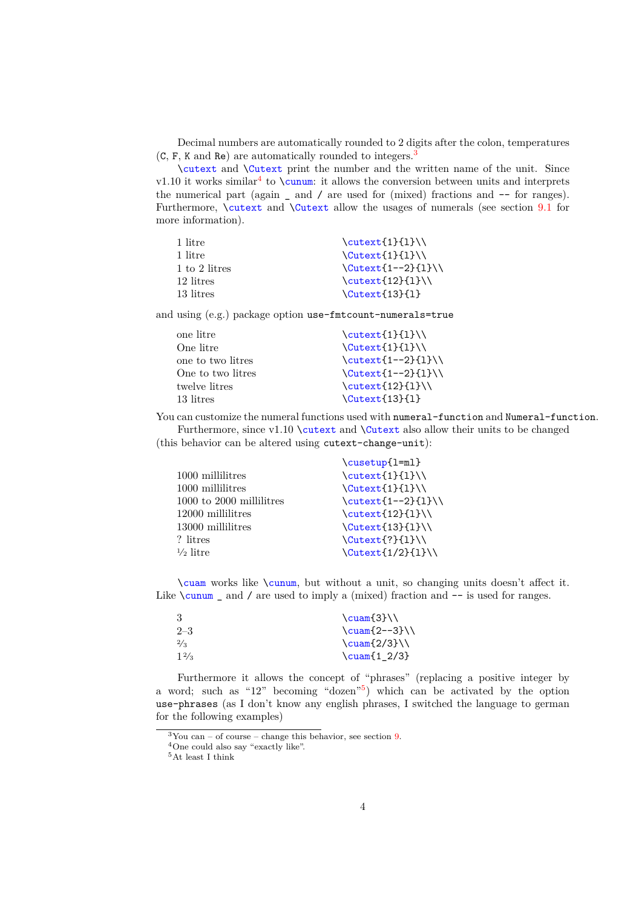Decimal numbers are automatically rounded to 2 digits after the colon, temperatures (`C`, `F`, `K` and `Re`) are automatically rounded to integers.[3]

`\cutext` and `\Cutext` print the number and the written name of the unit. Since v1.10 it works similar[4] to `\cunum`: it allows the conversion between units and interprets the numerical part (again `_` and `/` are used for (mixed) fractions and `--` for ranges). Furthermore, `\cutext` and `\Cutext` allow the usages of numerals (see section 9.1 for more information).

| | |
|---|---|
| 1 litre | `\cutext{1}{l}\\` |
| 1 litre | `\Cutext{1}{l}\\` |
| 1 to 2 litres | `\Cutext{1--2}{l}\\` |
| 12 litres | `\cutext{12}{l}\\` |
| 13 litres | `\Cutext{13}{l}` |

and using (e.g.) package option `use-fmtcount-numerals=true`

| | |
|---|---|
| one litre | `\cutext{1}{l}\\` |
| One litre | `\Cutext{1}{l}\\` |
| one to two litres | `\cutext{1--2}{l}\\` |
| One to two litres | `\Cutext{1--2}{l}\\` |
| twelve litres | `\cutext{12}{l}\\` |
| 13 litres | `\Cutext{13}{l}` |

You can customize the numeral functions used with `numeral-function` and `Numeral-function`.

Furthermore, since v1.10 `\cutext` and `\Cutext` also allow their units to be changed (this behavior can be altered using `cutext-change-unit`):

| | |
|---|---|
| | `\cusetup{l=ml}` |
| 1000 millilitres | `\cutext{1}{l}\\` |
| 1000 millilitres | `\Cutext{1}{l}\\` |
| 1000 to 2000 millilitres | `\cutext{1--2}{l}\\` |
| 12000 millilitres | `\cutext{12}{l}\\` |
| 13000 millilitres | `\Cutext{13}{l}\\` |
| ? litres | `\Cutext{?}{l}\\` |
| ½ litre | `\Cutext{1/2}{l}\\` |

`\cuam` works like `\cunum`, but without a unit, so changing units doesn't affect it. Like `\cunum` `_` and `/` are used to imply a (mixed) fraction and `--` is used for ranges.

| | |
|---|---|
| 3 | `\cuam{3}\\` |
| 2–3 | `\cuam{2--3}\\` |
| ⅔ | `\cuam{2/3}\\` |
| 1⅔ | `\cuam{1_2/3}` |

Furthermore it allows the concept of "phrases" (replacing a positive integer by a word; such as "12" becoming "dozen"[5]) which can be activated by the option `use-phrases` (as I don't know any english phrases, I switched the language to german for the following examples)

[3] You can – of course – change this behavior, see section 9.

[4] One could also say "exactly like".

[5] At least I think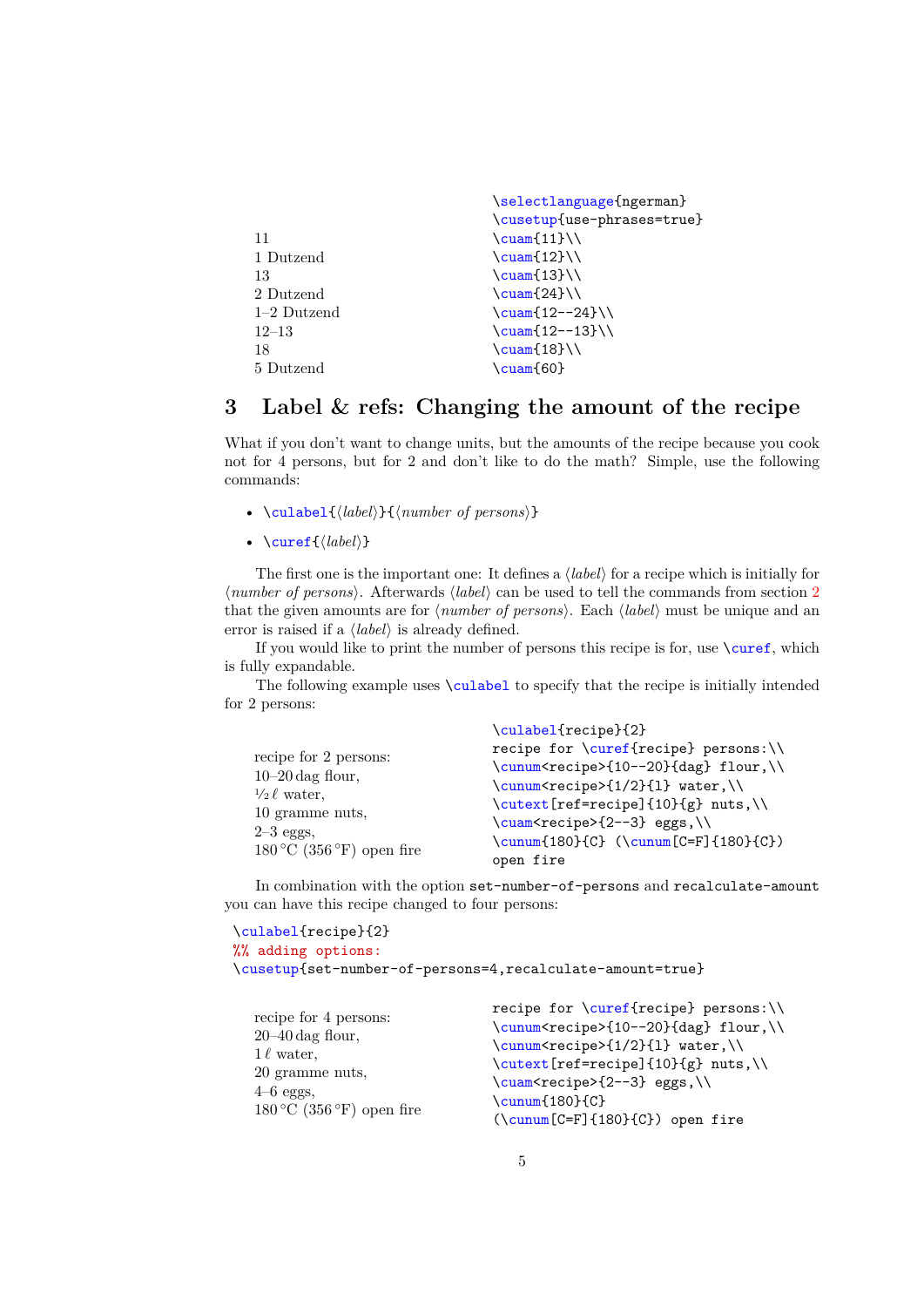| | |
|---|---|
| | `\selectlanguage{ngerman}` |
| | `\cusetup{use-phrases=true}` |
| 11 | `\cuam{11}\\` |
| 1 Dutzend | `\cuam{12}\\` |
| 13 | `\cuam{13}\\` |
| 2 Dutzend | `\cuam{24}\\` |
| 1–2 Dutzend | `\cuam{12--24}\\` |
| 12–13 | `\cuam{12--13}\\` |
| 18 | `\cuam{18}\\` |
| 5 Dutzend | `\cuam{60}` |

## 3 Label & refs: Changing the amount of the recipe

What if you don't want to change units, but the amounts of the recipe because you cook not for 4 persons, but for 2 and don't like to do the math? Simple, use the following commands:

- `\culabel{⟨label⟩}{⟨number of persons⟩}`
- `\curef{⟨label⟩}`

The first one is the important one: It defines a ⟨*label*⟩ for a recipe which is initially for ⟨*number of persons*⟩. Afterwards ⟨*label*⟩ can be used to tell the commands from section 2 that the given amounts are for ⟨*number of persons*⟩. Each ⟨*label*⟩ must be unique and an error is raised if a ⟨*label*⟩ is already defined.

If you would like to print the number of persons this recipe is for, use `\curef`, which is fully expandable.

The following example uses `\culabel` to specify that the recipe is initially intended for 2 persons:

| | |
|---|---|
| | `\culabel{recipe}{2}` |
| recipe for 2 persons: | `recipe for \curef{recipe} persons:\\` |
| 10–20 dag flour, | `\cunum<recipe>{10--20}{dag} flour,\\` |
| ½ ℓ water, | `\cunum<recipe>{1/2}{l} water,\\` |
| 10 gramme nuts, | `\cutext[ref=recipe]{10}{g} nuts,\\` |
| 2–3 eggs, | `\cuam<recipe>{2--3} eggs,\\` |
| 180 °C (356 °F) open fire | `\cunum{180}{C} (\cunum[C=F]{180}{C})` `open fire` |

In combination with the option `set-number-of-persons` and `recalculate-amount` you can have this recipe changed to four persons:

```
\culabel{recipe}{2}
%% adding options:
\cusetup{set-number-of-persons=4,recalculate-amount=true}
```

| | |
|---|---|
| recipe for 4 persons: | `recipe for \curef{recipe} persons:\\` |
| 20–40 dag flour, | `\cunum<recipe>{10--20}{dag} flour,\\` |
| 1 ℓ water, | `\cunum<recipe>{1/2}{l} water,\\` |
| 20 gramme nuts, | `\cutext[ref=recipe]{10}{g} nuts,\\` |
| 4–6 eggs, | `\cuam<recipe>{2--3} eggs,\\` |
| 180 °C (356 °F) open fire | `\cunum{180}{C}` `(\cunum[C=F]{180}{C}) open fire` |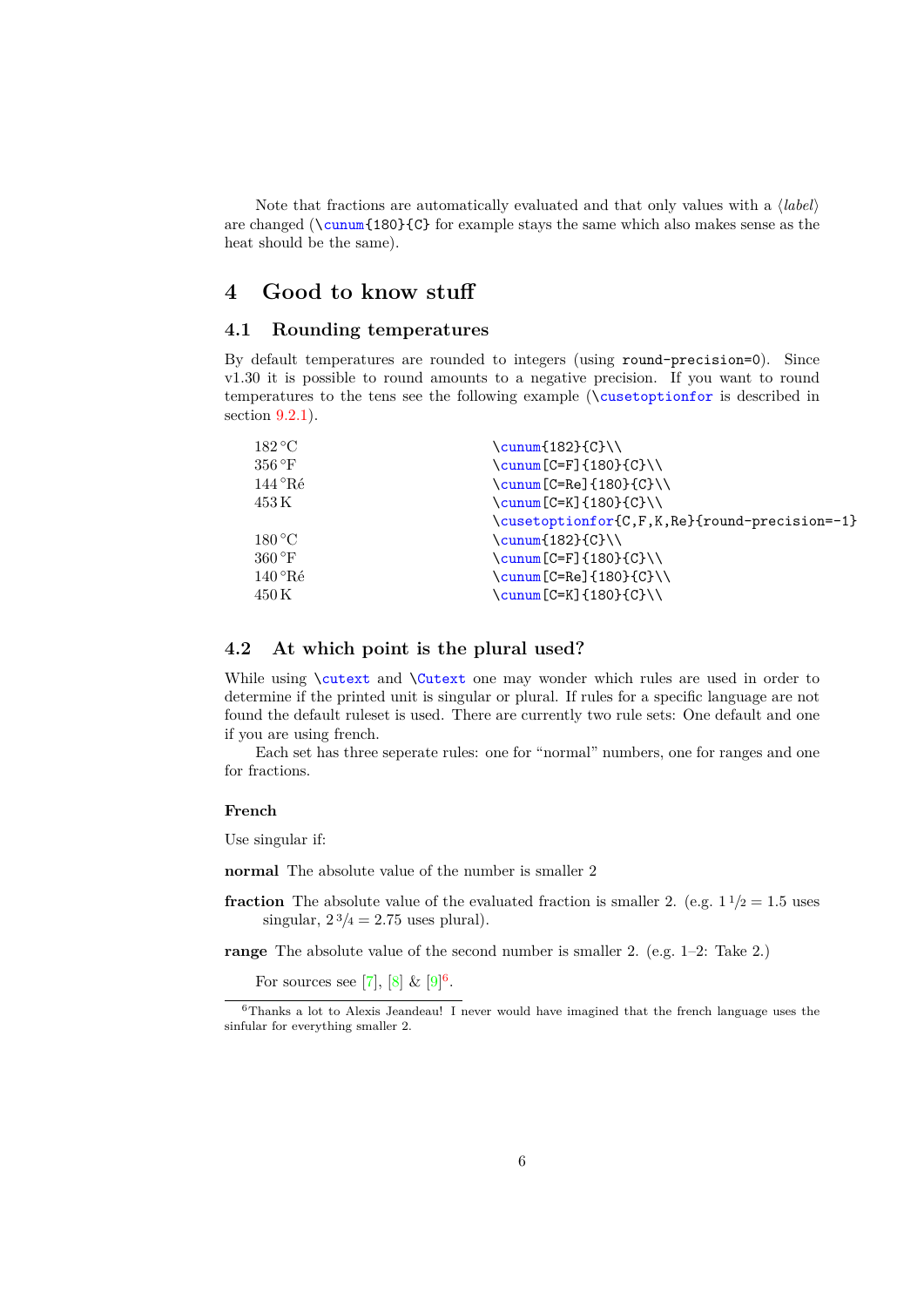Note that fractions are automatically evaluated and that only values with a ⟨*label*⟩ are changed (`\cunum{180}{C}` for example stays the same which also makes sense as the heat should be the same).

# 4 Good to know stuff

## 4.1 Rounding temperatures

By default temperatures are rounded to integers (using `round-precision=0`). Since v1.30 it is possible to round amounts to a negative precision. If you want to round temperatures to the tens see the following example (`\cusetoptionfor` is described in section 9.2.1).

| | |
|---|---|
| 182 °C | `\cunum{182}{C}\\` |
| 356 °F | `\cunum[C=F]{180}{C}\\` |
| 144 °Ré | `\cunum[C=Re]{180}{C}\\` |
| 453 K | `\cunum[C=K]{180}{C}\\` |
| | `\cusetoptionfor{C,F,K,Re}{round-precision=-1}` |
| 180 °C | `\cunum{182}{C}\\` |
| 360 °F | `\cunum[C=F]{180}{C}\\` |
| 140 °Ré | `\cunum[C=Re]{180}{C}\\` |
| 450 K | `\cunum[C=K]{180}{C}\\` |

## 4.2 At which point is the plural used?

While using `\cutext` and `\Cutext` one may wonder which rules are used in order to determine if the printed unit is singular or plural. If rules for a specific language are not found the default ruleset is used. There are currently two rule sets: One default and one if you are using french.

Each set has three seperate rules: one for "normal" numbers, one for ranges and one for fractions.

#### French

Use singular if:

**normal** The absolute value of the number is smaller 2

**fraction** The absolute value of the evaluated fraction is smaller 2. (e.g. $1\,{}^{1}/_{2} = 1.5$ uses singular, $2\,{}^{3}/_{4} = 2.75$ uses plural).

**range** The absolute value of the second number is smaller 2. (e.g. 1–2: Take 2.)

For sources see [7], [8] & [9][6].

[6] Thanks a lot to Alexis Jeandeau! I never would have imagined that the french language uses the sinfular for everything smaller 2.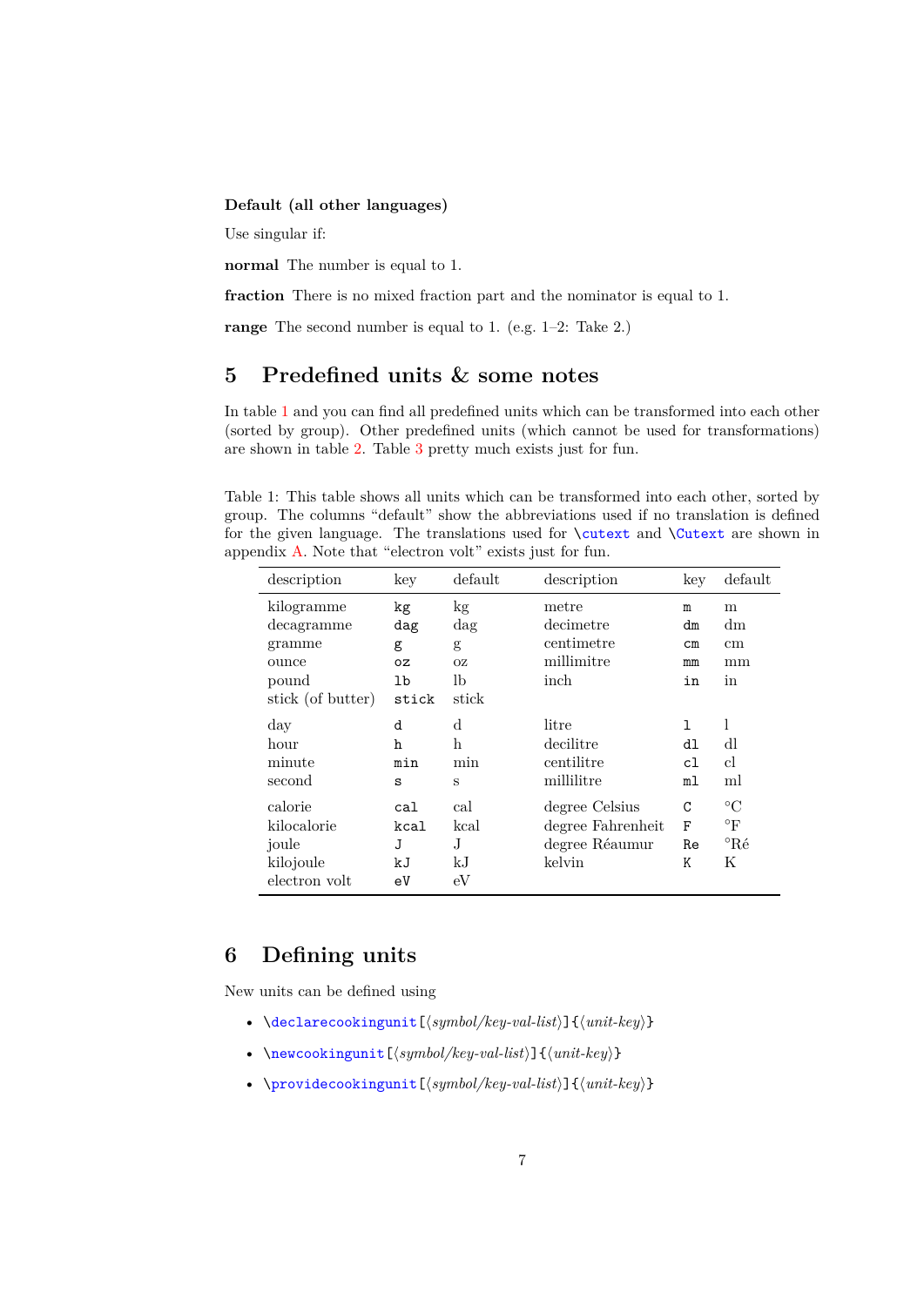**Default (all other languages)**

Use singular if:

**normal** The number is equal to 1.

**fraction** There is no mixed fraction part and the nominator is equal to 1.

**range** The second number is equal to 1. (e.g. 1–2: Take 2.)

## 5 Predefined units & some notes

In table 1 and you can find all predefined units which can be transformed into each other (sorted by group). Other predefined units (which cannot be used for transformations) are shown in table 2. Table 3 pretty much exists just for fun.

Table 1: This table shows all units which can be transformed into each other, sorted by group. The columns "default" show the abbreviations used if no translation is defined for the given language. The translations used for `\cutext` and `\Cutext` are shown in appendix A. Note that "electron volt" exists just for fun.

| description | key | default | description | key | default |
|---|---|---|---|---|---|
| kilogramme | `kg` | kg | metre | `m` | m |
| decagramme | `dag` | dag | decimetre | `dm` | dm |
| gramme | `g` | g | centimetre | `cm` | cm |
| ounce | `oz` | oz | millimitre | `mm` | mm |
| pound | `lb` | lb | inch | `in` | in |
| stick (of butter) | `stick` | stick | | | |
| day | `d` | d | litre | `l` | l |
| hour | `h` | h | decilitre | `dl` | dl |
| minute | `min` | min | centilitre | `cl` | cl |
| second | `s` | s | millilitre | `ml` | ml |
| calorie | `cal` | cal | degree Celsius | `C` | °C |
| kilocalorie | `kcal` | kcal | degree Fahrenheit | `F` | °F |
| joule | `J` | J | degree Réaumur | `Re` | °Ré |
| kilojoule | `kJ` | kJ | kelvin | `K` | K |
| electron volt | `eV` | eV | | | |

## 6 Defining units

New units can be defined using

- `\declarecookingunit[`⟨*symbol/key-val-list*⟩`]{`⟨*unit-key*⟩`}`
- `\newcookingunit[`⟨*symbol/key-val-list*⟩`]{`⟨*unit-key*⟩`}`
- `\providecookingunit[`⟨*symbol/key-val-list*⟩`]{`⟨*unit-key*⟩`}`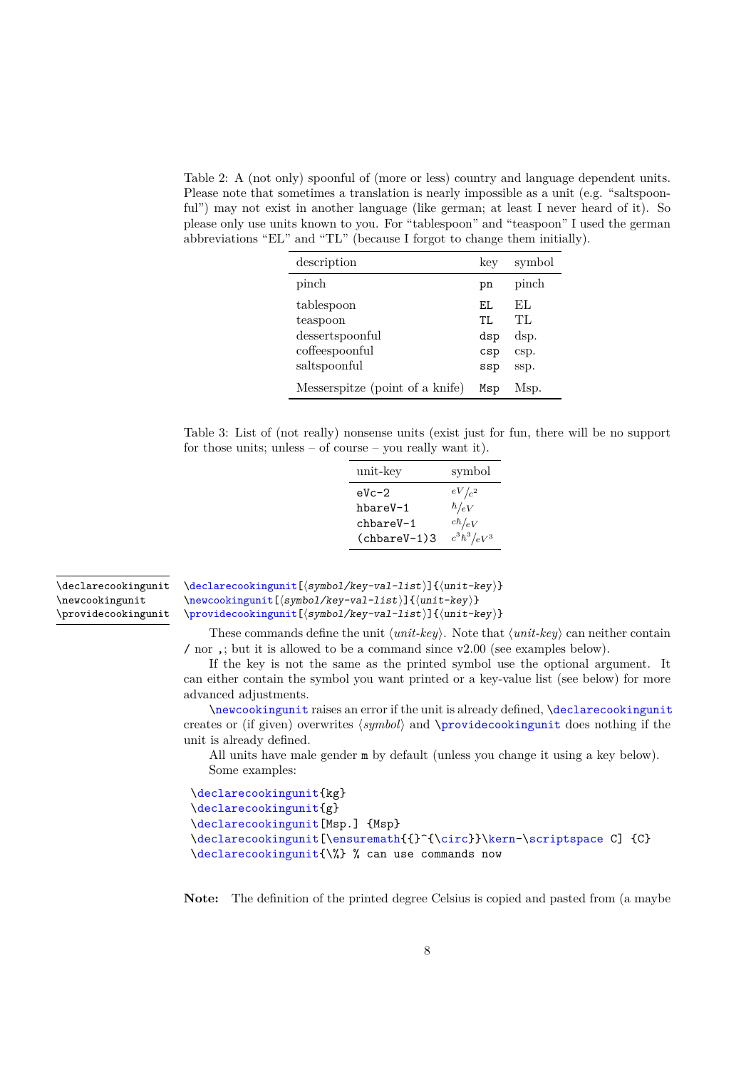Table 2: A (not only) spoonful of (more or less) country and language dependent units. Please note that sometimes a translation is nearly impossible as a unit (e.g. "saltspoonful") may not exist in another language (like german; at least I never heard of it). So please only use units known to you. For "tablespoon" and "teaspoon" I used the german abbreviations "EL" and "TL" (because I forgot to change them initially).

| description | key | symbol |
|---|---|---|
| pinch | `pn` | pinch |
| tablespoon | `EL` | EL |
| teaspoon | `TL` | TL |
| dessertspoonful | `dsp` | dsp. |
| coffeespoonful | `csp` | csp. |
| saltspoonful | `ssp` | ssp. |
| Messerspitze (point of a knife) | `Msp` | Msp. |

Table 3: List of (not really) nonsense units (exist just for fun, there will be no support for those units; unless – of course – you really want it).

| unit-key | symbol |
|---|---|
| `eVc-2` | ${}^{eV}/{}_{c^2}$ |
| `hbareV-1` | ${}^{\hbar}/{}_{eV}$ |
| `chbareV-1` | ${}^{c\hbar}/{}_{eV}$ |
| `(chbareV-1)3` | ${}^{c^3\hbar^3}/{}_{eV^3}$ |

`\declarecookingunit` `\newcookingunit` `\providecookingunit`

```
\declarecookingunit[⟨symbol/key-val-list⟩]{⟨unit-key⟩}
\newcookingunit[⟨symbol/key-val-list⟩]{⟨unit-key⟩}
\providecookingunit[⟨symbol/key-val-list⟩]{⟨unit-key⟩}
```

These commands define the unit ⟨*unit-key*⟩. Note that ⟨*unit-key*⟩ can neither contain `/` nor `,`; but it is allowed to be a command since v2.00 (see examples below).

If the key is not the same as the printed symbol use the optional argument. It can either contain the symbol you want printed or a key-value list (see below) for more advanced adjustments.

`\newcookingunit` raises an error if the unit is already defined, `\declarecookingunit` creates or (if given) overwrites ⟨*symbol*⟩ and `\providecookingunit` does nothing if the unit is already defined.

All units have male gender `m` by default (unless you change it using a key below).

Some examples:

```
\declarecookingunit{kg}
\declarecookingunit{g}
\declarecookingunit[Msp.] {Msp}
\declarecookingunit[\ensuremath{{}^{\circ}}\kern-\scriptspace C] {C}
\declarecookingunit{\%} % can use commands now
```

**Note:** The definition of the printed degree Celsius is copied and pasted from (a maybe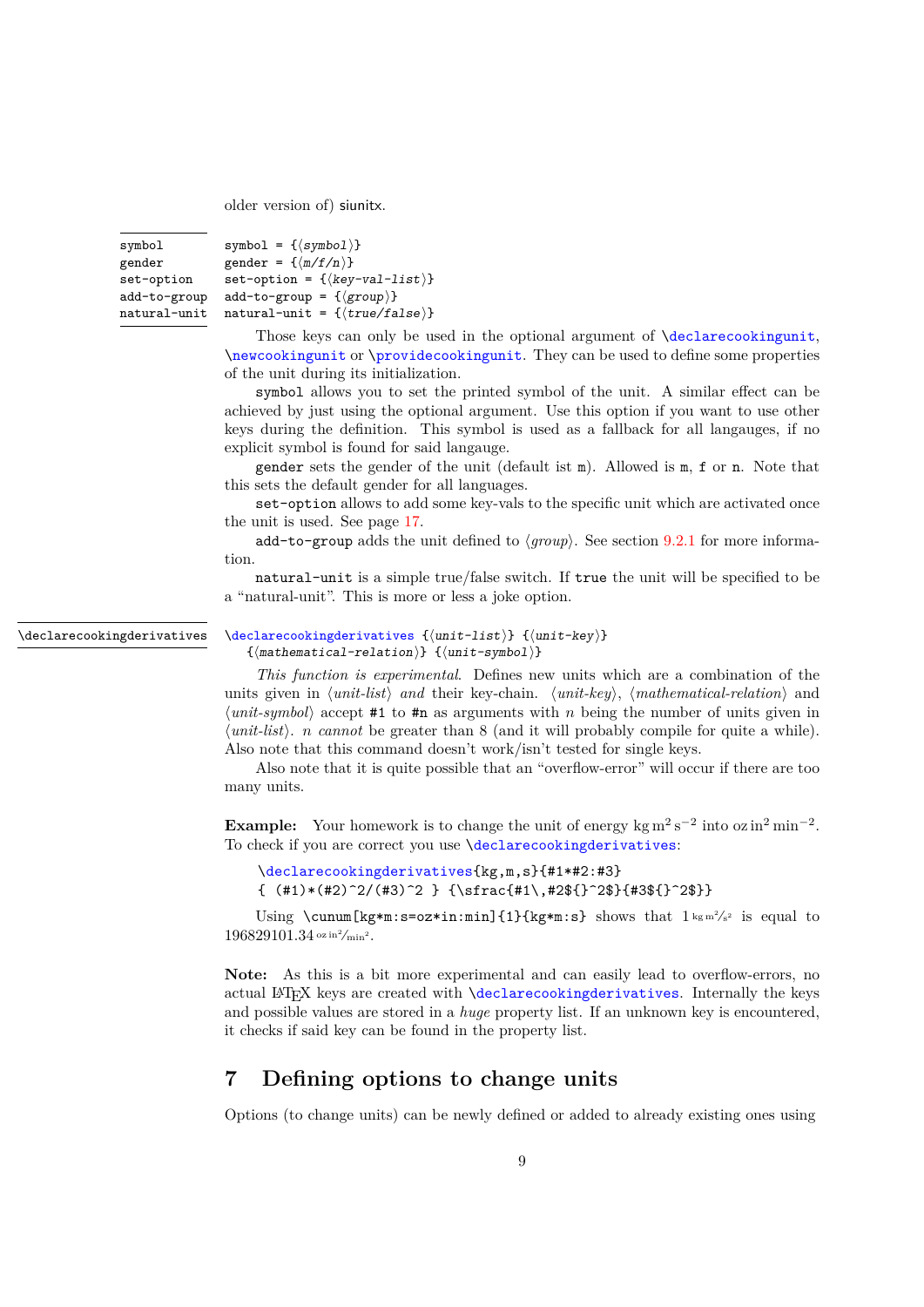older version of) siunitx.

`symbol` `gender` `set-option` `add-to-group` `natural-unit`

```
symbol = {⟨symbol⟩}
gender = {⟨m/f/n⟩}
set-option = {⟨key-val-list⟩}
add-to-group = {⟨group⟩}
natural-unit = {⟨true/false⟩}
```

Those keys can only be used in the optional argument of `\declarecookingunit`, `\newcookingunit` or `\providecookingunit`. They can be used to define some properties of the unit during its initialization.

`symbol` allows you to set the printed symbol of the unit. A similar effect can be achieved by just using the optional argument. Use this option if you want to use other keys during the definition. This symbol is used as a fallback for all langauges, if no explicit symbol is found for said langauge.

`gender` sets the gender of the unit (default ist `m`). Allowed is `m`, `f` or `n`. Note that this sets the default gender for all languages.

`set-option` allows to add some key-vals to the specific unit which are activated once the unit is used. See page 17.

`add-to-group` adds the unit defined to ⟨*group*⟩. See section 9.2.1 for more information.

`natural-unit` is a simple true/false switch. If `true` the unit will be specified to be a "natural-unit". This is more or less a joke option.

`\declarecookingderivatives`

```
\declarecookingderivatives {⟨unit-list⟩} {⟨unit-key⟩}
  {⟨mathematical-relation⟩} {⟨unit-symbol⟩}
```

*This function is experimental*. Defines new units which are a combination of the units given in ⟨*unit-list*⟩ *and* their key-chain. ⟨*unit-key*⟩, ⟨*mathematical-relation*⟩ and ⟨*unit-symbol*⟩ accept `#1` to `#n` as arguments with $n$ being the number of units given in ⟨*unit-list*⟩. $n$ *cannot* be greater than 8 (and it will probably compile for quite a while). Also note that this command doesn't work/isn't tested for single keys.

Also note that it is quite possible that an "overflow-error" will occur if there are too many units.

**Example:** Your homework is to change the unit of energy $\mathrm{kg\,m^2\,s^{-2}}$ into $\mathrm{oz\,in^2\,min^{-2}}$. To check if you are correct you use `\declarecookingderivatives`:

```
\declarecookingderivatives{kg,m,s}{#1*#2:#3}
{ (#1)*(#2)^2/(#3)^2 } {\sfrac{#1\,#2${}^2$}{#3${}^2$}}
```

Using `\cunum[kg*m:s=oz*in:min]{1}{kg*m:s}` shows that $1\ \mathrm{{}^{kg\,m^2}\!/_{s^2}}$ is equal to $196829101.34\ \mathrm{{}^{oz\,in^2}\!/_{min^2}}$.

**Note:** As this is a bit more experimental and can easily lead to overflow-errors, no actual LaTeX keys are created with `\declarecookingderivatives`. Internally the keys and possible values are stored in a *huge* property list. If an unknown key is encountered, it checks if said key can be found in the property list.

# 7 Defining options to change units

Options (to change units) can be newly defined or added to already existing ones using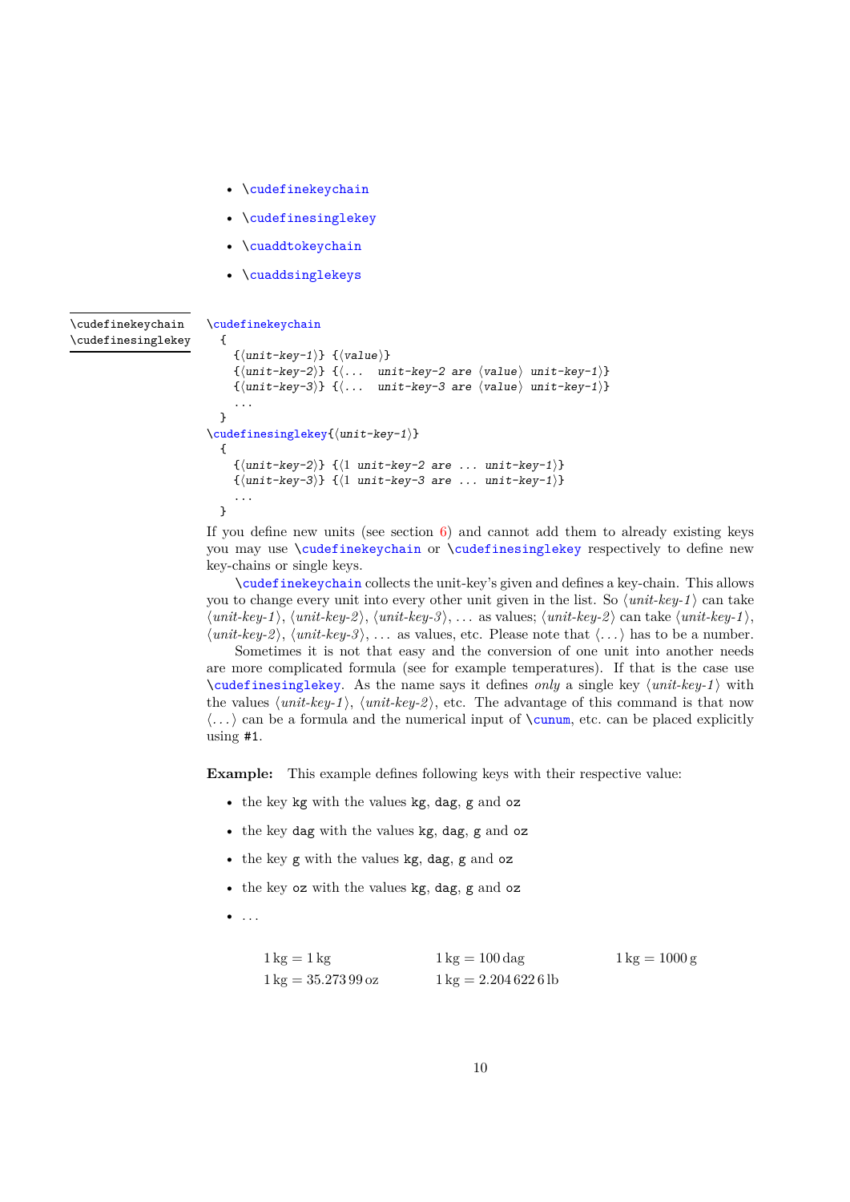- \cudefinekeychain
- \cudefinesinglekey
- \cuaddtokeychain
- \cuaddsinglekeys

\cudefinekeychain
\cudefinesinglekey

```
\cudefinekeychain
  {
    {⟨unit-key-1⟩} {⟨value⟩}
    {⟨unit-key-2⟩} {⟨...  unit-key-2 are ⟨value⟩ unit-key-1⟩}
    {⟨unit-key-3⟩} {⟨...  unit-key-3 are ⟨value⟩ unit-key-1⟩}
    ...
  }
\cudefinesinglekey{⟨unit-key-1⟩}
  {
    {⟨unit-key-2⟩} {⟨1 unit-key-2 are ... unit-key-1⟩}
    {⟨unit-key-3⟩} {⟨1 unit-key-3 are ... unit-key-1⟩}
    ...
  }
```

If you define new units (see section 6) and cannot add them to already existing keys you may use \cudefinekeychain or \cudefinesinglekey respectively to define new key-chains or single keys.

\cudefinekeychain collects the unit-key's given and defines a key-chain. This allows you to change every unit into every other unit given in the list. So ⟨*unit-key-1*⟩ can take ⟨*unit-key-1*⟩, ⟨*unit-key-2*⟩, ⟨*unit-key-3*⟩, ... as values; ⟨*unit-key-2*⟩ can take ⟨*unit-key-1*⟩, ⟨*unit-key-2*⟩, ⟨*unit-key-3*⟩, ... as values, etc. Please note that ⟨...⟩ has to be a number.

Sometimes it is not that easy and the conversion of one unit into another needs are more complicated formula (see for example temperatures). If that is the case use \cudefinesinglekey. As the name says it defines *only* a single key ⟨*unit-key-1*⟩ with the values ⟨*unit-key-1*⟩, ⟨*unit-key-2*⟩, etc. The advantage of this command is that now ⟨...⟩ can be a formula and the numerical input of \cunum, etc. can be placed explicitly using `#1`.

**Example:** This example defines following keys with their respective value:

- the key `kg` with the values `kg`, `dag`, `g` and `oz`
- the key `dag` with the values `kg`, `dag`, `g` and `oz`
- the key `g` with the values `kg`, `dag`, `g` and `oz`
- the key `oz` with the values `kg`, `dag`, `g` and `oz`
- ...

| | | |
|---|---|---|
| $1\,\mathrm{kg} = 1\,\mathrm{kg}$ | $1\,\mathrm{kg} = 100\,\mathrm{dag}$ | $1\,\mathrm{kg} = 1000\,\mathrm{g}$ |
| $1\,\mathrm{kg} = 35.273\,99\,\mathrm{oz}$ | $1\,\mathrm{kg} = 2.204\,622\,6\,\mathrm{lb}$ | |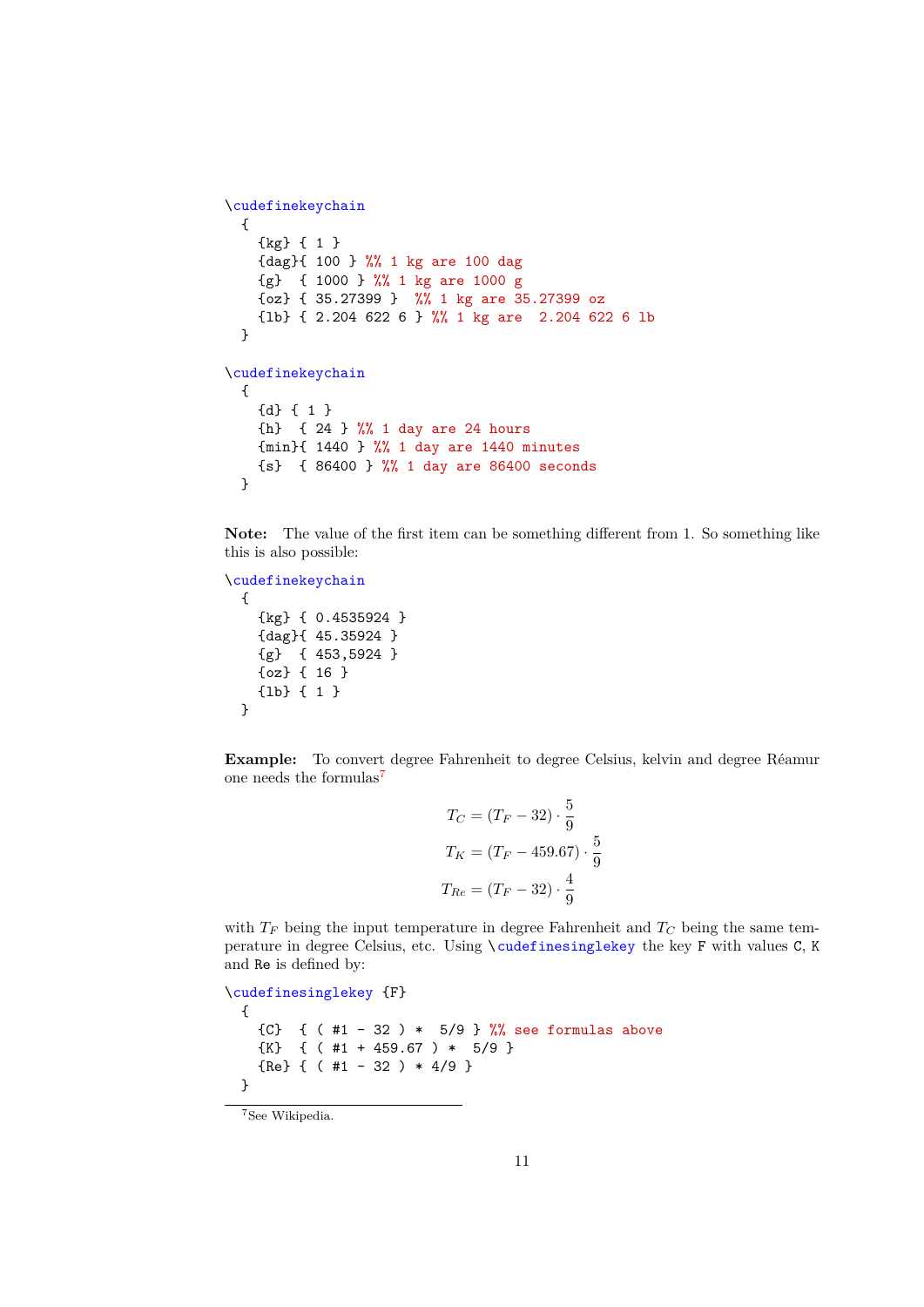```
\cudefinekeychain
  {
    {kg} { 1 }
    {dag}{ 100 } %% 1 kg are 100 dag
    {g}  { 1000 } %% 1 kg are 1000 g
    {oz} { 35.27399 }  %% 1 kg are 35.27399 oz
    {lb} { 2.204 622 6 } %% 1 kg are  2.204 622 6 lb
  }

\cudefinekeychain
  {
    {d} { 1 }
    {h}  { 24 } %% 1 day are 24 hours
    {min}{ 1440 } %% 1 day are 1440 minutes
    {s}  { 86400 } %% 1 day are 86400 seconds
  }
```

**Note:** The value of the first item can be something different from 1. So something like this is also possible:

```
\cudefinekeychain
  {
    {kg} { 0.4535924 }
    {dag}{ 45.35924 }
    {g}  { 453,5924 }
    {oz} { 16 }
    {lb} { 1 }
  }
```

**Example:** To convert degree Fahrenheit to degree Celsius, kelvin and degree Réamur one needs the formulas[7]

$$T_C = (T_F - 32) \cdot \frac{5}{9}$$

$$T_K = (T_F - 459.67) \cdot \frac{5}{9}$$

$$T_{Re} = (T_F - 32) \cdot \frac{4}{9}$$

with $T_F$ being the input temperature in degree Fahrenheit and $T_C$ being the same temperature in degree Celsius, etc. Using `\cudefinesinglekey` the key `F` with values `C`, `K` and `Re` is defined by:

```
\cudefinesinglekey {F}
  {
    {C}  { ( #1 - 32 ) *  5/9 } %% see formulas above
    {K}  { ( #1 + 459.67 ) *  5/9 }
    {Re} { ( #1 - 32 ) * 4/9 }
  }
```

[7] See Wikipedia.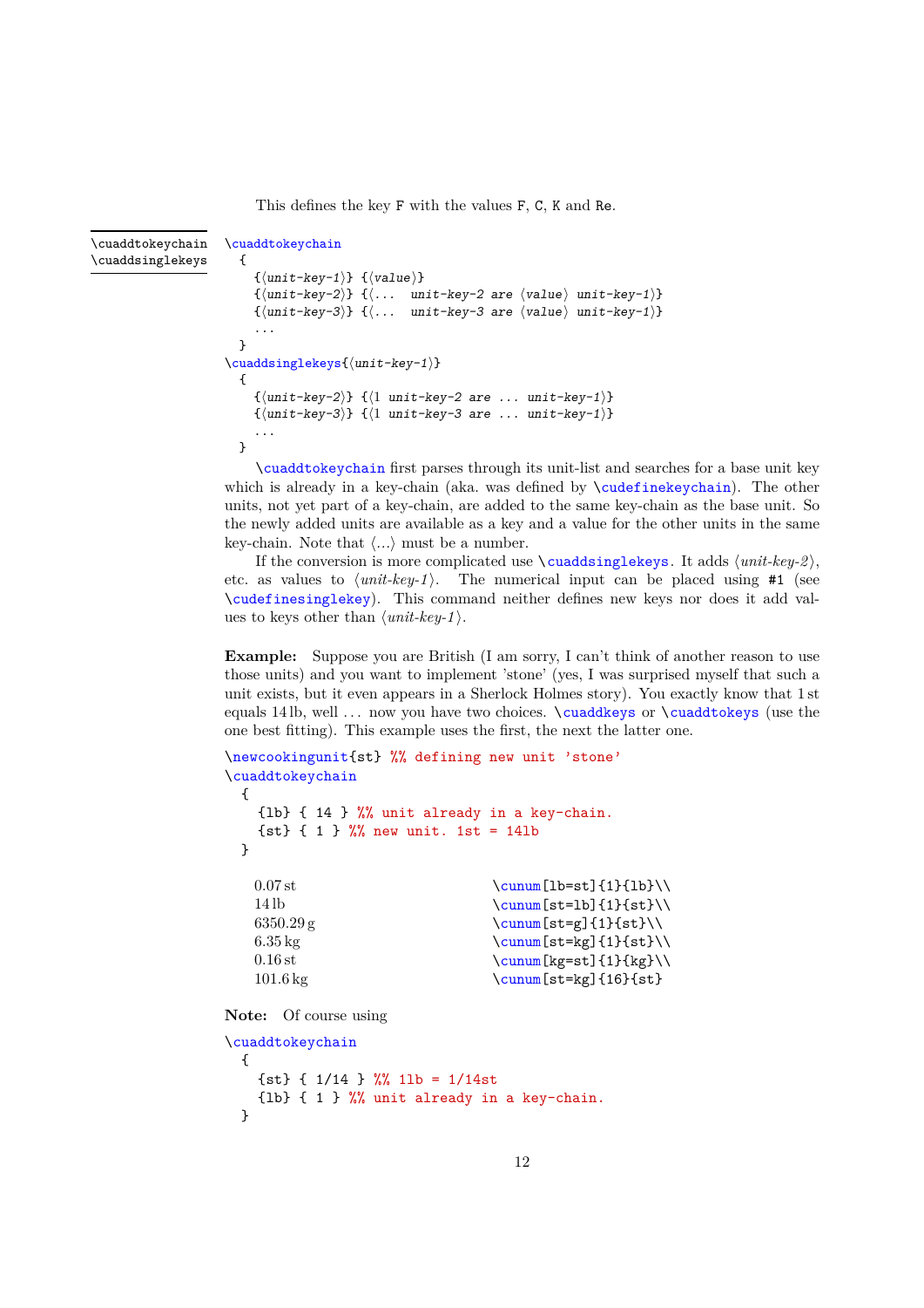This defines the key `F` with the values `F`, `C`, `K` and `Re`.

\cuaddtokeychain
\cuaddsinglekeys

```
\cuaddtokeychain
  {
    {⟨unit-key-1⟩} {⟨value⟩}
    {⟨unit-key-2⟩} {⟨...  unit-key-2 are ⟨value⟩ unit-key-1⟩}
    {⟨unit-key-3⟩} {⟨...  unit-key-3 are ⟨value⟩ unit-key-1⟩}
    ...
  }
\cuaddsinglekeys{⟨unit-key-1⟩}
  {
    {⟨unit-key-2⟩} {⟨1 unit-key-2 are ... unit-key-1⟩}
    {⟨unit-key-3⟩} {⟨1 unit-key-3 are ... unit-key-1⟩}
    ...
  }
```

`\cuaddtokeychain` first parses through its unit-list and searches for a base unit key which is already in a key-chain (aka. was defined by `\cudefinekeychain`). The other units, not yet part of a key-chain, are added to the same key-chain as the base unit. So the newly added units are available as a key and a value for the other units in the same key-chain. Note that ⟨*...*⟩ must be a number.

If the conversion is more complicated use `\cuaddsinglekeys`. It adds ⟨*unit-key-2*⟩, etc. as values to ⟨*unit-key-1*⟩. The numerical input can be placed using `#1` (see `\cudefinesinglekey`). This command neither defines new keys nor does it add values to keys other than ⟨*unit-key-1*⟩.

**Example:** Suppose you are British (I am sorry, I can't think of another reason to use those units) and you want to implement 'stone' (yes, I was surprised myself that such a unit exists, but it even appears in a Sherlock Holmes story). You exactly know that 1 st equals 14 lb, well ... now you have two choices. `\cuaddkeys` or `\cuaddtokeys` (use the one best fitting). This example uses the first, the next the latter one.

```
\newcookingunit{st} %% defining new unit 'stone'
\cuaddtokeychain
  {
    {lb} { 14 } %% unit already in a key-chain.
    {st} { 1 } %% new unit. 1st = 14lb
  }
```

| | |
|---|---|
| 0.07 st | `\cunum[lb=st]{1}{lb}\\` |
| 14 lb | `\cunum[st=lb]{1}{st}\\` |
| 6350.29 g | `\cunum[st=g]{1}{st}\\` |
| 6.35 kg | `\cunum[st=kg]{1}{st}\\` |
| 0.16 st | `\cunum[kg=st]{1}{kg}\\` |
| 101.6 kg | `\cunum[st=kg]{16}{st}` |

**Note:** Of course using

```
\cuaddtokeychain
  {
    {st} { 1/14 } %% 1lb = 1/14st
    {lb} { 1 } %% unit already in a key-chain.
  }
```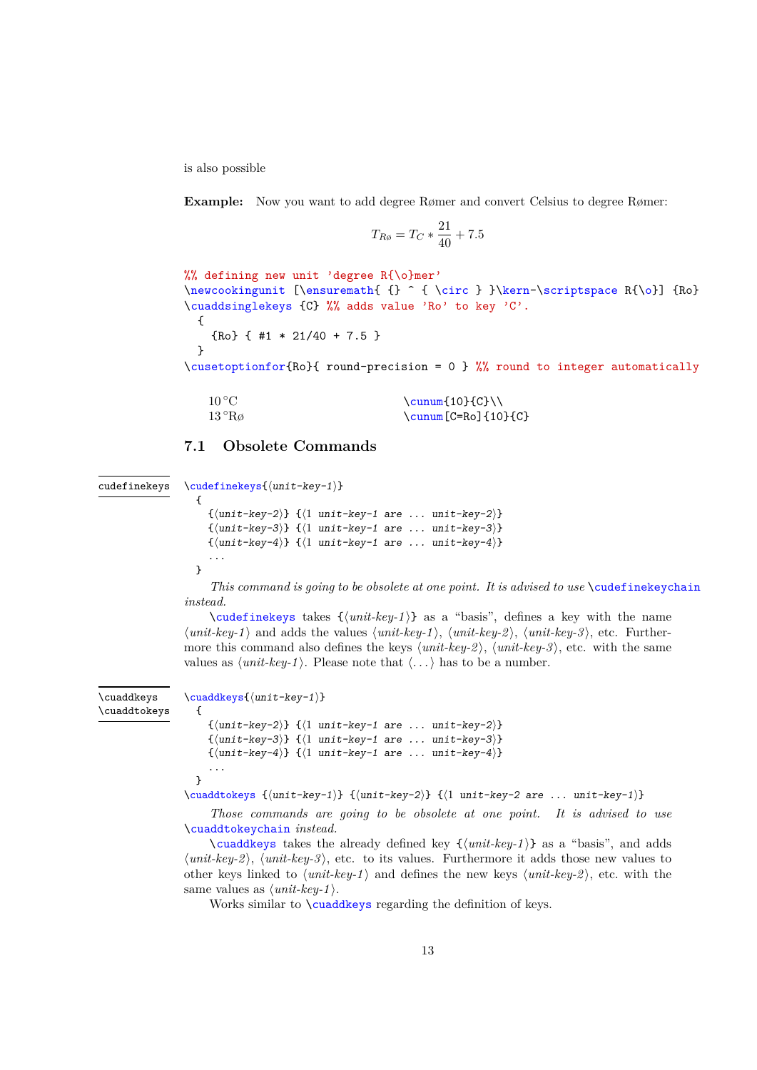is also possible

**Example:** Now you want to add degree Rømer and convert Celsius to degree Rømer:

$$T_{Rø} = T_C * \frac{21}{40} + 7.5$$

```
%% defining new unit 'degree R{\o}mer'
\newcookingunit [\ensuremath{ {} ^ { \circ } }\kern-\scriptspace R{\o}] {Ro}
\cuaddsinglekeys {C} %% adds value 'Ro' to key 'C'.
  {
    {Ro} { #1 * 21/40 + 7.5 }
  }
\cusetoptionfor{Ro}{ round-precision = 0 } %% round to integer automatically
```

| | |
|---|---|
| 10 °C | `\cunum{10}{C}\\` |
| 13 °Rø | `\cunum[C=Ro]{10}{C}` |

## 7.1 Obsolete Commands

**cudefinekeys**

```
\cudefinekeys{⟨unit-key-1⟩}
  {
    {⟨unit-key-2⟩} {⟨1 unit-key-1 are ... unit-key-2⟩}
    {⟨unit-key-3⟩} {⟨1 unit-key-1 are ... unit-key-3⟩}
    {⟨unit-key-4⟩} {⟨1 unit-key-1 are ... unit-key-4⟩}
    ...
  }
```

*This command is going to be obsolete at one point. It is advised to use* `\cudefinekeychain` *instead.*

`\cudefinekeys` takes {⟨*unit-key-1*⟩} as a "basis", defines a key with the name ⟨*unit-key-1*⟩ and adds the values ⟨*unit-key-1*⟩, ⟨*unit-key-2*⟩, ⟨*unit-key-3*⟩, etc. Furthermore this command also defines the keys ⟨*unit-key-2*⟩, ⟨*unit-key-3*⟩, etc. with the same values as ⟨*unit-key-1*⟩. Please note that ⟨...⟩ has to be a number.

**\cuaddkeys**
**\cuaddtokeys**

```
\cuaddkeys{⟨unit-key-1⟩}
  {
    {⟨unit-key-2⟩} {⟨1 unit-key-1 are ... unit-key-2⟩}
    {⟨unit-key-3⟩} {⟨1 unit-key-1 are ... unit-key-3⟩}
    {⟨unit-key-4⟩} {⟨1 unit-key-1 are ... unit-key-4⟩}
    ...
  }
\cuaddtokeys {⟨unit-key-1⟩} {⟨unit-key-2⟩} {⟨1 unit-key-2 are ... unit-key-1⟩}
```

*Those commands are going to be obsolete at one point. It is advised to use* `\cuaddtokeychain` *instead.*

`\cuaddkeys` takes the already defined key {⟨*unit-key-1*⟩} as a "basis", and adds ⟨*unit-key-2*⟩, ⟨*unit-key-3*⟩, etc. to its values. Furthermore it adds those new values to other keys linked to ⟨*unit-key-1*⟩ and defines the new keys ⟨*unit-key-2*⟩, etc. with the same values as ⟨*unit-key-1*⟩.

Works similar to `\cuaddkeys` regarding the definition of keys.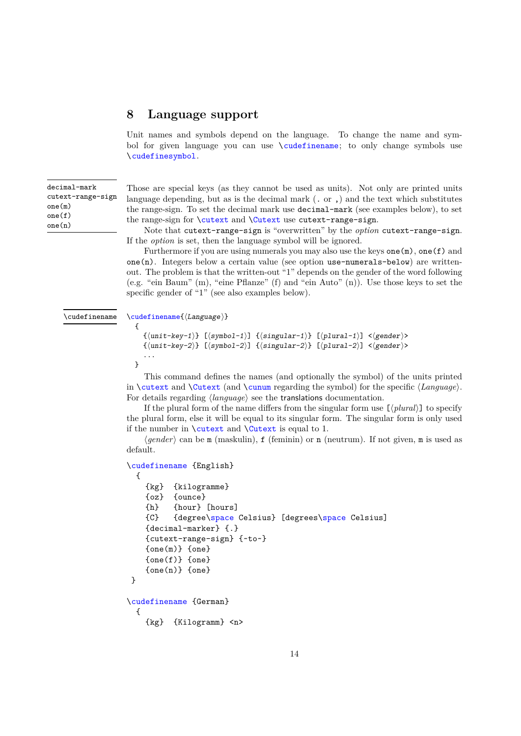## 8 Language support

Unit names and symbols depend on the language. To change the name and symbol for given language you can use `\cudefinename`; to only change symbols use `\cudefinesymbol`.

`decimal-mark`
`cutext-range-sign`
`one(m)`
`one(f)`
`one(n)`

Those are special keys (as they cannot be used as units). Not only are printed units language depending, but as is the decimal mark (`.` or `,`) and the text which substitutes the range-sign. To set the decimal mark use `decimal-mark` (see examples below), to set the range-sign for `\cutext` and `\Cutext` use `cutext-range-sign`.

Note that `cutext-range-sign` is "overwritten" by the *option* `cutext-range-sign`. If the *option* is set, then the language symbol will be ignored.

Furthermore if you are using numerals you may also use the keys `one(m)`, `one(f)` and `one(n)`. Integers below a certain value (see option `use-numerals-below`) are written-out. The problem is that the written-out "1" depends on the gender of the word following (e.g. "ein Baum" (m), "eine Pflanze" (f) and "ein Auto" (n)). Use those keys to set the specific gender of "1" (see also examples below).

`\cudefinename`

```
\cudefinename{⟨Language⟩}
  {
    {⟨unit-key-1⟩} [⟨symbol-1⟩] {⟨singular-1⟩} [⟨plural-1⟩] <⟨gender⟩>
    {⟨unit-key-2⟩} [⟨symbol-2⟩] {⟨singular-2⟩} [⟨plural-2⟩] <⟨gender⟩>
    ...
  }
```

This command defines the names (and optionally the symbol) of the units printed in `\cutext` and `\Cutext` (and `\cunum` regarding the symbol) for the specific ⟨*Language*⟩. For details regarding ⟨*language*⟩ see the `translations` documentation.

If the plural form of the name differs from the singular form use `[⟨plural⟩]` to specify the plural form, else it will be equal to its singular form. The singular form is only used if the number in `\cutext` and `\Cutext` is equal to 1.

⟨*gender*⟩ can be `m` (maskulin), `f` (feminin) or `n` (neutrum). If not given, `m` is used as default.

```
\cudefinename {English}
  {
    {kg}  {kilogramme}
    {oz}  {ounce}
    {h}   {hour} [hours]
    {C}   {degree\space Celsius} [degrees\space Celsius]
    {decimal-marker} {.}
    {cutext-range-sign} {~to~}
    {one(m)} {one}
    {one(f)} {one}
    {one(n)} {one}
 }

\cudefinename {German}
  {
    {kg}  {Kilogramm} <n>
```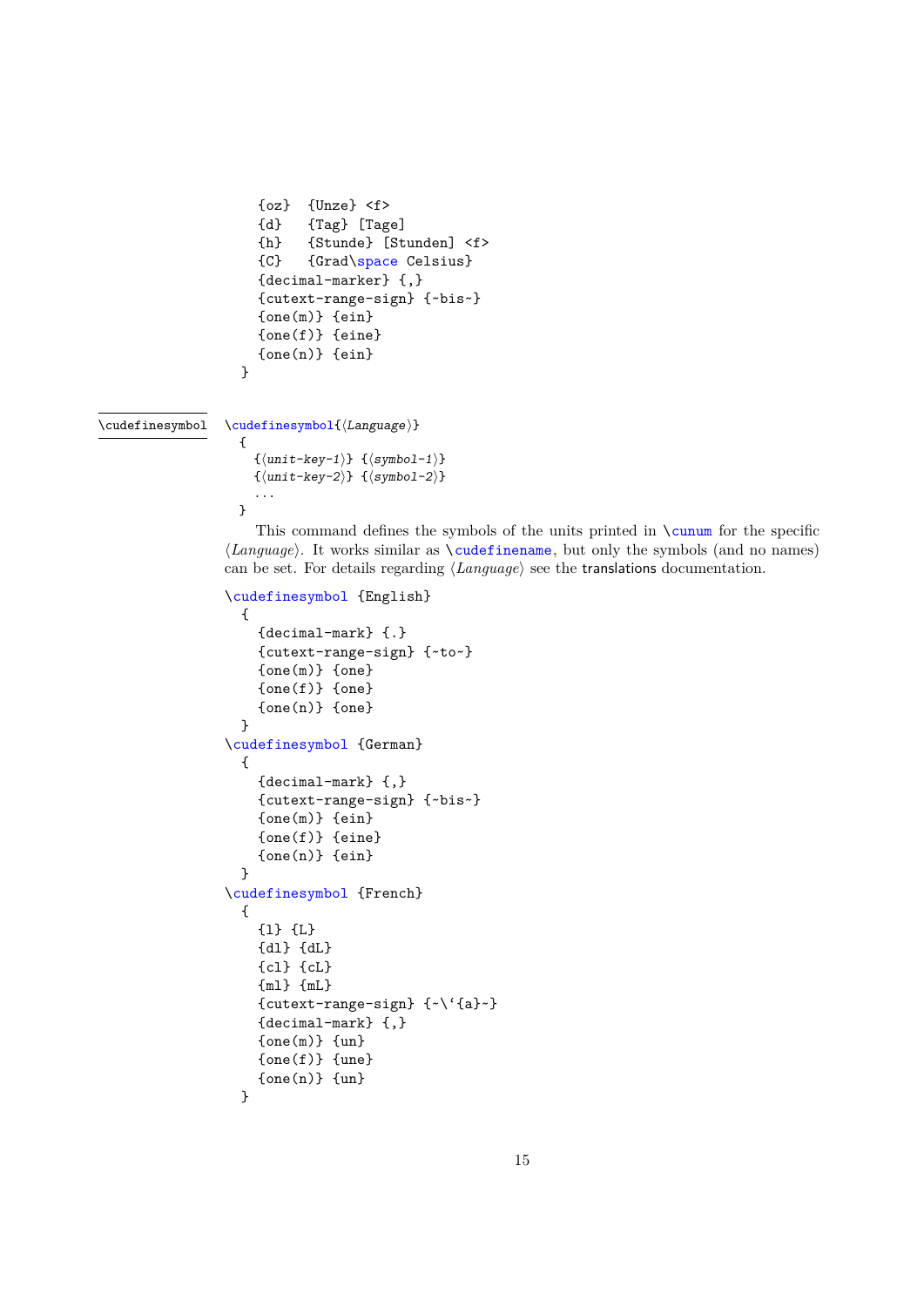```
    {oz}  {Unze} <f>
    {d}   {Tag} [Tage]
    {h}   {Stunde} [Stunden] <f>
    {C}   {Grad\space Celsius}
    {decimal-marker} {,}
    {cutext-range-sign} {~bis~}
    {one(m)} {ein}
    {one(f)} {eine}
    {one(n)} {ein}
  }
```

\cudefinesymbol

```
\cudefinesymbol{⟨Language⟩}
  {
    {⟨unit-key-1⟩} {⟨symbol-1⟩}
    {⟨unit-key-2⟩} {⟨symbol-2⟩}
    ...
  }
```

This command defines the symbols of the units printed in \cunum for the specific ⟨*Language*⟩. It works similar as \cudefinename, but only the symbols (and no names) can be set. For details regarding ⟨*Language*⟩ see the translations documentation.

```
\cudefinesymbol {English}
  {
    {decimal-mark} {.}
    {cutext-range-sign} {~to~}
    {one(m)} {one}
    {one(f)} {one}
    {one(n)} {one}
  }
\cudefinesymbol {German}
  {
    {decimal-mark} {,}
    {cutext-range-sign} {~bis~}
    {one(m)} {ein}
    {one(f)} {eine}
    {one(n)} {ein}
  }
\cudefinesymbol {French}
  {
    {l} {L}
    {dl} {dL}
    {cl} {cL}
    {ml} {mL}
    {cutext-range-sign} {~\`{a}~}
    {decimal-mark} {,}
    {one(m)} {un}
    {one(f)} {une}
    {one(n)} {un}
  }
```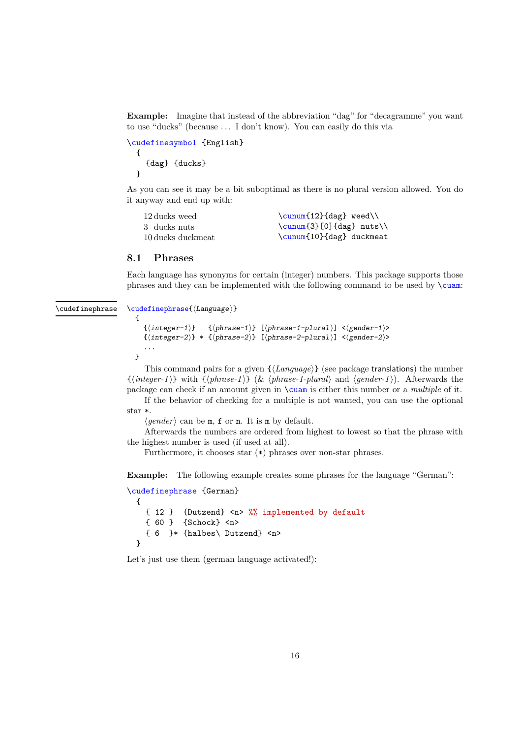**Example:** Imagine that instead of the abbreviation "dag" for "decagramme" you want to use "ducks" (because ... I don't know). You can easily do this via

```
\cudefinesymbol {English}
  {
    {dag} {ducks}
  }
```

As you can see it may be a bit suboptimal as there is no plural version allowed. You do it anyway and end up with:

| | |
|---|---|
| 12 ducks weed | `\cunum{12}{dag} weed\\` |
| 3 ducks nuts | `\cunum{3}[0]{dag} nuts\\` |
| 10 ducks duckmeat | `\cunum{10}{dag} duckmeat` |

## 8.1 Phrases

Each language has synonyms for certain (integer) numbers. This package supports those phrases and they can be implemented with the following command to be used by `\cuam`:

`\cudefinephrase`

```
\cudefinephrase{⟨Language⟩}
  {
   {⟨integer-1⟩}   {⟨phrase-1⟩} [⟨phrase-1-plural⟩] <⟨gender-1⟩>
   {⟨integer-2⟩} * {⟨phrase-2⟩} [⟨phrase-2-plural⟩] <⟨gender-2⟩>
   ...
  }
```

This command pairs for a given {⟨*Language*⟩} (see package translations) the number {⟨*integer-1*⟩} with {⟨*phrase-1*⟩} (& ⟨*phrase-1-plural*⟩ and ⟨*gender-1*⟩). Afterwards the package can check if an amount given in `\cuam` is either this number or a *multiple* of it.

If the behavior of checking for a multiple is not wanted, you can use the optional star `*`.

⟨*gender*⟩ can be `m`, `f` or `n`. It is `m` by default.

Afterwards the numbers are ordered from highest to lowest so that the phrase with the highest number is used (if used at all).

Furthermore, it chooses star (`*`) phrases over non-star phrases.

**Example:** The following example creates some phrases for the language "German":

```
\cudefinephrase {German}
  {
    { 12 }  {Dutzend} <n> %% implemented by default
    { 60 }  {Schock} <n>
    { 6  }* {halbes\ Dutzend} <n>
  }
```

Let's just use them (german language activated!):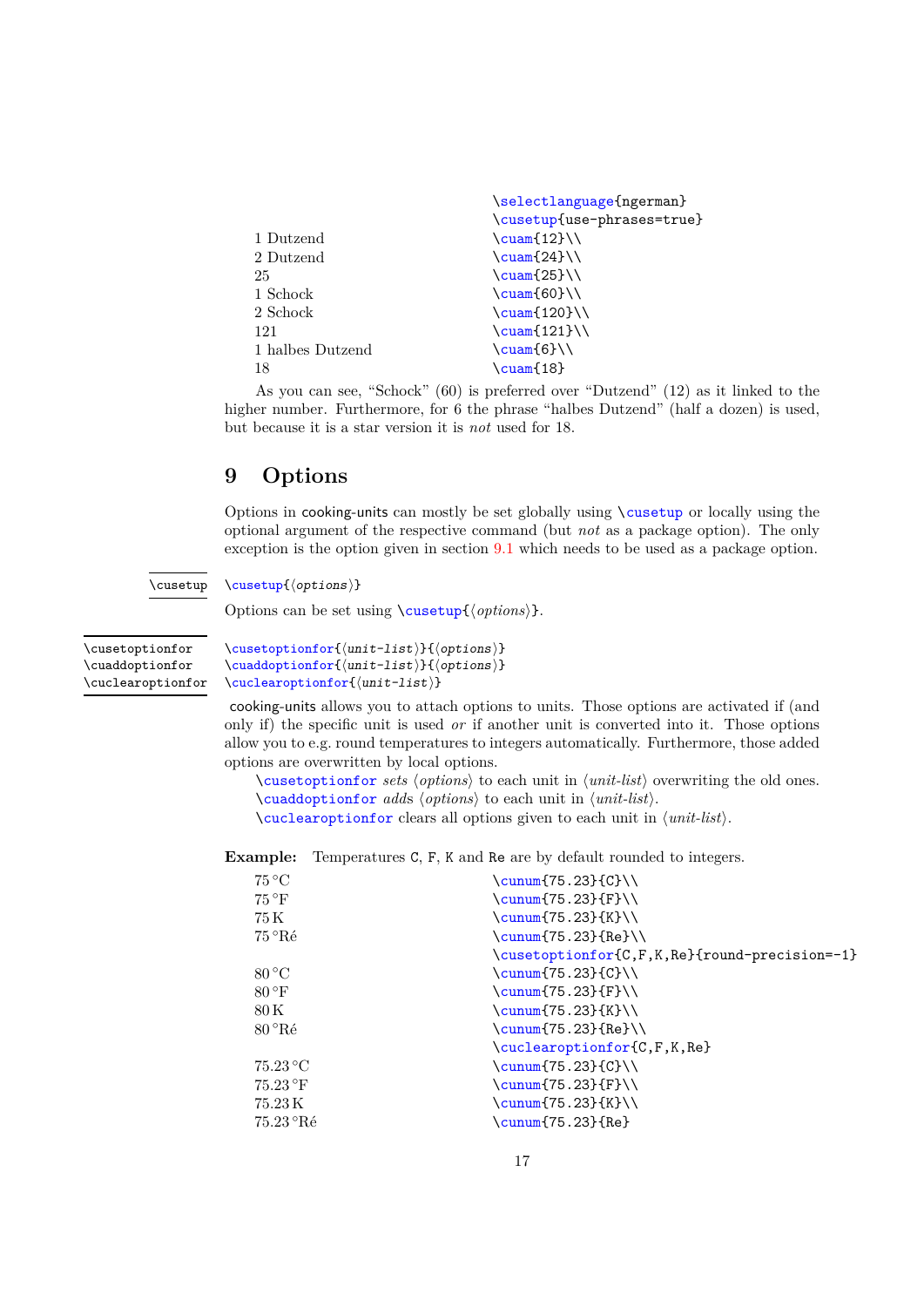| Output | Code |
|---|---|
| | `\selectlanguage{ngerman}` |
| | `\cusetup{use-phrases=true}` |
| 1 Dutzend | `\cuam{12}\\` |
| 2 Dutzend | `\cuam{24}\\` |
| 25 | `\cuam{25}\\` |
| 1 Schock | `\cuam{60}\\` |
| 2 Schock | `\cuam{120}\\` |
| 121 | `\cuam{121}\\` |
| 1 halbes Dutzend | `\cuam{6}\\` |
| 18 | `\cuam{18}` |

As you can see, “Schock” (60) is preferred over “Dutzend” (12) as it linked to the higher number. Furthermore, for 6 the phrase “halbes Dutzend” (half a dozen) is used, but because it is a star version it is *not* used for 18.

# 9 Options

Options in cooking-units can mostly be set globally using `\cusetup` or locally using the optional argument of the respective command (but *not* as a package option). The only exception is the option given in section 9.1 which needs to be used as a package option.

`\cusetup` — `\cusetup{⟨options⟩}`

Options can be set using `\cusetup{⟨options⟩}`.

`\cusetoptionfor` `\cuaddoptionfor` `\cuclearoptionfor`

```
\cusetoptionfor{⟨unit-list⟩}{⟨options⟩}
\cuaddoptionfor{⟨unit-list⟩}{⟨options⟩}
\cuclearoptionfor{⟨unit-list⟩}
```

cooking-units allows you to attach options to units. Those options are activated if (and only if) the specific unit is used *or* if another unit is converted into it. Those options allow you to e.g. round temperatures to integers automatically. Furthermore, those added options are overwritten by local options.

`\cusetoptionfor` *sets* ⟨*options*⟩ to each unit in ⟨*unit-list*⟩ overwriting the old ones.

`\cuaddoptionfor` *adds* ⟨*options*⟩ to each unit in ⟨*unit-list*⟩.

`\cuclearoptionfor` clears all options given to each unit in ⟨*unit-list*⟩.

**Example:** Temperatures `C`, `F`, `K` and `Re` are by default rounded to integers.

| Output | Code |
|---|---|
| 75 °C | `\cunum{75.23}{C}\\` |
| 75 °F | `\cunum{75.23}{F}\\` |
| 75 K | `\cunum{75.23}{K}\\` |
| 75 °Ré | `\cunum{75.23}{Re}\\` |
| | `\cusetoptionfor{C,F,K,Re}{round-precision=-1}` |
| 80 °C | `\cunum{75.23}{C}\\` |
| 80 °F | `\cunum{75.23}{F}\\` |
| 80 K | `\cunum{75.23}{K}\\` |
| 80 °Ré | `\cunum{75.23}{Re}\\` |
| | `\cuclearoptionfor{C,F,K,Re}` |
| 75.23 °C | `\cunum{75.23}{C}\\` |
| 75.23 °F | `\cunum{75.23}{F}\\` |
| 75.23 K | `\cunum{75.23}{K}\\` |
| 75.23 °Ré | `\cunum{75.23}{Re}` |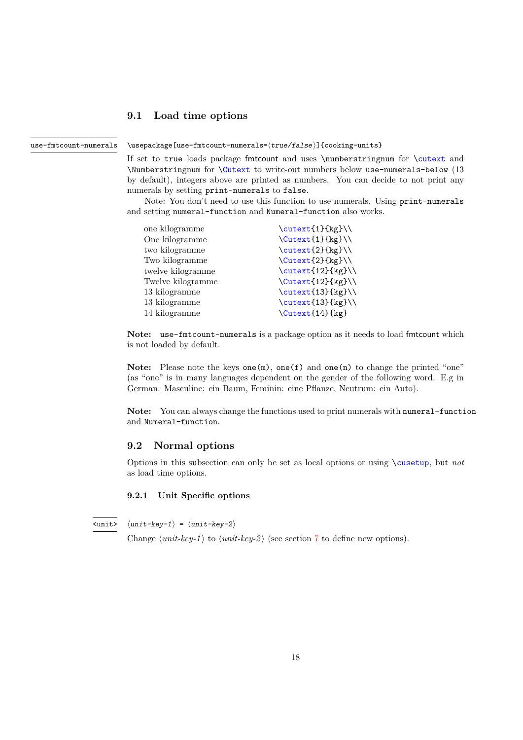## 9.1 Load time options

`use-fmtcount-numerals`

`\usepackage[use-fmtcount-numerals=⟨true/false⟩]{cooking-units}`

If set to `true` loads package fmtcount and uses `\numberstringnum` for `\cutext` and `\Numberstringnum` for `\Cutext` to write-out numbers below `use-numerals-below` (13 by default), integers above are printed as numbers. You can decide to not print any numerals by setting `print-numerals` to `false`.

Note: You don't need to use this function to use numerals. Using `print-numerals` and setting `numeral-function` and `Numeral-function` also works.

| | |
|---|---|
| one kilogramme | `\cutext{1}{kg}\\` |
| One kilogramme | `\Cutext{1}{kg}\\` |
| two kilogramme | `\cutext{2}{kg}\\` |
| Two kilogramme | `\Cutext{2}{kg}\\` |
| twelve kilogramme | `\cutext{12}{kg}\\` |
| Twelve kilogramme | `\Cutext{12}{kg}\\` |
| 13 kilogramme | `\cutext{13}{kg}\\` |
| 13 kilogramme | `\cutext{13}{kg}\\` |
| 14 kilogramme | `\Cutext{14}{kg}` |

**Note:** `use-fmtcount-numerals` is a package option as it needs to load fmtcount which is not loaded by default.

**Note:** Please note the keys `one(m)`, `one(f)` and `one(n)` to change the printed "one" (as "one" is in many languages dependent on the gender of the following word. E.g in German: Masculine: ein Baum, Feminin: eine Pflanze, Neutrum: ein Auto).

**Note:** You can always change the functions used to print numerals with `numeral-function` and `Numeral-function`.

## 9.2 Normal options

Options in this subsection can only be set as local options or using `\cusetup`, but *not* as load time options.

### 9.2.1 Unit Specific options

`<unit>`

`⟨unit-key-1⟩ = ⟨unit-key-2⟩`

Change ⟨*unit-key-1*⟩ to ⟨*unit-key-2*⟩ (see section 7 to define new options).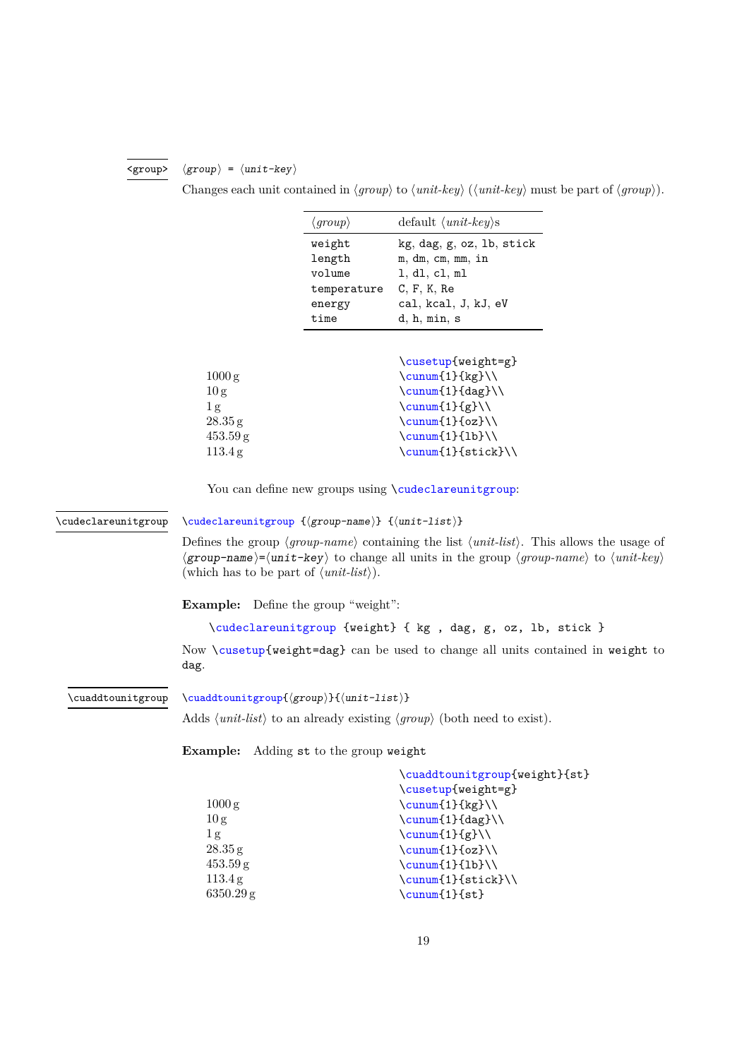**<group>** ⟨*group*⟩ = ⟨*unit-key*⟩

Changes each unit contained in ⟨*group*⟩ to ⟨*unit-key*⟩ (⟨*unit-key*⟩ must be part of ⟨*group*⟩).

| ⟨*group*⟩ | default ⟨*unit-key*⟩s |
|---|---|
| `weight` | `kg`, `dag`, `g`, `oz`, `lb`, `stick` |
| `length` | `m`, `dm`, `cm`, `mm`, `in` |
| `volume` | `l`, `dl`, `cl`, `ml` |
| `temperature` | `C`, `F`, `K`, `Re` |
| `energy` | `cal`, `kcal`, `J`, `kJ`, `eV` |
| `time` | `d`, `h`, `min`, `s` |

1000 g
10 g
1 g
28.35 g
453.59 g
113.4 g

```
\cusetup{weight=g}
\cunum{1}{kg}\\
\cunum{1}{dag}\\
\cunum{1}{g}\\
\cunum{1}{oz}\\
\cunum{1}{lb}\\
\cunum{1}{stick}\\
```

You can define new groups using `\cudeclareunitgroup`:

**\cudeclareunitgroup** `\cudeclareunitgroup {`⟨*group-name*⟩`} {`⟨*unit-list*⟩`}`

Defines the group ⟨*group-name*⟩ containing the list ⟨*unit-list*⟩. This allows the usage of ⟨*group-name*⟩=⟨*unit-key*⟩ to change all units in the group ⟨*group-name*⟩ to ⟨*unit-key*⟩ (which has to be part of ⟨*unit-list*⟩).

**Example:** Define the group "weight":

```
\cudeclareunitgroup {weight} { kg , dag, g, oz, lb, stick }
```

Now `\cusetup{weight=dag}` can be used to change all units contained in `weight` to `dag`.

**\cuaddtounitgroup** `\cuaddtounitgroup{`⟨*group*⟩`}{`⟨*unit-list*⟩`}`

Adds ⟨*unit-list*⟩ to an already existing ⟨*group*⟩ (both need to exist).

**Example:** Adding `st` to the group `weight`

1000 g
10 g
1 g
28.35 g
453.59 g
113.4 g
6350.29 g

```
\cuaddtounitgroup{weight}{st}
\cusetup{weight=g}
\cunum{1}{kg}\\
\cunum{1}{dag}\\
\cunum{1}{g}\\
\cunum{1}{oz}\\
\cunum{1}{lb}\\
\cunum{1}{stick}\\
\cunum{1}{st}
```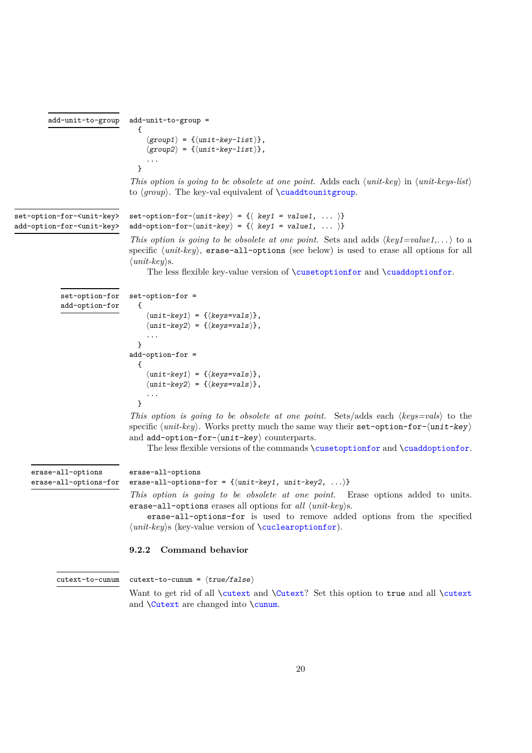`add-unit-to-group`

```
add-unit-to-group =
  {
    ⟨group1⟩ = {⟨unit-key-list⟩},
    ⟨group2⟩ = {⟨unit-key-list⟩},
    ...
  }
```

*This option is going to be obsolete at one point.* Adds each ⟨*unit-key*⟩ in ⟨*unit-keys-list*⟩ to ⟨*group*⟩. The key-val equivalent of \cuaddtounitgroup.

`set-option-for-<unit-key>`
`add-option-for-<unit-key>`

```
set-option-for-⟨unit-key⟩ = {⟨ key1 = value1, ... ⟩}
add-option-for-⟨unit-key⟩ = {⟨ key1 = value1, ... ⟩}
```

*This option is going to be obsolete at one point.* Sets and adds ⟨*key1=value1,...*⟩ to a specific ⟨*unit-key*⟩, `erase-all-options` (see below) is used to erase all options for all ⟨*unit-key*⟩s.

The less flexible key-value version of \cusetoptionfor and \cuaddoptionfor.

`set-option-for`
`add-option-for`

```
set-option-for =
  {
    ⟨unit-key1⟩ = {⟨keys=vals⟩},
    ⟨unit-key2⟩ = {⟨keys=vals⟩},
    ...
  }
add-option-for =
  {
    ⟨unit-key1⟩ = {⟨keys=vals⟩},
    ⟨unit-key2⟩ = {⟨keys=vals⟩},
    ...
  }
```

*This option is going to be obsolete at one point.* Sets/adds each ⟨*keys=vals*⟩ to the specific ⟨*unit-key*⟩. Works pretty much the same way their `set-option-for-⟨unit-key⟩` and `add-option-for-⟨unit-key⟩` counterparts.

The less flexible versions of the commands \cusetoptionfor and \cuaddoptionfor.

`erase-all-options`
`erase-all-options-for`

```
erase-all-options
erase-all-options-for = {⟨unit-key1, unit-key2, ...⟩}
```

*This option is going to be obsolete at one point.* Erase options added to units. `erase-all-options` erases all options for *all* ⟨*unit-key*⟩s.

`erase-all-options-for` is used to remove added options from the specified ⟨*unit-key*⟩s (key-value version of \cuclearoptionfor).

### 9.2.2 Command behavior

`cutext-to-cunum`

```
cutext-to-cunum = ⟨true/false⟩
```

Want to get rid of all \cutext and \Cutext? Set this option to `true` and all \cutext and \Cutext are changed into \cunum.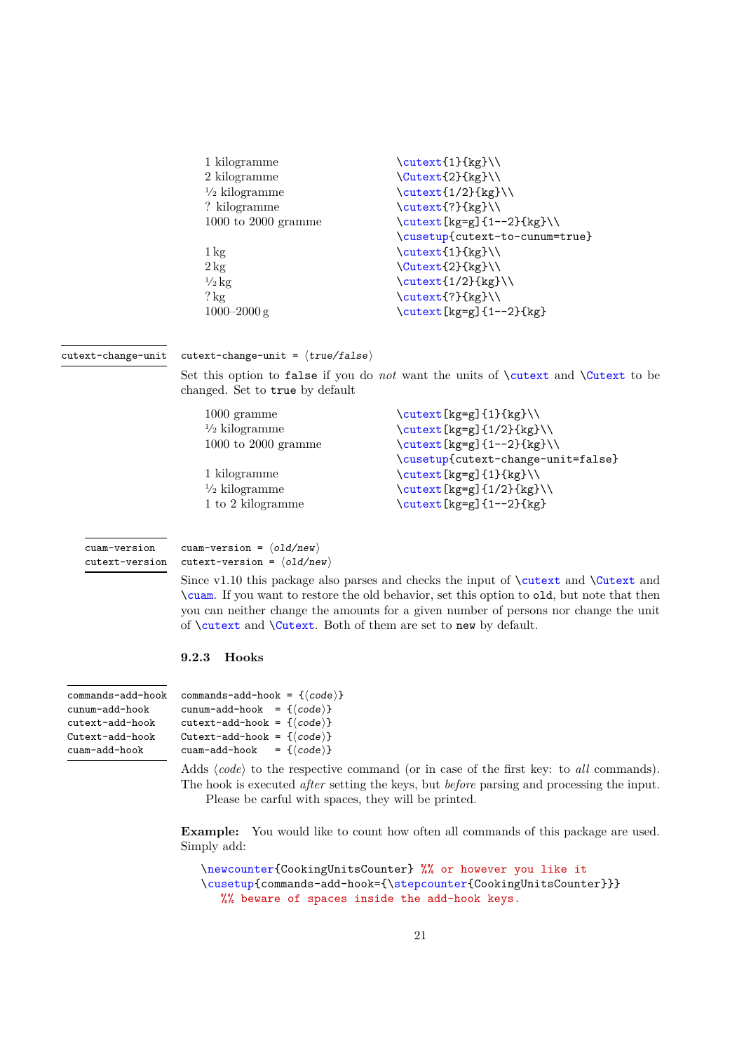| Output | Code |
|---|---|
| 1 kilogramme | `\cutext{1}{kg}\\` |
| 2 kilogramme | `\Cutext{2}{kg}\\` |
| ½ kilogramme | `\cutext{1/2}{kg}\\` |
| ? kilogramme | `\cutext{?}{kg}\\` |
| 1000 to 2000 gramme | `\cutext[kg=g]{1--2}{kg}\\` |
| | `\cusetup{cutext-to-cunum=true}` |
| 1 kg | `\cutext{1}{kg}\\` |
| 2 kg | `\Cutext{2}{kg}\\` |
| ½ kg | `\cutext{1/2}{kg}\\` |
| ? kg | `\cutext{?}{kg}\\` |
| 1000–2000 g | `\cutext[kg=g]{1--2}{kg}` |

**cutext-change-unit**

`cutext-change-unit = ⟨true/false⟩`

Set this option to `false` if you do *not* want the units of `\cutext` and `\Cutext` to be changed. Set to `true` by default

| Output | Code |
|---|---|
| 1000 gramme | `\cutext[kg=g]{1}{kg}\\` |
| ½ kilogramme | `\cutext[kg=g]{1/2}{kg}\\` |
| 1000 to 2000 gramme | `\cutext[kg=g]{1--2}{kg}\\` |
| | `\cusetup{cutext-change-unit=false}` |
| 1 kilogramme | `\cutext[kg=g]{1}{kg}\\` |
| ½ kilogramme | `\cutext[kg=g]{1/2}{kg}\\` |
| 1 to 2 kilogramme | `\cutext[kg=g]{1--2}{kg}` |

**cuam-version**
**cutext-version**

`cuam-version = ⟨old/new⟩`
`cutext-version = ⟨old/new⟩`

Since v1.10 this package also parses and checks the input of `\cutext` and `\Cutext` and `\cuam`. If you want to restore the old behavior, set this option to `old`, but note that then you can neither change the amounts for a given number of persons nor change the unit of `\cutext` and `\Cutext`. Both of them are set to `new` by default.

### 9.2.3 Hooks

**commands-add-hook**
**cunum-add-hook**
**cutext-add-hook**
**Cutext-add-hook**
**cuam-add-hook**

```
commands-add-hook = {⟨code⟩}
cunum-add-hook  = {⟨code⟩}
cutext-add-hook = {⟨code⟩}
Cutext-add-hook = {⟨code⟩}
cuam-add-hook   = {⟨code⟩}
```

Adds ⟨*code*⟩ to the respective command (or in case of the first key: to *all* commands). The hook is executed *after* setting the keys, but *before* parsing and processing the input.

Please be carful with spaces, they will be printed.

**Example:** You would like to count how often all commands of this package are used. Simply add:

```
\newcounter{CookingUnitsCounter} %% or however you like it
\cusetup{commands-add-hook={\stepcounter{CookingUnitsCounter}}}
   %% beware of spaces inside the add-hook keys.
```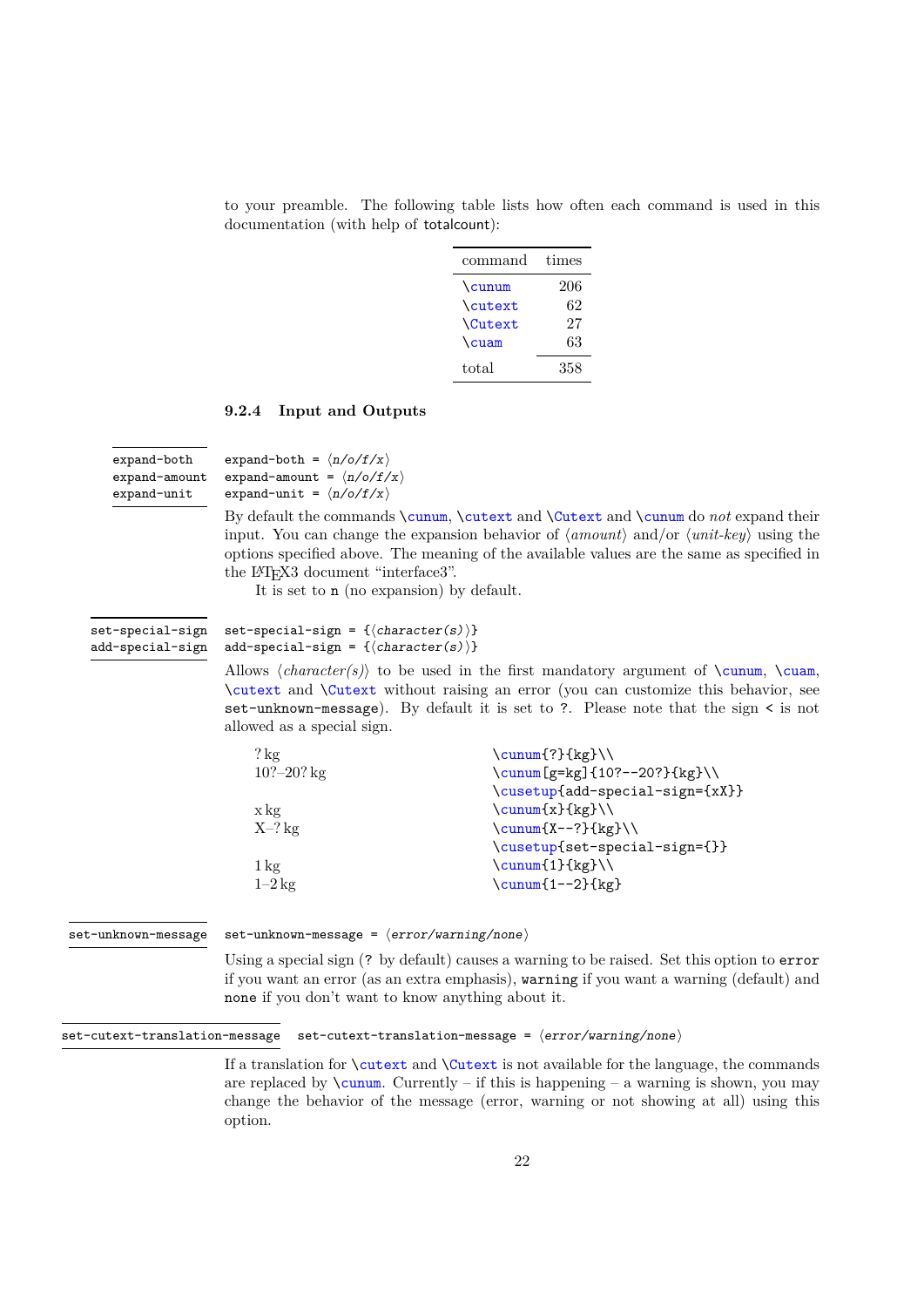to your preamble. The following table lists how often each command is used in this documentation (with help of totalcount):

| command | times |
|---|---|
| \cunum | 206 |
| \cutext | 62 |
| \Cutext | 27 |
| \cuam | 63 |
| total | 358 |

### 9.2.4 Input and Outputs

`expand-both` `expand-amount` `expand-unit`

```
expand-both = ⟨n/o/f/x⟩
expand-amount = ⟨n/o/f/x⟩
expand-unit = ⟨n/o/f/x⟩
```

By default the commands `\cunum`, `\cutext` and `\Cutext` and `\cunum` do *not* expand their input. You can change the expansion behavior of ⟨*amount*⟩ and/or ⟨*unit-key*⟩ using the options specified above. The meaning of the available values are the same as specified in the LaTeX3 document "interface3".

It is set to `n` (no expansion) by default.

`set-special-sign` `add-special-sign`

```
set-special-sign = {⟨character(s)⟩}
add-special-sign = {⟨character(s)⟩}
```

Allows ⟨*character(s)*⟩ to be used in the first mandatory argument of `\cunum`, `\cuam`, `\cutext` and `\Cutext` without raising an error (you can customize this behavior, see `set-unknown-message`). By default it is set to `?`. Please note that the sign `<` is not allowed as a special sign.

| Output | Code |
|---|---|
| ? kg | `\cunum{?}{kg}\\` |
| 10?–20? kg | `\cunum[g=kg]{10?--20?}{kg}\\` |
| | `\cusetup{add-special-sign={xX}}` |
| x kg | `\cunum{x}{kg}\\` |
| X–? kg | `\cunum{X--?}{kg}\\` |
| | `\cusetup{set-special-sign={}}` |
| 1 kg | `\cunum{1}{kg}\\` |
| 1–2 kg | `\cunum{1--2}{kg}` |

`set-unknown-message`

```
set-unknown-message = ⟨error/warning/none⟩
```

Using a special sign (`?` by default) causes a warning to be raised. Set this option to `error` if you want an error (as an extra emphasis), `warning` if you want a warning (default) and `none` if you don't want to know anything about it.

`set-cutext-translation-message`

```
set-cutext-translation-message = ⟨error/warning/none⟩
```

If a translation for `\cutext` and `\Cutext` is not available for the language, the commands are replaced by `\cunum`. Currently – if this is happening – a warning is shown, you may change the behavior of the message (error, warning or not showing at all) using this option.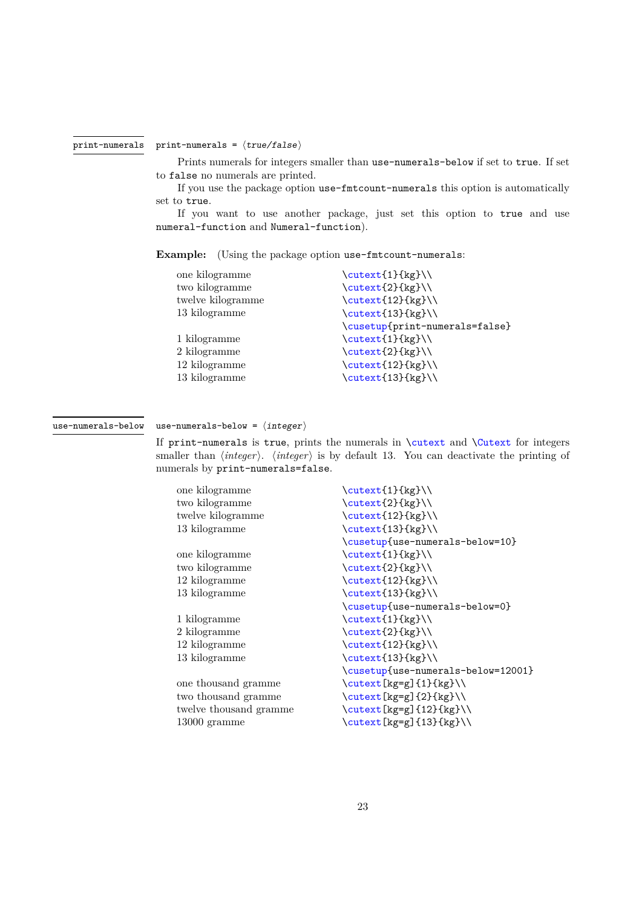`print-numerals` 

`print-numerals = ⟨true/false⟩`

Prints numerals for integers smaller than `use-numerals-below` if set to `true`. If set to `false` no numerals are printed.

If you use the package option `use-fmtcount-numerals` this option is automatically set to `true`.

If you want to use another package, just set this option to `true` and use `numeral-function` and `Numeral-function`).

**Example:** (Using the package option `use-fmtcount-numerals`:

| | |
|---|---|
| one kilogramme | `\cutext{1}{kg}\\` |
| two kilogramme | `\cutext{2}{kg}\\` |
| twelve kilogramme | `\cutext{12}{kg}\\` |
| 13 kilogramme | `\cutext{13}{kg}\\` |
| | `\cusetup{print-numerals=false}` |
| 1 kilogramme | `\cutext{1}{kg}\\` |
| 2 kilogramme | `\cutext{2}{kg}\\` |
| 12 kilogramme | `\cutext{12}{kg}\\` |
| 13 kilogramme | `\cutext{13}{kg}\\` |

`use-numerals-below` 

`use-numerals-below = ⟨integer⟩`

If `print-numerals` is `true`, prints the numerals in `\cutext` and `\Cutext` for integers smaller than ⟨*integer*⟩. ⟨*integer*⟩ is by default 13. You can deactivate the printing of numerals by `print-numerals=false`.

| | |
|---|---|
| one kilogramme | `\cutext{1}{kg}\\` |
| two kilogramme | `\cutext{2}{kg}\\` |
| twelve kilogramme | `\cutext{12}{kg}\\` |
| 13 kilogramme | `\cutext{13}{kg}\\` |
| | `\cusetup{use-numerals-below=10}` |
| one kilogramme | `\cutext{1}{kg}\\` |
| two kilogramme | `\cutext{2}{kg}\\` |
| 12 kilogramme | `\cutext{12}{kg}\\` |
| 13 kilogramme | `\cutext{13}{kg}\\` |
| | `\cusetup{use-numerals-below=0}` |
| 1 kilogramme | `\cutext{1}{kg}\\` |
| 2 kilogramme | `\cutext{2}{kg}\\` |
| 12 kilogramme | `\cutext{12}{kg}\\` |
| 13 kilogramme | `\cutext{13}{kg}\\` |
| | `\cusetup{use-numerals-below=12001}` |
| one thousand gramme | `\cutext[kg=g]{1}{kg}\\` |
| two thousand gramme | `\cutext[kg=g]{2}{kg}\\` |
| twelve thousand gramme | `\cutext[kg=g]{12}{kg}\\` |
| 13000 gramme | `\cutext[kg=g]{13}{kg}\\` |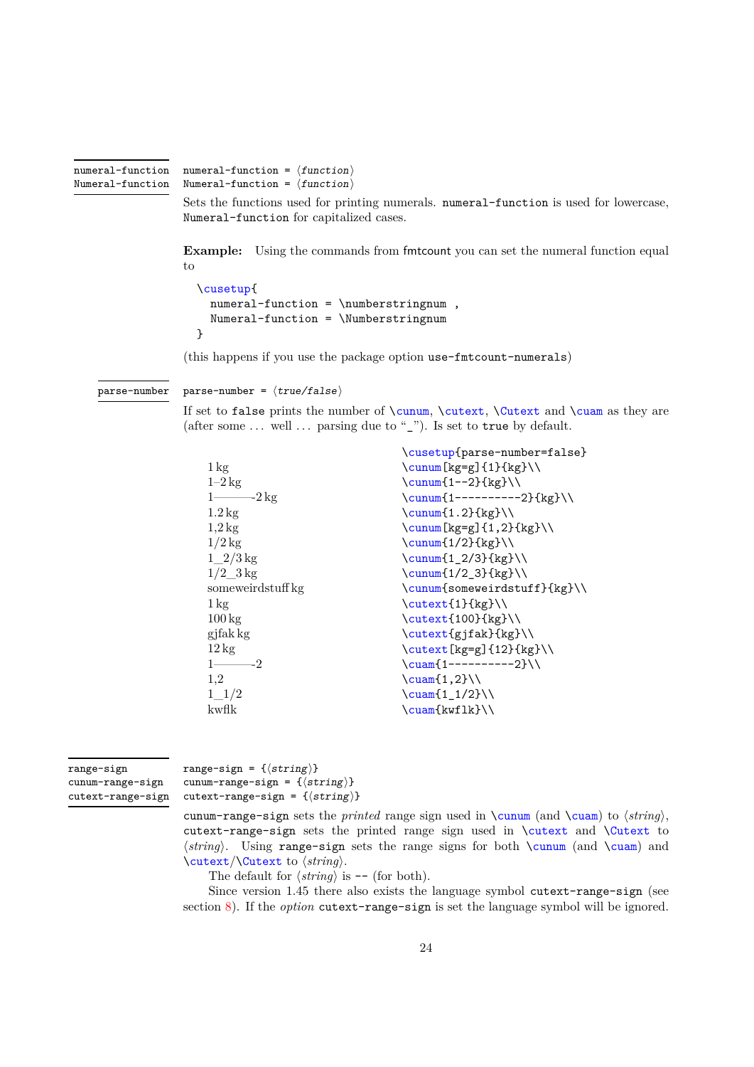`numeral-function`
`Numeral-function`

`numeral-function = ⟨function⟩`
`Numeral-function = ⟨function⟩`

Sets the functions used for printing numerals. `numeral-function` is used for lowercase, `Numeral-function` for capitalized cases.

**Example:** Using the commands from fmtcount you can set the numeral function equal to

```
\cusetup{
  numeral-function = \numberstringnum ,
  Numeral-function = \Numberstringnum
}
```

(this happens if you use the package option `use-fmtcount-numerals`)

`parse-number`

`parse-number = ⟨true/false⟩`

If set to `false` prints the number of `\cunum`, `\cutext`, `\Cutext` and `\cuam` as they are (after some … well … parsing due to "_"). Is set to `true` by default.

| Output | Code |
|---|---|
| | `\cusetup{parse-number=false}` |
| 1 kg | `\cunum[kg=g]{1}{kg}\\` |
| 1–2 kg | `\cunum{1--2}{kg}\\` |
| 1————-2 kg | `\cunum{1----------2}{kg}\\` |
| 1.2 kg | `\cunum{1.2}{kg}\\` |
| 1,2 kg | `\cunum[kg=g]{1,2}{kg}\\` |
| 1/2 kg | `\cunum{1/2}{kg}\\` |
| 1_2/3 kg | `\cunum{1_2/3}{kg}\\` |
| 1/2_3 kg | `\cunum{1/2_3}{kg}\\` |
| someweirdstuff kg | `\cunum{someweirdstuff}{kg}\\` |
| 1 kg | `\cutext{1}{kg}\\` |
| 100 kg | `\cutext{100}{kg}\\` |
| gjfak kg | `\cutext{gjfak}{kg}\\` |
| 12 kg | `\cutext[kg=g]{12}{kg}\\` |
| 1————-2 | `\cuam{1----------2}\\` |
| 1,2 | `\cuam{1,2}\\` |
| 1_1/2 | `\cuam{1_1/2}\\` |
| kwflk | `\cuam{kwflk}\\` |

`range-sign`
`cunum-range-sign`
`cutext-range-sign`

`range-sign = {⟨string⟩}`
`cunum-range-sign = {⟨string⟩}`
`cutext-range-sign = {⟨string⟩}`

`cunum-range-sign` sets the *printed* range sign used in `\cunum` (and `\cuam`) to ⟨*string*⟩, `cutext-range-sign` sets the printed range sign used in `\cutext` and `\Cutext` to ⟨*string*⟩. Using `range-sign` sets the range signs for both `\cunum` (and `\cuam`) and `\cutext`/`\Cutext` to ⟨*string*⟩.

The default for ⟨*string*⟩ is `--` (for both).

Since version 1.45 there also exists the language symbol `cutext-range-sign` (see section 8). If the *option* `cutext-range-sign` is set the language symbol will be ignored.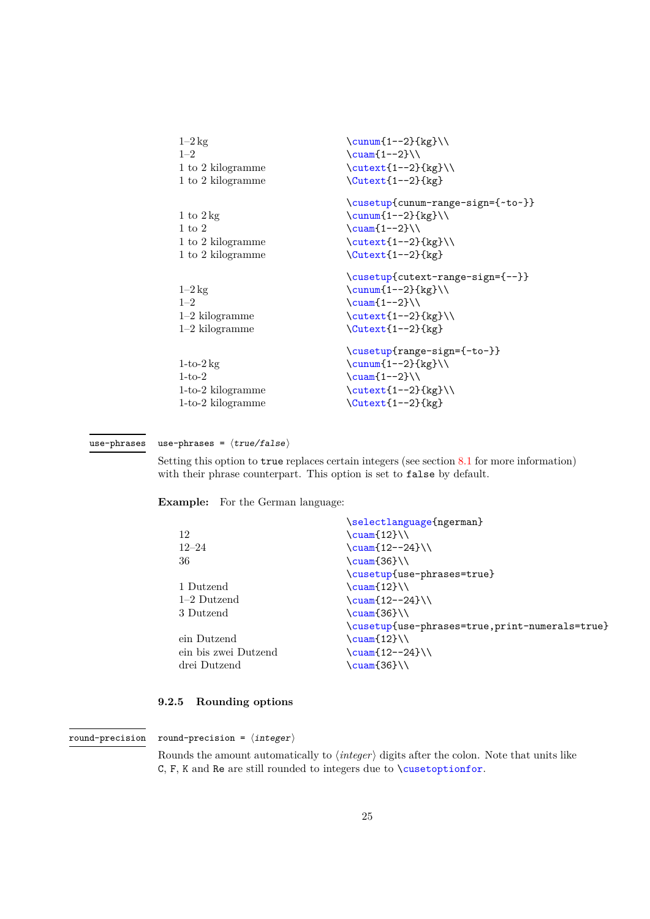| Output | Code |
|---|---|
| 1–2 kg | `\cunum{1--2}{kg}\\` |
| 1–2 | `\cuam{1--2}\\` |
| 1 to 2 kilogramme | `\cutext{1--2}{kg}\\` |
| 1 to 2 kilogramme | `\Cutext{1--2}{kg}` |
| | `\cusetup{cunum-range-sign={~to~}}` |
| 1 to 2 kg | `\cunum{1--2}{kg}\\` |
| 1 to 2 | `\cuam{1--2}\\` |
| 1 to 2 kilogramme | `\cutext{1--2}{kg}\\` |
| 1 to 2 kilogramme | `\Cutext{1--2}{kg}` |
| | `\cusetup{cutext-range-sign={--}}` |
| 1–2 kg | `\cunum{1--2}{kg}\\` |
| 1–2 | `\cuam{1--2}\\` |
| 1–2 kilogramme | `\cutext{1--2}{kg}\\` |
| 1–2 kilogramme | `\Cutext{1--2}{kg}` |
| | `\cusetup{range-sign={-to-}}` |
| 1-to-2 kg | `\cunum{1--2}{kg}\\` |
| 1-to-2 | `\cuam{1--2}\\` |
| 1-to-2 kilogramme | `\cutext{1--2}{kg}\\` |
| 1-to-2 kilogramme | `\Cutext{1--2}{kg}` |

**use-phrases**

`use-phrases =` ⟨*true/false*⟩

Setting this option to `true` replaces certain integers (see section 8.1 for more information) with their phrase counterpart. This option is set to `false` by default.

**Example:** For the German language:

| Output | Code |
|---|---|
| | `\selectlanguage{ngerman}` |
| 12 | `\cuam{12}\\` |
| 12–24 | `\cuam{12--24}\\` |
| 36 | `\cuam{36}\\` |
| | `\cusetup{use-phrases=true}` |
| 1 Dutzend | `\cuam{12}\\` |
| 1–2 Dutzend | `\cuam{12--24}\\` |
| 3 Dutzend | `\cuam{36}\\` |
| | `\cusetup{use-phrases=true,print-numerals=true}` |
| ein Dutzend | `\cuam{12}\\` |
| ein bis zwei Dutzend | `\cuam{12--24}\\` |
| drei Dutzend | `\cuam{36}\\` |

### 9.2.5 Rounding options

**round-precision**

`round-precision =` ⟨*integer*⟩

Rounds the amount automatically to ⟨*integer*⟩ digits after the colon. Note that units like `C`, `F`, `K` and `Re` are still rounded to integers due to `\cusetoptionfor`.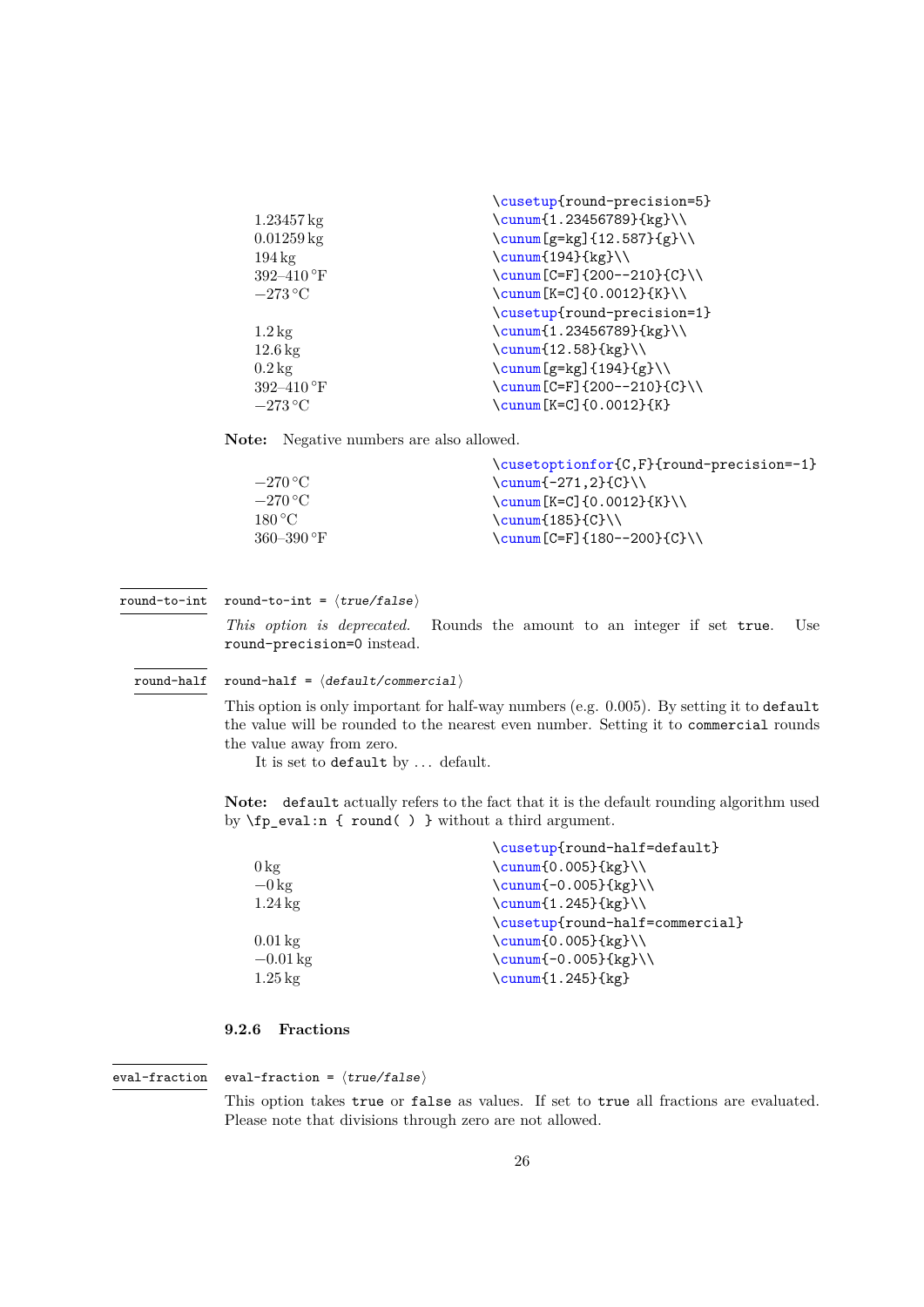| Output | Code |
|---|---|
| | `\cusetup{round-precision=5}` |
| 1.23457 kg | `\cunum{1.23456789}{kg}\\` |
| 0.01259 kg | `\cunum[g=kg]{12.587}{g}\\` |
| 194 kg | `\cunum{194}{kg}\\` |
| 392–410 °F | `\cunum[C=F]{200--210}{C}\\` |
| −273 °C | `\cunum[K=C]{0.0012}{K}\\` |
| | `\cusetup{round-precision=1}` |
| 1.2 kg | `\cunum{1.23456789}{kg}\\` |
| 12.6 kg | `\cunum{12.58}{kg}\\` |
| 0.2 kg | `\cunum[g=kg]{194}{g}\\` |
| 392–410 °F | `\cunum[C=F]{200--210}{C}\\` |
| −273 °C | `\cunum[K=C]{0.0012}{K}` |

**Note:** Negative numbers are also allowed.

| Output | Code |
|---|---|
| | `\cusetoptionfor{C,F}{round-precision=-1}` |
| −270 °C | `\cunum{-271,2}{C}\\` |
| −270 °C | `\cunum[K=C]{0.0012}{K}\\` |
| 180 °C | `\cunum{185}{C}\\` |
| 360–390 °F | `\cunum[C=F]{180--200}{C}\\` |

`round-to-int`

`round-to-int = ⟨true/false⟩`

*This option is deprecated.* Rounds the amount to an integer if set `true`. Use `round-precision=0` instead.

`round-half`

`round-half = ⟨default/commercial⟩`

This option is only important for half-way numbers (e.g. 0.005). By setting it to `default` the value will be rounded to the nearest even number. Setting it to `commercial` rounds the value away from zero.

It is set to `default` by . . . default.

**Note:** `default` actually refers to the fact that it is the default rounding algorithm used by `\fp_eval:n { round( ) }` without a third argument.

| Output | Code |
|---|---|
| | `\cusetup{round-half=default}` |
| 0 kg | `\cunum{0.005}{kg}\\` |
| −0 kg | `\cunum{-0.005}{kg}\\` |
| 1.24 kg | `\cunum{1.245}{kg}\\` |
| | `\cusetup{round-half=commercial}` |
| 0.01 kg | `\cunum{0.005}{kg}\\` |
| −0.01 kg | `\cunum{-0.005}{kg}\\` |
| 1.25 kg | `\cunum{1.245}{kg}` |

### 9.2.6 Fractions

`eval-fraction`

`eval-fraction = ⟨true/false⟩`

This option takes `true` or `false` as values. If set to `true` all fractions are evaluated. Please note that divisions through zero are not allowed.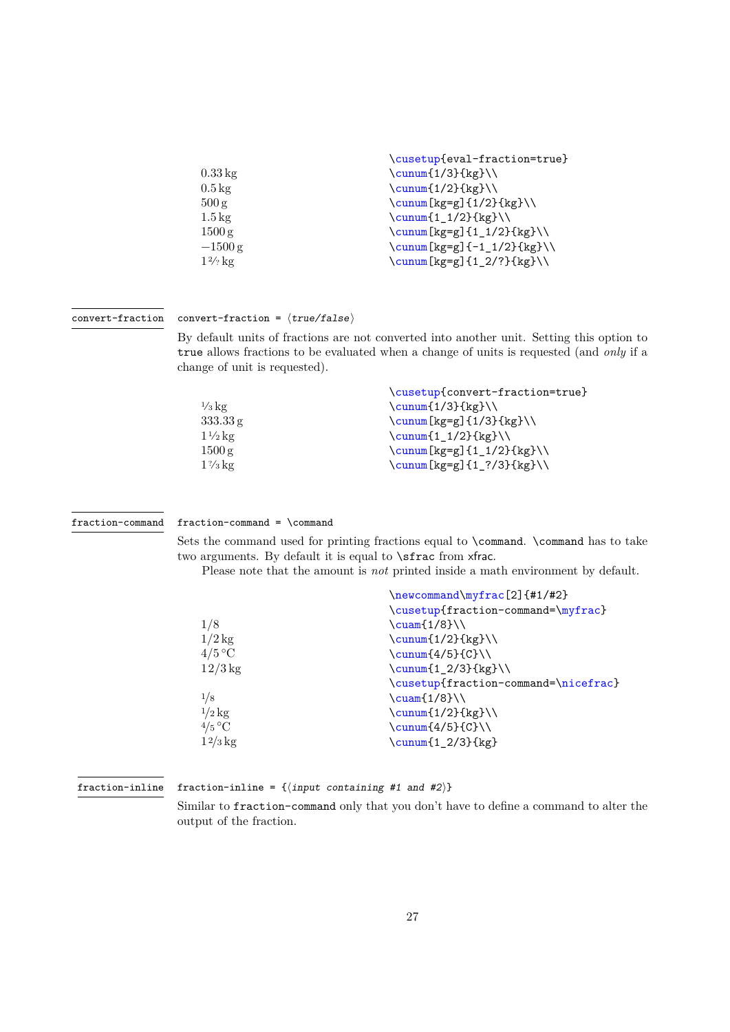| Output | Code |
|---|---|
| | `\cusetup{eval-fraction=true}` |
| 0.33 kg | `\cunum{1/3}{kg}\\` |
| 0.5 kg | `\cunum{1/2}{kg}\\` |
| 500 g | `\cunum[kg=g]{1/2}{kg}\\` |
| 1.5 kg | `\cunum{1_1/2}{kg}\\` |
| 1500 g | `\cunum[kg=g]{1_1/2}{kg}\\` |
| −1500 g | `\cunum[kg=g]{-1_1/2}{kg}\\` |
| 1 2/? kg | `\cunum[kg=g]{1_2/?}{kg}\\` |

`convert-fraction`

convert-fraction = ⟨*true/false*⟩

By default units of fractions are not converted into another unit. Setting this option to `true` allows fractions to be evaluated when a change of units is requested (and *only* if a change of unit is requested).

| Output | Code |
|---|---|
| | `\cusetup{convert-fraction=true}` |
| 1/3 kg | `\cunum{1/3}{kg}\\` |
| 333.33 g | `\cunum[kg=g]{1/3}{kg}\\` |
| 1 1/2 kg | `\cunum{1_1/2}{kg}\\` |
| 1500 g | `\cunum[kg=g]{1_1/2}{kg}\\` |
| 1 ?/3 kg | `\cunum[kg=g]{1_?/3}{kg}\\` |

`fraction-command`

fraction-command = \command

Sets the command used for printing fractions equal to `\command`. `\command` has to take two arguments. By default it is equal to `\sfrac` from xfrac.

Please note that the amount is *not* printed inside a math environment by default.

| Output | Code |
|---|---|
| | `\newcommand\myfrac[2]{#1/#2}` |
| | `\cusetup{fraction-command=\myfrac}` |
| 1/8 | `\cuam{1/8}\\` |
| 1/2 kg | `\cunum{1/2}{kg}\\` |
| 4/5 °C | `\cunum{4/5}{C}\\` |
| 1 2/3 kg | `\cunum{1_2/3}{kg}\\` |
| | `\cusetup{fraction-command=\nicefrac}` |
| 1/8 | `\cuam{1/8}\\` |
| 1/2 kg | `\cunum{1/2}{kg}\\` |
| 4/5 °C | `\cunum{4/5}{C}\\` |
| 1 2/3 kg | `\cunum{1_2/3}{kg}` |

`fraction-inline`

fraction-inline = {⟨*input containing #1 and #2*⟩}

Similar to `fraction-command` only that you don't have to define a command to alter the output of the fraction.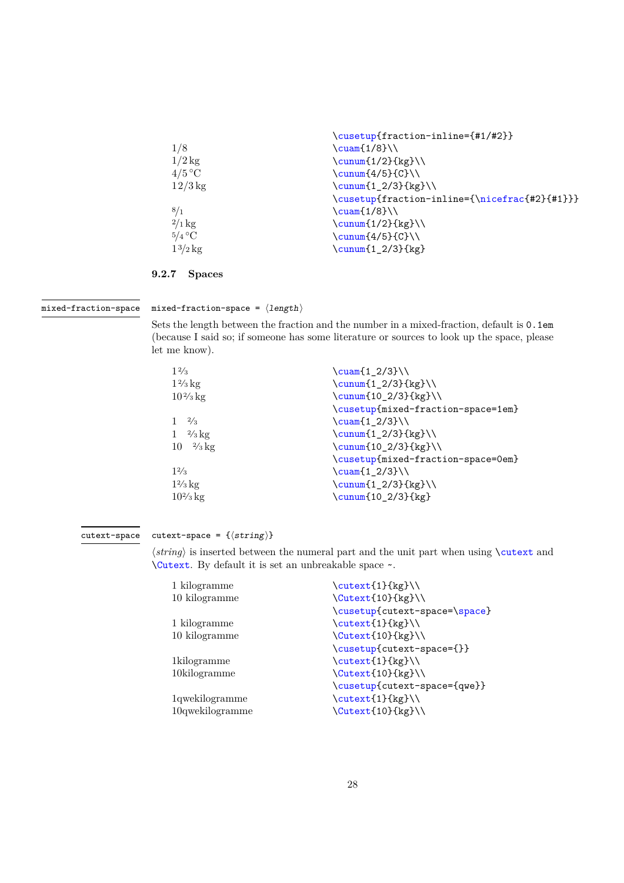| Output | Code |
|---|---|
| | `\cusetup{fraction-inline={#1/#2}}` |
| 1/8 | `\cuam{1/8}\\` |
| 1/2 kg | `\cunum{1/2}{kg}\\` |
| 4/5 °C | `\cunum{4/5}{C}\\` |
| 1 2/3 kg | `\cunum{1_2/3}{kg}\\` |
| | `\cusetup{fraction-inline={\nicefrac{#2}{#1}}}` |
| 8/1 | `\cuam{1/8}\\` |
| 2/1 kg | `\cunum{1/2}{kg}\\` |
| 5/4 °C | `\cunum{4/5}{C}\\` |
| 1 3/2 kg | `\cunum{1_2/3}{kg}` |

### 9.2.7 Spaces

**mixed-fraction-space**

`mixed-fraction-space = ⟨length⟩`

Sets the length between the fraction and the number in a mixed-fraction, default is `0.1em` (because I said so; if someone has some literature or sources to look up the space, please let me know).

| Output | Code |
|---|---|
| 1 ⅔ | `\cuam{1_2/3}\\` |
| 1 ⅔ kg | `\cunum{1_2/3}{kg}\\` |
| 10 ⅔ kg | `\cunum{10_2/3}{kg}\\` |
| | `\cusetup{mixed-fraction-space=1em}` |
| 1    ⅔ | `\cuam{1_2/3}\\` |
| 1    ⅔ kg | `\cunum{1_2/3}{kg}\\` |
| 10    ⅔ kg | `\cunum{10_2/3}{kg}\\` |
| | `\cusetup{mixed-fraction-space=0em}` |
| 1⅔ | `\cuam{1_2/3}\\` |
| 1⅔ kg | `\cunum{1_2/3}{kg}\\` |
| 10⅔ kg | `\cunum{10_2/3}{kg}` |

**cutext-space**

`cutext-space = {⟨string⟩}`

⟨*string*⟩ is inserted between the numeral part and the unit part when using `\cutext` and `\Cutext`. By default it is set an unbreakable space `~`.

| Output | Code |
|---|---|
| 1 kilogramme | `\cutext{1}{kg}\\` |
| 10 kilogramme | `\Cutext{10}{kg}\\` |
| | `\cusetup{cutext-space=\space}` |
| 1 kilogramme | `\cutext{1}{kg}\\` |
| 10 kilogramme | `\Cutext{10}{kg}\\` |
| | `\cusetup{cutext-space={}}` |
| 1kilogramme | `\cutext{1}{kg}\\` |
| 10kilogramme | `\Cutext{10}{kg}\\` |
| | `\cusetup{cutext-space={qwe}}` |
| 1qwekilogramme | `\cutext{1}{kg}\\` |
| 10qwekilogramme | `\Cutext{10}{kg}\\` |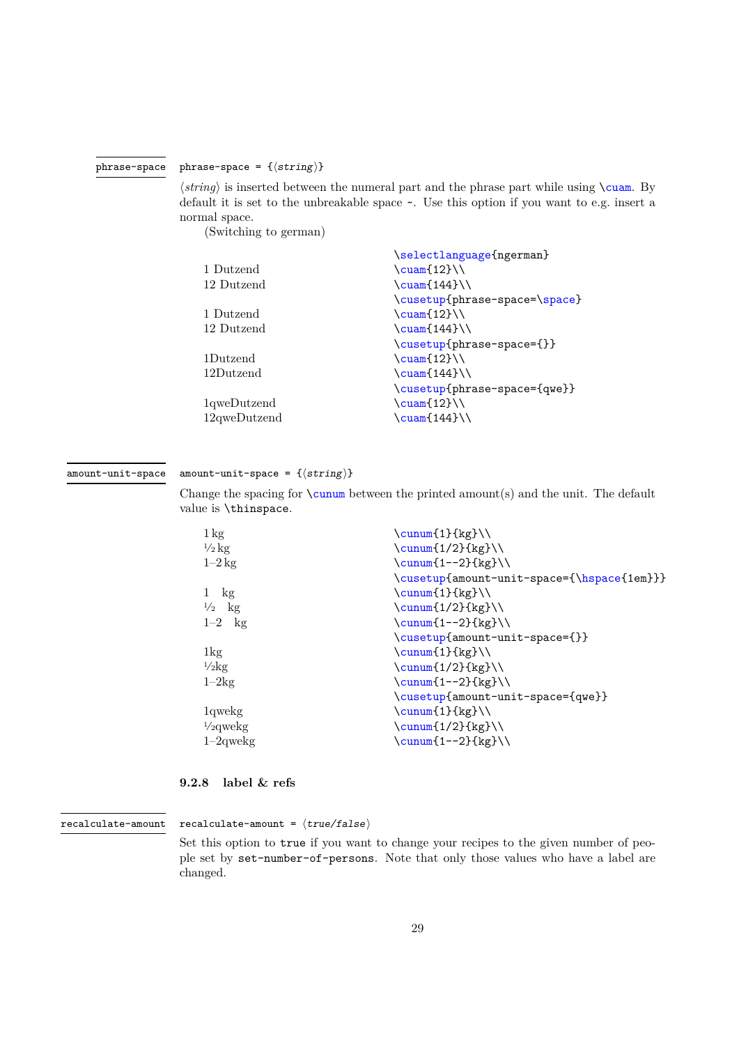`phrase-space`

`phrase-space = {⟨string⟩}`

⟨*string*⟩ is inserted between the numeral part and the phrase part while using `\cuam`. By default it is set to the unbreakable space `~`. Use this option if you want to e.g. insert a normal space.

(Switching to german)

| Output | Code |
|---|---|
| | `\selectlanguage{ngerman}` |
| 1 Dutzend | `\cuam{12}\\` |
| 12 Dutzend | `\cuam{144}\\` |
| | `\cusetup{phrase-space=\space}` |
| 1 Dutzend | `\cuam{12}\\` |
| 12 Dutzend | `\cuam{144}\\` |
| | `\cusetup{phrase-space={}}` |
| 1Dutzend | `\cuam{12}\\` |
| 12Dutzend | `\cuam{144}\\` |
| | `\cusetup{phrase-space={qwe}}` |
| 1qweDutzend | `\cuam{12}\\` |
| 12qweDutzend | `\cuam{144}\\` |

`amount-unit-space`

`amount-unit-space = {⟨string⟩}`

Change the spacing for `\cunum` between the printed amount(s) and the unit. The default value is `\thinspace`.

| Output | Code |
|---|---|
| 1 kg | `\cunum{1}{kg}\\` |
| ½ kg | `\cunum{1/2}{kg}\\` |
| 1–2 kg | `\cunum{1--2}{kg}\\` |
| | `\cusetup{amount-unit-space={\hspace{1em}}}` |
| 1   kg | `\cunum{1}{kg}\\` |
| ½   kg | `\cunum{1/2}{kg}\\` |
| 1–2   kg | `\cunum{1--2}{kg}\\` |
| | `\cusetup{amount-unit-space={}}` |
| 1kg | `\cunum{1}{kg}\\` |
| ½kg | `\cunum{1/2}{kg}\\` |
| 1–2kg | `\cunum{1--2}{kg}\\` |
| | `\cusetup{amount-unit-space={qwe}}` |
| 1qwekg | `\cunum{1}{kg}\\` |
| ½qwekg | `\cunum{1/2}{kg}\\` |
| 1–2qwekg | `\cunum{1--2}{kg}\\` |

### 9.2.8 label & refs

`recalculate-amount`

`recalculate-amount = ⟨true/false⟩`

Set this option to `true` if you want to change your recipes to the given number of people set by `set-number-of-persons`. Note that only those values who have a label are changed.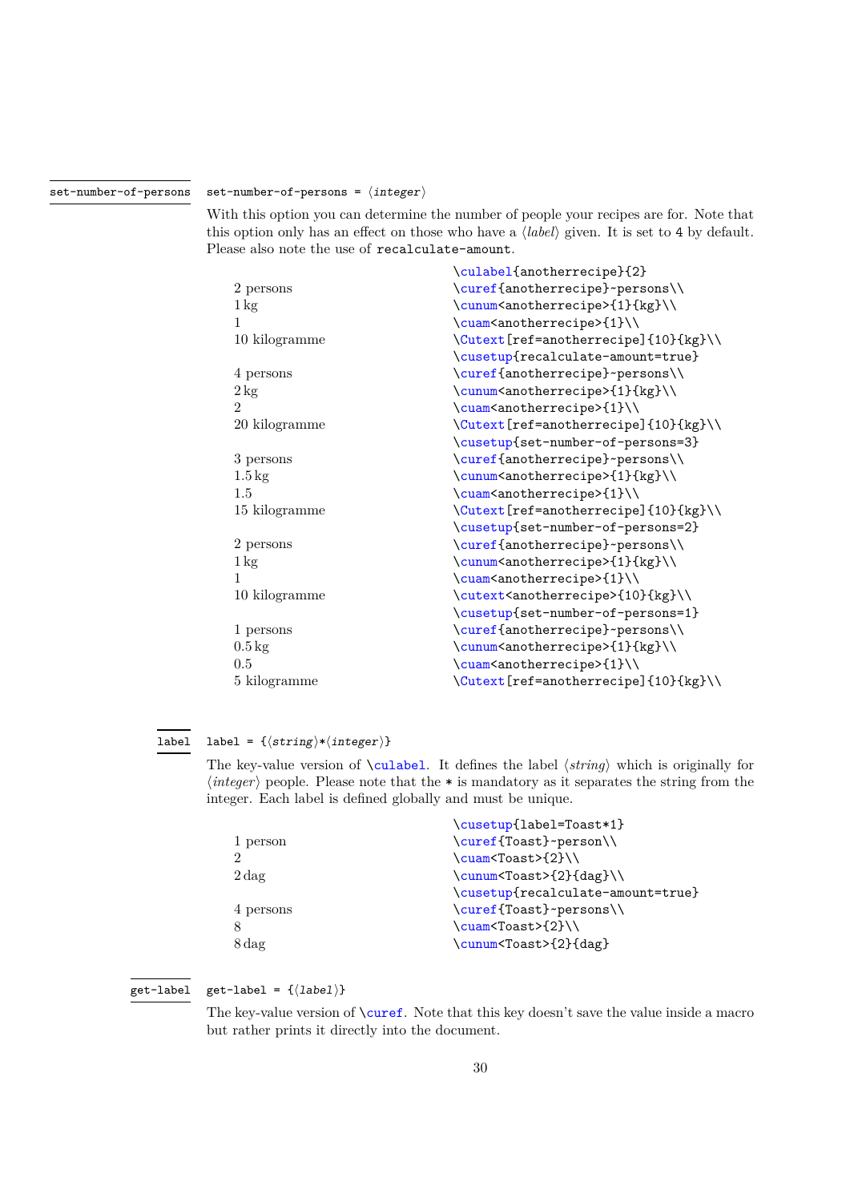`set-number-of-persons`

`set-number-of-persons = ⟨integer⟩`

With this option you can determine the number of people your recipes are for. Note that this option only has an effect on those who have a ⟨*label*⟩ given. It is set to `4` by default. Please also note the use of `recalculate-amount`.

| Output | Code |
|---|---|
| | `\culabel{anotherrecipe}{2}` |
| 2 persons | `\curef{anotherrecipe}~persons\\` |
| 1 kg | `\cunum<anotherrecipe>{1}{kg}\\` |
| 1 | `\cuam<anotherrecipe>{1}\\` |
| 10 kilogramme | `\Cutext[ref=anotherrecipe]{10}{kg}\\` |
| | `\cusetup{recalculate-amount=true}` |
| 4 persons | `\curef{anotherrecipe}~persons\\` |
| 2 kg | `\cunum<anotherrecipe>{1}{kg}\\` |
| 2 | `\cuam<anotherrecipe>{1}\\` |
| 20 kilogramme | `\Cutext[ref=anotherrecipe]{10}{kg}\\` |
| | `\cusetup{set-number-of-persons=3}` |
| 3 persons | `\curef{anotherrecipe}~persons\\` |
| 1.5 kg | `\cunum<anotherrecipe>{1}{kg}\\` |
| 1.5 | `\cuam<anotherrecipe>{1}\\` |
| 15 kilogramme | `\Cutext[ref=anotherrecipe]{10}{kg}\\` |
| | `\cusetup{set-number-of-persons=2}` |
| 2 persons | `\curef{anotherrecipe}~persons\\` |
| 1 kg | `\cunum<anotherrecipe>{1}{kg}\\` |
| 1 | `\cuam<anotherrecipe>{1}\\` |
| 10 kilogramme | `\cutext<anotherrecipe>{10}{kg}\\` |
| | `\cusetup{set-number-of-persons=1}` |
| 1 persons | `\curef{anotherrecipe}~persons\\` |
| 0.5 kg | `\cunum<anotherrecipe>{1}{kg}\\` |
| 0.5 | `\cuam<anotherrecipe>{1}\\` |
| 5 kilogramme | `\Cutext[ref=anotherrecipe]{10}{kg}\\` |

`label`

`label = {⟨string⟩*⟨integer⟩}`

The key-value version of `\culabel`. It defines the label ⟨*string*⟩ which is originally for ⟨*integer*⟩ people. Please note that the `*` is mandatory as it separates the string from the integer. Each label is defined globally and must be unique.

| Output | Code |
|---|---|
| | `\cusetup{label=Toast*1}` |
| 1 person | `\curef{Toast}~person\\` |
| 2 | `\cuam<Toast>{2}\\` |
| 2 dag | `\cunum<Toast>{2}{dag}\\` |
| | `\cusetup{recalculate-amount=true}` |
| 4 persons | `\curef{Toast}~persons\\` |
| 8 | `\cuam<Toast>{2}\\` |
| 8 dag | `\cunum<Toast>{2}{dag}` |

`get-label`

`get-label = {⟨label⟩}`

The key-value version of `\curef`. Note that this key doesn't save the value inside a macro but rather prints it directly into the document.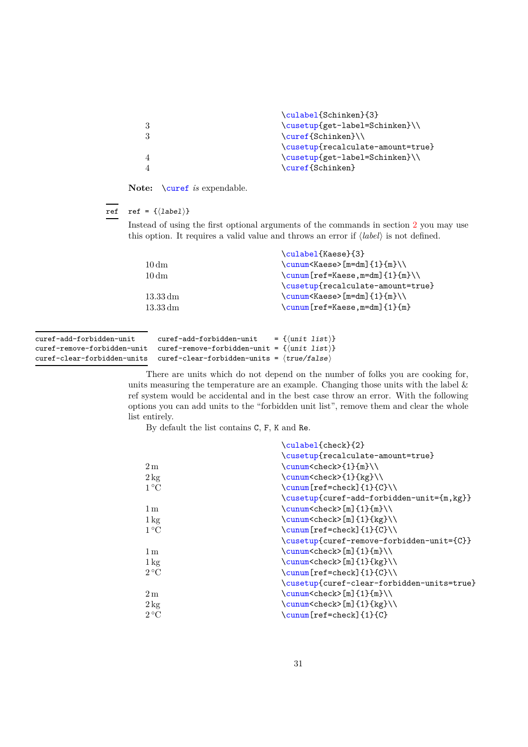| | |
|---|---|
| | `\culabel{Schinken}{3}` |
| 3 | `\cusetup{get-label=Schinken}\\` |
| 3 | `\curef{Schinken}\\` |
| | `\cusetup{recalculate-amount=true}` |
| 4 | `\cusetup{get-label=Schinken}\\` |
| 4 | `\curef{Schinken}` |

**Note:** `\curef` *is* expendable.

`ref` &nbsp;&nbsp; `ref = {⟨label⟩}`

Instead of using the first optional arguments of the commands in section 2 you may use this option. It requires a valid value and throws an error if ⟨*label*⟩ is not defined.

| | |
|---|---|
| | `\culabel{Kaese}{3}` |
| 10 dm | `\cunum<Kaese>[m=dm]{1}{m}\\` |
| 10 dm | `\cunum[ref=Kaese,m=dm]{1}{m}\\` |
| | `\cusetup{recalculate-amount=true}` |
| 13.33 dm | `\cunum<Kaese>[m=dm]{1}{m}\\` |
| 13.33 dm | `\cunum[ref=Kaese,m=dm]{1}{m}` |

`curef-add-forbidden-unit` &nbsp;&nbsp; `curef-add-forbidden-unit = {⟨unit list⟩}`
`curef-remove-forbidden-unit` &nbsp;&nbsp; `curef-remove-forbidden-unit = {⟨unit list⟩}`
`curef-clear-forbidden-units` &nbsp;&nbsp; `curef-clear-forbidden-units = ⟨true/false⟩`

There are units which do not depend on the number of folks you are cooking for, units measuring the temperature are an example. Changing those units with the label & ref system would be accidental and in the best case throw an error. With the following options you can add units to the “forbidden unit list”, remove them and clear the whole list entirely.

By default the list contains `C`, `F`, `K` and `Re`.

| | |
|---|---|
| | `\culabel{check}{2}` |
| | `\cusetup{recalculate-amount=true}` |
| 2 m | `\cunum<check>{1}{m}\\` |
| 2 kg | `\cunum<check>{1}{kg}\\` |
| 1 °C | `\cunum[ref=check]{1}{C}\\` |
| | `\cusetup{curef-add-forbidden-unit={m,kg}}` |
| 1 m | `\cunum<check>[m]{1}{m}\\` |
| 1 kg | `\cunum<check>[m]{1}{kg}\\` |
| 1 °C | `\cunum[ref=check]{1}{C}\\` |
| | `\cusetup{curef-remove-forbidden-unit={C}}` |
| 1 m | `\cunum<check>[m]{1}{m}\\` |
| 1 kg | `\cunum<check>[m]{1}{kg}\\` |
| 2 °C | `\cunum[ref=check]{1}{C}\\` |
| | `\cusetup{curef-clear-forbidden-units=true}` |
| 2 m | `\cunum<check>[m]{1}{m}\\` |
| 2 kg | `\cunum<check>[m]{1}{kg}\\` |
| 2 °C | `\cunum[ref=check]{1}{C}` |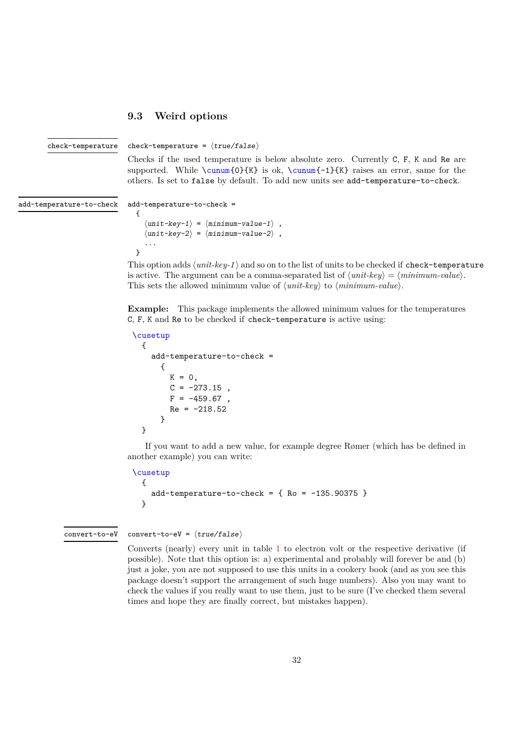### 9.3 Weird options

`check-temperature`

`check-temperature = ⟨true/false⟩`

Checks if the used temperature is below absolute zero. Currently `C`, `F`, `K` and `Re` are supported. While `\cunum{0}{K}` is ok, `\cunum{-1}{K}` raises an error, same for the others. Is set to `false` by default. To add new units see `add-temperature-to-check`.

`add-temperature-to-check`

```
add-temperature-to-check =
  {
    ⟨unit-key-1⟩ = ⟨minimum-value-1⟩ ,
    ⟨unit-key-2⟩ = ⟨minimum-value-2⟩ ,
    ...
  }
```

This option adds ⟨*unit-key-1*⟩ and so on to the list of units to be checked if `check-temperature` is active. The argument can be a comma-separated list of ⟨*unit-key*⟩ = ⟨*minimum-value*⟩. This sets the allowed minimum value of ⟨*unit-key*⟩ to ⟨*minimum-value*⟩.

**Example:** This package implements the allowed minimum values for the temperatures `C`, `F`, `K` and `Re` to be checked if `check-temperature` is active using:

```
\cusetup
  {
    add-temperature-to-check =
      {
        K = 0,
        C = -273.15 ,
        F = -459.67 ,
        Re = -218.52
      }
  }
```

If you want to add a new value, for example degree Rømer (which has be defined in another example) you can write:

```
\cusetup
  {
    add-temperature-to-check = { Ro = -135.90375 }
  }
```

`convert-to-eV`

`convert-to-eV = ⟨true/false⟩`

Converts (nearly) every unit in table 1 to electron volt or the respective derivative (if possible). Note that this option is: a) experimental and probably will forever be and (b) just a joke, you are not supposed to use this units in a cookery book (and as you see this package doesn't support the arrangement of such huge numbers). Also you may want to check the values if you really want to use them, just to be sure (I've checked them several times and hope they are finally correct, but mistakes happen).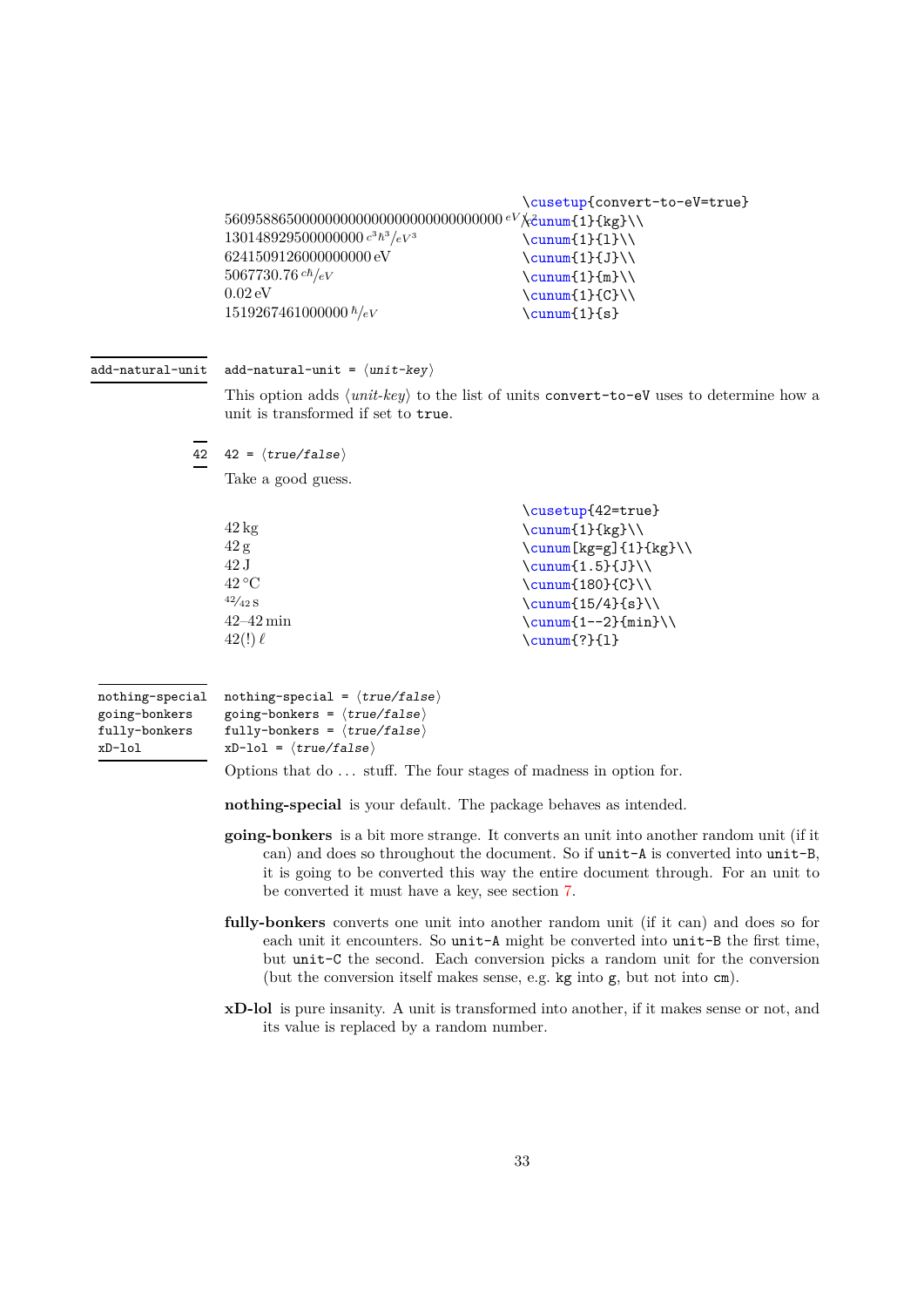| Output | Code |
|---|---|
| | `\cusetup{convert-to-eV=true}` |
| 56095886500000000000000000000000000 $^{eV}/_{c^2}$ | `\cunum{1}{kg}\\` |
| 130148929500000000 $^{c^3\hbar^3}/_{eV^3}$ | `\cunum{1}{l}\\` |
| 6241509126000000000 eV | `\cunum{1}{J}\\` |
| 5067730.76 $^{c\hbar}/_{eV}$ | `\cunum{1}{m}\\` |
| 0.02 eV | `\cunum{1}{C}\\` |
| 1519267461000000 $^{\hbar}/_{eV}$ | `\cunum{1}{s}` |

**add-natural-unit**

`add-natural-unit = ⟨unit-key⟩`

This option adds ⟨*unit-key*⟩ to the list of units `convert-to-eV` uses to determine how a unit is transformed if set to `true`.

**42**

`42 = ⟨true/false⟩`

Take a good guess.

| Output | Code |
|---|---|
| | `\cusetup{42=true}` |
| 42 kg | `\cunum{1}{kg}\\` |
| 42 g | `\cunum[kg=g]{1}{kg}\\` |
| 42 J | `\cunum{1.5}{J}\\` |
| 42 °C | `\cunum{180}{C}\\` |
| $^{42}/_{42}$ s | `\cunum{15/4}{s}\\` |
| 42–42 min | `\cunum{1--2}{min}\\` |
| 42(!) ℓ | `\cunum{?}{l}` |

**nothing-special**
**going-bonkers**
**fully-bonkers**
**xD-lol**

`nothing-special = ⟨true/false⟩`
`going-bonkers = ⟨true/false⟩`
`fully-bonkers = ⟨true/false⟩`
`xD-lol = ⟨true/false⟩`

Options that do ... stuff. The four stages of madness in option for.

**nothing-special** is your default. The package behaves as intended.

**going-bonkers** is a bit more strange. It converts an unit into another random unit (if it can) and does so throughout the document. So if `unit-A` is converted into `unit-B`, it is going to be converted this way the entire document through. For an unit to be converted it must have a key, see section 7.

**fully-bonkers** converts one unit into another random unit (if it can) and does so for each unit it encounters. So `unit-A` might be converted into `unit-B` the first time, but `unit-C` the second. Each conversion picks a random unit for the conversion (but the conversion itself makes sense, e.g. `kg` into `g`, but not into `cm`).

**xD-lol** is pure insanity. A unit is transformed into another, if it makes sense or not, and its value is replaced by a random number.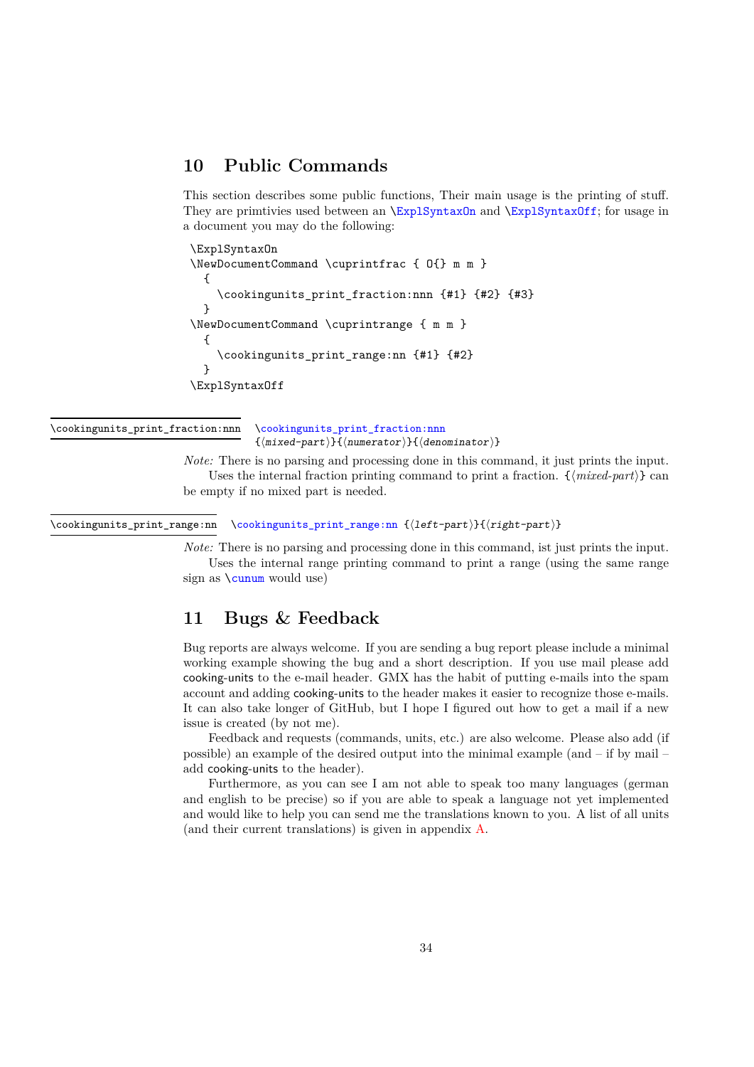## 10 Public Commands

This section describes some public functions, Their main usage is the printing of stuff. They are primtivies used between an \ExplSyntaxOn and \ExplSyntaxOff; for usage in a document you may do the following:

```
\ExplSyntaxOn
\NewDocumentCommand \cuprintfrac { O{} m m }
  {
    \cookingunits_print_fraction:nnn {#1} {#2} {#3}
  }
\NewDocumentCommand \cuprintrange { m m }
  {
    \cookingunits_print_range:nn {#1} {#2}
  }
\ExplSyntaxOff
```

`\cookingunits_print_fraction:nnn`

`\cookingunits_print_fraction:nnn {⟨mixed-part⟩}{⟨numerator⟩}{⟨denominator⟩}`

*Note:* There is no parsing and processing done in this command, it just prints the input.

Uses the internal fraction printing command to print a fraction. {⟨*mixed-part*⟩} can be empty if no mixed part is needed.

`\cookingunits_print_range:nn`

`\cookingunits_print_range:nn {⟨left-part⟩}{⟨right-part⟩}`

*Note:* There is no parsing and processing done in this command, ist just prints the input.

Uses the internal range printing command to print a range (using the same range sign as \cunum would use)

## 11 Bugs & Feedback

Bug reports are always welcome. If you are sending a bug report please include a minimal working example showing the bug and a short description. If you use mail please add cooking-units to the e-mail header. GMX has the habit of putting e-mails into the spam account and adding cooking-units to the header makes it easier to recognize those e-mails. It can also take longer of GitHub, but I hope I figured out how to get a mail if a new issue is created (by not me).

Feedback and requests (commands, units, etc.) are also welcome. Please also add (if possible) an example of the desired output into the minimal example (and – if by mail – add cooking-units to the header).

Furthermore, as you can see I am not able to speak too many languages (german and english to be precise) so if you are able to speak a language not yet implemented and would like to help you can send me the translations known to you. A list of all units (and their current translations) is given in appendix A.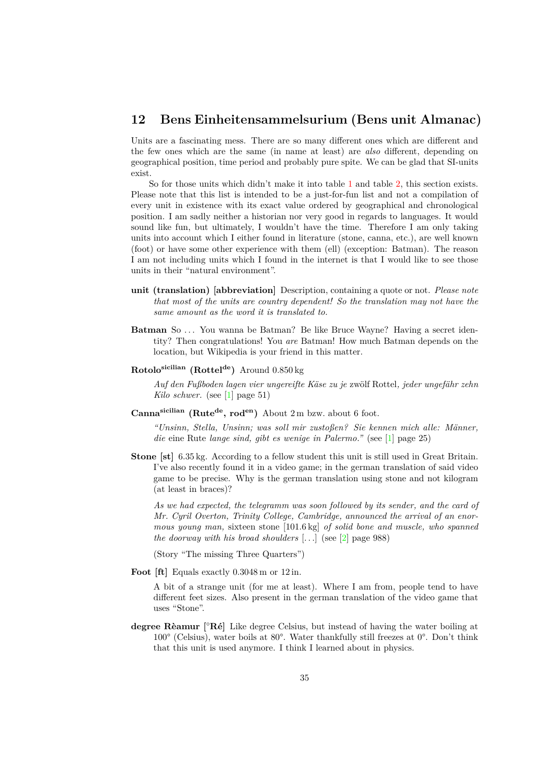## 12 Bens Einheitensammelsurium (Bens unit Almanac)

Units are a fascinating mess. There are so many different ones which are different and the few ones which are the same (in name at least) are *also* different, depending on geographical position, time period and probably pure spite. We can be glad that SI-units exist.

So for those units which didn't make it into table 1 and table 2, this section exists. Please note that this list is intended to be a just-for-fun list and not a compilation of every unit in existence with its exact value ordered by geographical and chronological position. I am sadly neither a historian nor very good in regards to languages. It would sound like fun, but ultimately, I wouldn't have the time. Therefore I am only taking units into account which I either found in literature (stone, canna, etc.), are well known (foot) or have some other experience with them (ell) (exception: Batman). The reason I am not including units which I found in the internet is that I would like to see those units in their "natural environment".

**unit (translation) [abbreviation]** Description, containing a quote or not. *Please note that most of the units are country dependent! So the translation may not have the same amount as the word it is translated to.*

**Batman** So ... You wanna be Batman? Be like Bruce Wayne? Having a secret identity? Then congratulations! You *are* Batman! How much Batman depends on the location, but Wikipedia is your friend in this matter.

**Rotolo$^{\text{sicilian}}$ (Rottel$^{\text{de}}$)** Around 0.850 kg

*Auf den Fußboden lagen vier ungereifte Käse zu je* zwölf Rottel*, jeder ungefähr zehn Kilo schwer.* (see [1] page 51)

**Canna$^{\text{sicilian}}$ (Rute$^{\text{de}}$, rod$^{\text{en}}$)** About 2 m bzw. about 6 foot.

*"Unsinn, Stella, Unsinn; was soll mir zustoßen? Sie kennen mich alle: Männer, die* eine Rute *lange sind, gibt es wenige in Palermo."* (see [1] page 25)

**Stone [st]** 6.35 kg. According to a fellow student this unit is still used in Great Britain. I've also recently found it in a video game; in the german translation of said video game to be precise. Why is the german translation using stone and not kilogram (at least in braces)?

*As we had expected, the telegramm was soon followed by its sender, and the card of Mr. Cyril Overton, Trinity College, Cambridge, announced the arrival of an enormous young man,* sixteen stone [101.6 kg] *of solid bone and muscle, who spanned the doorway with his broad shoulders* [...] (see [2] page 988)

(Story "The missing Three Quarters")

**Foot [ft]** Equals exactly 0.3048 m or 12 in.

A bit of a strange unit (for me at least). Where I am from, people tend to have different feet sizes. Also present in the german translation of the video game that uses "Stone".

**degree Rèamur [°Ré]** Like degree Celsius, but instead of having the water boiling at 100° (Celsius), water boils at 80°. Water thankfully still freezes at 0°. Don't think that this unit is used anymore. I think I learned about in physics.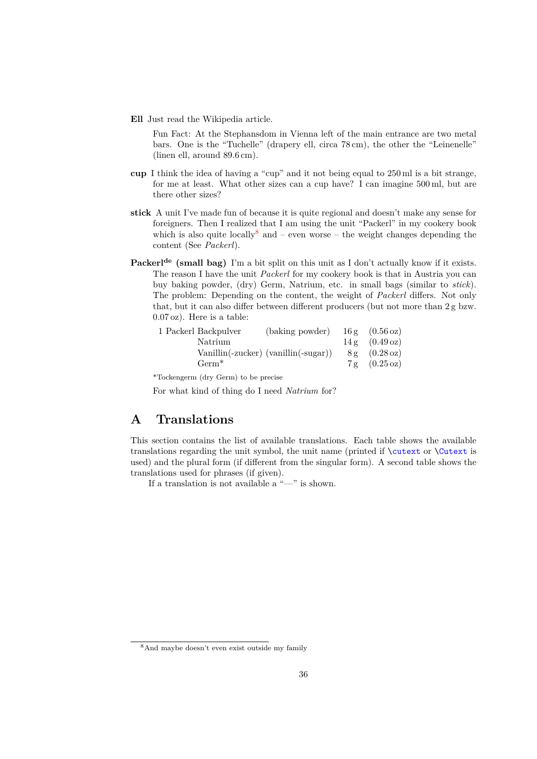**Ell** Just read the Wikipedia article.

Fun Fact: At the Stephansdom in Vienna left of the main entrance are two metal bars. One is the "Tuchelle" (drapery ell, circa 78 cm), the other the "Leinenelle" (linen ell, around 89.6 cm).

**cup** I think the idea of having a "cup" and it not being equal to 250 ml is a bit strange, for me at least. What other sizes can a cup have? I can imagine 500 ml, but are there other sizes?

**stick** A unit I've made fun of because it is quite regional and doesn't make any sense for foreigners. Then I realized that I am using the unit "Packerl" in my cookery book which is also quite locally[8] and – even worse – the weight changes depending the content (See *Packerl*).

**Packerl[de] (small bag)** I'm a bit split on this unit as I don't actually know if it exists. The reason I have the unit *Packerl* for my cookery book is that in Austria you can buy baking powder, (dry) Germ, Natrium, etc. in small bags (similar to *stick*). The problem: Depending on the content, the weight of *Packerl* differs. Not only that, but it can also differ between different producers (but not more than 2 g bzw. 0.07 oz). Here is a table:

| | | | | |
|---|---|---|---|---|
| 1 Packerl | Backpulver | (baking powder) | 16 g | (0.56 oz) |
| | Natrium | | 14 g | (0.49 oz) |
| | Vanillin(-zucker) | (vanillin(-sugar)) | 8 g | (0.28 oz) |
| | Germ* | | 7 g | (0.25 oz) |

*Tockengerm (dry Germ) to be precise

For what kind of thing do I need *Natrium* for?

# A Translations

This section contains the list of available translations. Each table shows the available translations regarding the unit symbol, the unit name (printed if `\cutext` or `\Cutext` is used) and the plural form (if different from the singular form). A second table shows the translations used for phrases (if given).

If a translation is not available a "—" is shown.

[8] And maybe doesn't even exist outside my family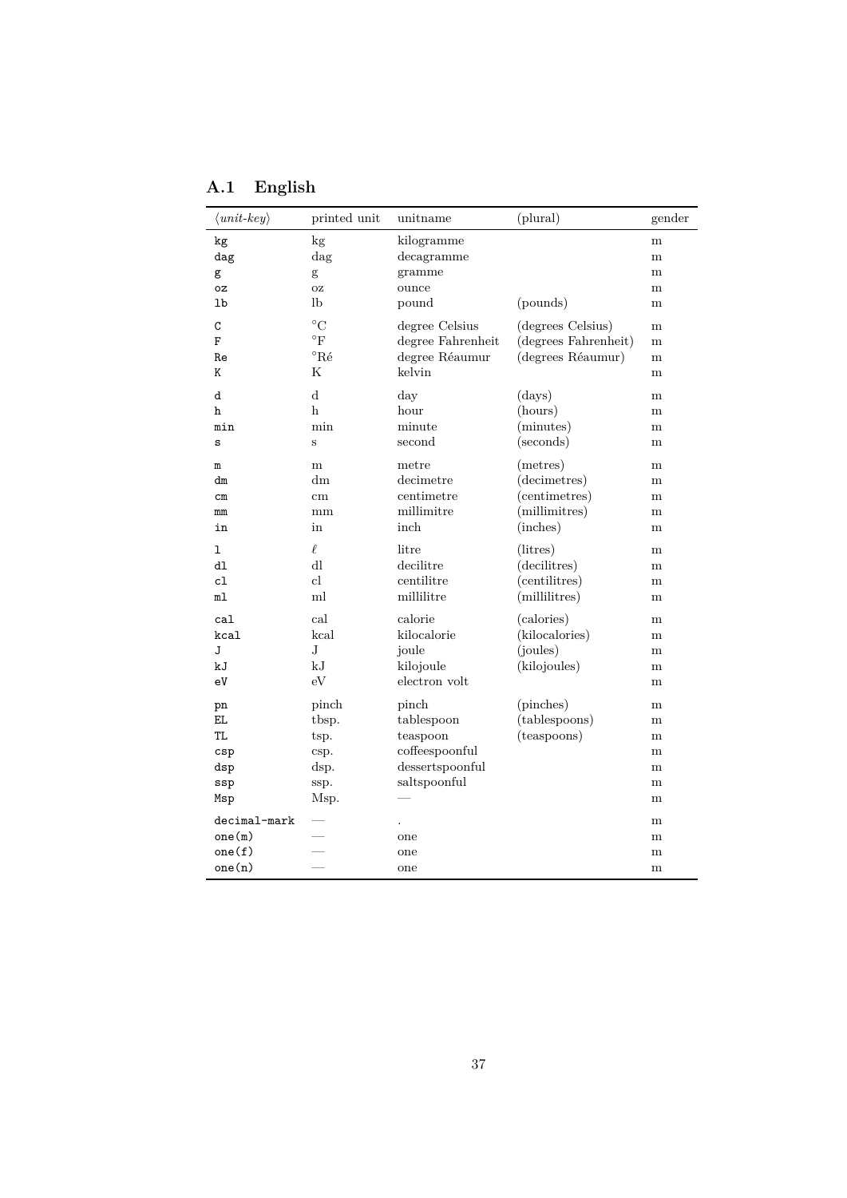## A.1 English

| ⟨*unit-key*⟩ | printed unit | unitname | (plural) | gender |
|---|---|---|---|---|
| `kg` | kg | kilogramme | | m |
| `dag` | dag | decagramme | | m |
| `g` | g | gramme | | m |
| `oz` | oz | ounce | | m |
| `lb` | lb | pound | (pounds) | m |
| `C` | °C | degree Celsius | (degrees Celsius) | m |
| `F` | °F | degree Fahrenheit | (degrees Fahrenheit) | m |
| `Re` | °Ré | degree Réaumur | (degrees Réaumur) | m |
| `K` | K | kelvin | | m |
| `d` | d | day | (days) | m |
| `h` | h | hour | (hours) | m |
| `min` | min | minute | (minutes) | m |
| `s` | s | second | (seconds) | m |
| `m` | m | metre | (metres) | m |
| `dm` | dm | decimetre | (decimetres) | m |
| `cm` | cm | centimetre | (centimetres) | m |
| `mm` | mm | millimitre | (millimitres) | m |
| `in` | in | inch | (inches) | m |
| `l` | $\ell$ | litre | (litres) | m |
| `dl` | dl | decilitre | (decilitres) | m |
| `cl` | cl | centilitre | (centilitres) | m |
| `ml` | ml | millilitre | (millilitres) | m |
| `cal` | cal | calorie | (calories) | m |
| `kcal` | kcal | kilocalorie | (kilocalories) | m |
| `J` | J | joule | (joules) | m |
| `kJ` | kJ | kilojoule | (kilojoules) | m |
| `eV` | eV | electron volt | | m |
| `pn` | pinch | pinch | (pinches) | m |
| `EL` | tbsp. | tablespoon | (tablespoons) | m |
| `TL` | tsp. | teaspoon | (teaspoons) | m |
| `csp` | csp. | coffeespoonful | | m |
| `dsp` | dsp. | dessertspoonful | | m |
| `ssp` | ssp. | saltspoonful | | m |
| `Msp` | Msp. | — | | m |
| `decimal-mark` | — | . | | m |
| `one(m)` | — | one | | m |
| `one(f)` | — | one | | m |
| `one(n)` | — | one | | m |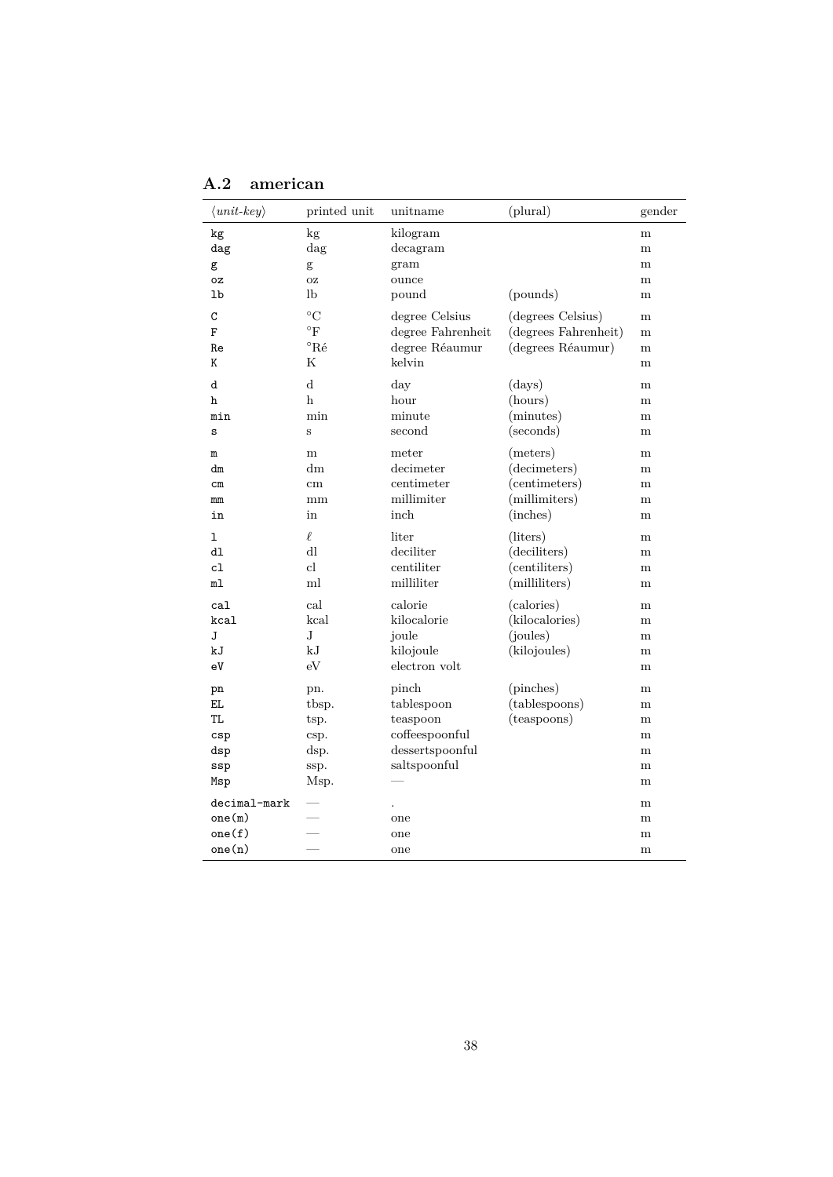## A.2 american

| ⟨*unit-key*⟩ | printed unit | unitname | (plural) | gender |
|---|---|---|---|---|
| `kg` | kg | kilogram | | m |
| `dag` | dag | decagram | | m |
| `g` | g | gram | | m |
| `oz` | oz | ounce | | m |
| `lb` | lb | pound | (pounds) | m |
| `C` | °C | degree Celsius | (degrees Celsius) | m |
| `F` | °F | degree Fahrenheit | (degrees Fahrenheit) | m |
| `Re` | °Ré | degree Réaumur | (degrees Réaumur) | m |
| `K` | K | kelvin | | m |
| `d` | d | day | (days) | m |
| `h` | h | hour | (hours) | m |
| `min` | min | minute | (minutes) | m |
| `s` | s | second | (seconds) | m |
| `m` | m | meter | (meters) | m |
| `dm` | dm | decimeter | (decimeters) | m |
| `cm` | cm | centimeter | (centimeters) | m |
| `mm` | mm | millimiter | (millimiters) | m |
| `in` | in | inch | (inches) | m |
| `l` | $\ell$ | liter | (liters) | m |
| `dl` | dl | deciliter | (deciliters) | m |
| `cl` | cl | centiliter | (centiliters) | m |
| `ml` | ml | milliliter | (milliliters) | m |
| `cal` | cal | calorie | (calories) | m |
| `kcal` | kcal | kilocalorie | (kilocalories) | m |
| `J` | J | joule | (joules) | m |
| `kJ` | kJ | kilojoule | (kilojoules) | m |
| `eV` | eV | electron volt | | m |
| `pn` | pn. | pinch | (pinches) | m |
| `EL` | tbsp. | tablespoon | (tablespoons) | m |
| `TL` | tsp. | teaspoon | (teaspoons) | m |
| `csp` | csp. | coffeespoonful | | m |
| `dsp` | dsp. | dessertspoonful | | m |
| `ssp` | ssp. | saltspoonful | | m |
| `Msp` | Msp. | — | | m |
| `decimal-mark` | — | . | | m |
| `one(m)` | — | one | | m |
| `one(f)` | — | one | | m |
| `one(n)` | — | one | | m |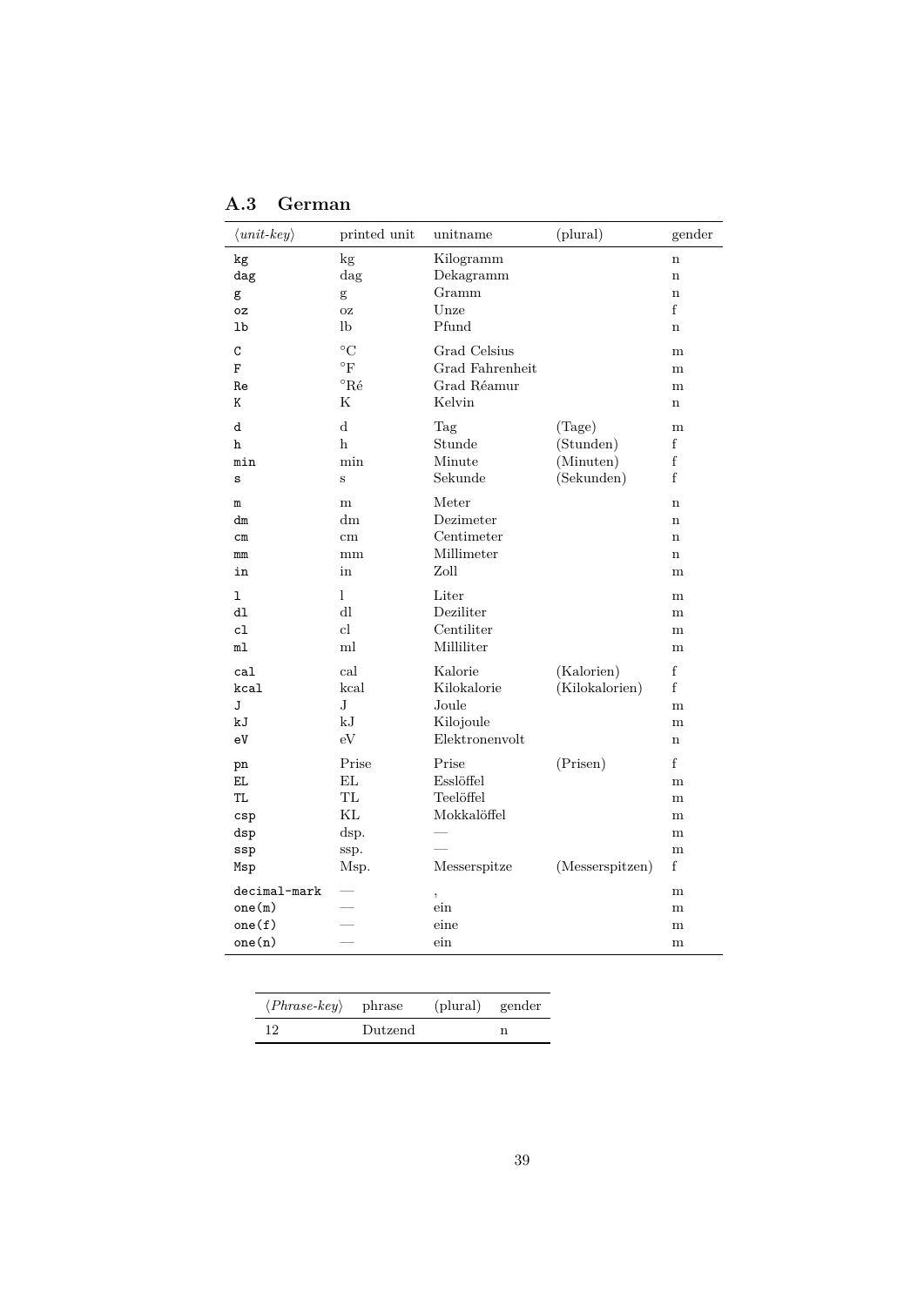## A.3 German

| ⟨*unit-key*⟩ | printed unit | unitname | (plural) | gender |
|---|---|---|---|---|
| `kg` | kg | Kilogramm | | n |
| `dag` | dag | Dekagramm | | n |
| `g` | g | Gramm | | n |
| `oz` | oz | Unze | | f |
| `lb` | lb | Pfund | | n |
| `C` | °C | Grad Celsius | | m |
| `F` | °F | Grad Fahrenheit | | m |
| `Re` | °Ré | Grad Réamur | | m |
| `K` | K | Kelvin | | n |
| `d` | d | Tag | (Tage) | m |
| `h` | h | Stunde | (Stunden) | f |
| `min` | min | Minute | (Minuten) | f |
| `s` | s | Sekunde | (Sekunden) | f |
| `m` | m | Meter | | n |
| `dm` | dm | Dezimeter | | n |
| `cm` | cm | Centimeter | | n |
| `mm` | mm | Millimeter | | n |
| `in` | in | Zoll | | m |
| `l` | l | Liter | | m |
| `dl` | dl | Deziliter | | m |
| `cl` | cl | Centiliter | | m |
| `ml` | ml | Milliliter | | m |
| `cal` | cal | Kalorie | (Kalorien) | f |
| `kcal` | kcal | Kilokalorie | (Kilokalorien) | f |
| `J` | J | Joule | | m |
| `kJ` | kJ | Kilojoule | | m |
| `eV` | eV | Elektronenvolt | | n |
| `pn` | Prise | Prise | (Prisen) | f |
| `EL` | EL | Esslöffel | | m |
| `TL` | TL | Teelöffel | | m |
| `csp` | KL | Mokkalöffel | | m |
| `dsp` | dsp. | — | | m |
| `ssp` | ssp. | — | | m |
| `Msp` | Msp. | Messerspitze | (Messerspitzen) | f |
| `decimal-mark` | — | , | | m |
| `one(m)` | — | ein | | m |
| `one(f)` | — | eine | | m |
| `one(n)` | — | ein | | m |

| ⟨*Phrase-key*⟩ | phrase | (plural) | gender |
|---|---|---|---|
| 12 | Dutzend | | n |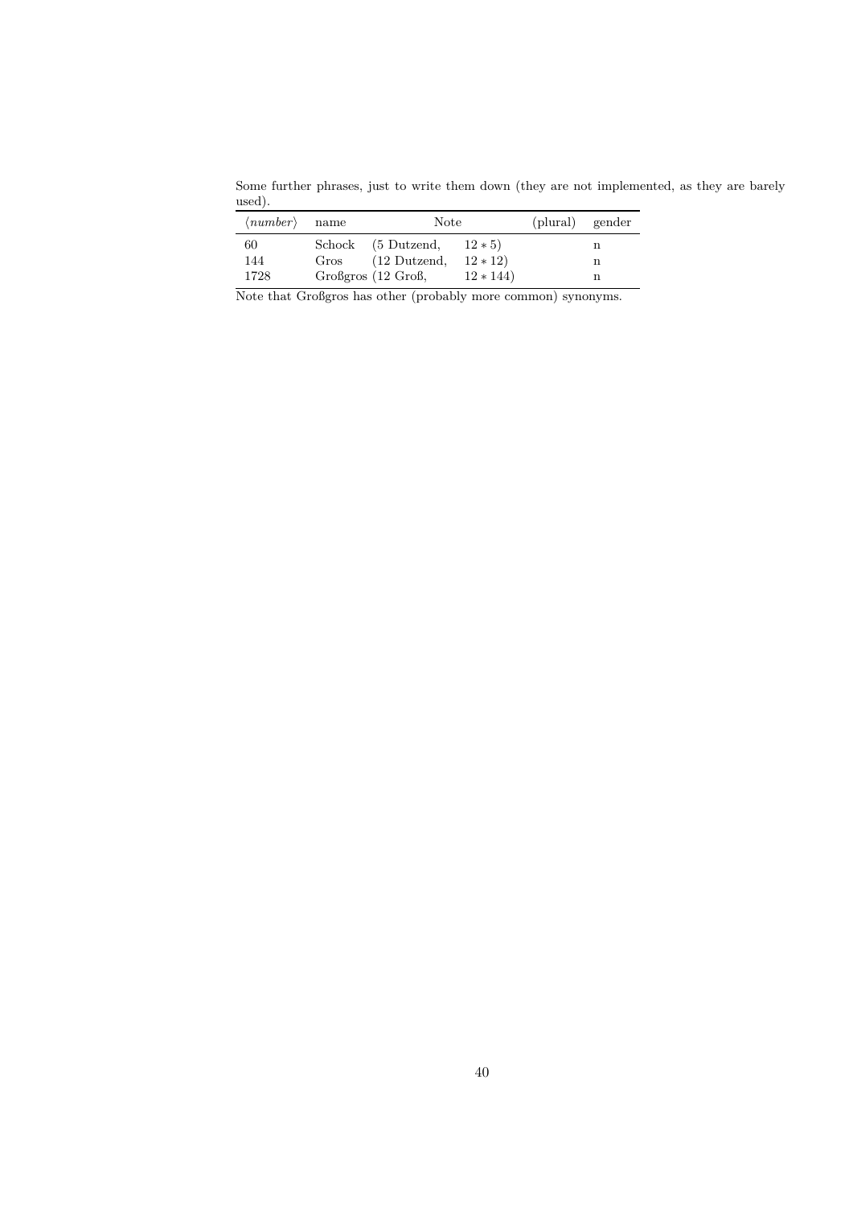Some further phrases, just to write them down (they are not implemented, as they are barely used).

| ⟨*number*⟩ | name | Note | | (plural) | gender |
|---|---|---|---|---|---|
| 60 | Schock | (5 Dutzend, | $12 * 5$) | | n |
| 144 | Gros | (12 Dutzend, | $12 * 12$) | | n |
| 1728 | Großgros | (12 Groß, | $12 * 144$) | | n |

Note that Großgros has other (probably more common) synonyms.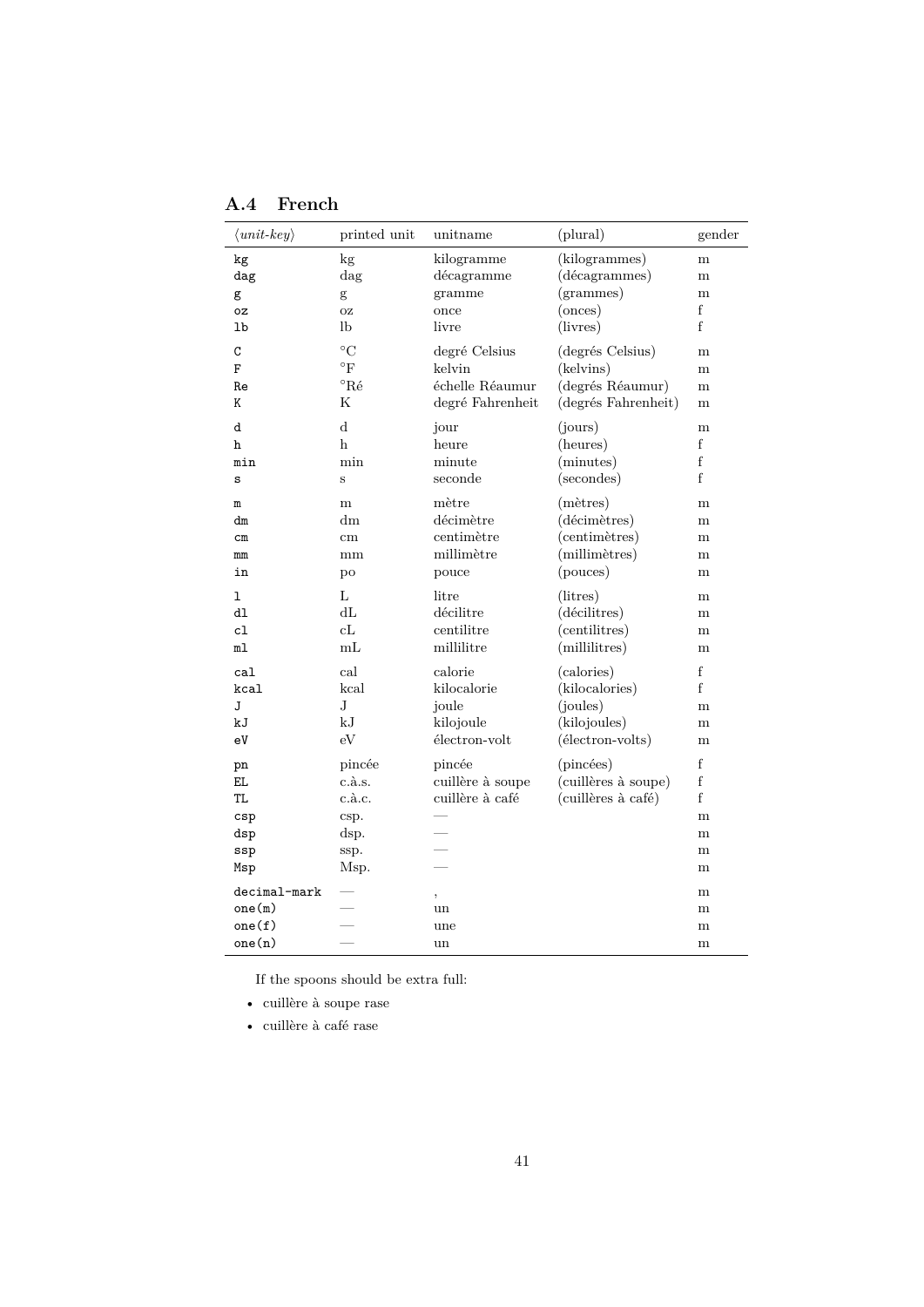## A.4 French

| ⟨*unit-key*⟩ | printed unit | unitname | (plural) | gender |
|---|---|---|---|---|
| `kg` | kg | kilogramme | (kilogrammes) | m |
| `dag` | dag | décagramme | (décagrammes) | m |
| `g` | g | gramme | (grammes) | m |
| `oz` | oz | once | (onces) | f |
| `lb` | lb | livre | (livres) | f |
| `C` | °C | degré Celsius | (degrés Celsius) | m |
| `F` | °F | kelvin | (kelvins) | m |
| `Re` | °Ré | échelle Réaumur | (degrés Réaumur) | m |
| `K` | K | degré Fahrenheit | (degrés Fahrenheit) | m |
| `d` | d | jour | (jours) | m |
| `h` | h | heure | (heures) | f |
| `min` | min | minute | (minutes) | f |
| `s` | s | seconde | (secondes) | f |
| `m` | m | mètre | (mètres) | m |
| `dm` | dm | décimètre | (décimètres) | m |
| `cm` | cm | centimètre | (centimètres) | m |
| `mm` | mm | millimètre | (millimètres) | m |
| `in` | po | pouce | (pouces) | m |
| `l` | L | litre | (litres) | m |
| `dl` | dL | décilitre | (décilitres) | m |
| `cl` | cL | centilitre | (centilitres) | m |
| `ml` | mL | millilitre | (millilitres) | m |
| `cal` | cal | calorie | (calories) | f |
| `kcal` | kcal | kilocalorie | (kilocalories) | f |
| `J` | J | joule | (joules) | m |
| `kJ` | kJ | kilojoule | (kilojoules) | m |
| `eV` | eV | électron-volt | (électron-volts) | m |
| `pn` | pincée | pincée | (pincées) | f |
| `EL` | c.à.s. | cuillère à soupe | (cuillères à soupe) | f |
| `TL` | c.à.c. | cuillère à café | (cuillères à café) | f |
| `csp` | csp. | — | | m |
| `dsp` | dsp. | — | | m |
| `ssp` | ssp. | — | | m |
| `Msp` | Msp. | — | | m |
| `decimal-mark` | — | , | | m |
| `one(m)` | — | un | | m |
| `one(f)` | — | une | | m |
| `one(n)` | — | un | | m |

If the spoons should be extra full:

- cuillère à soupe rase
- cuillère à café rase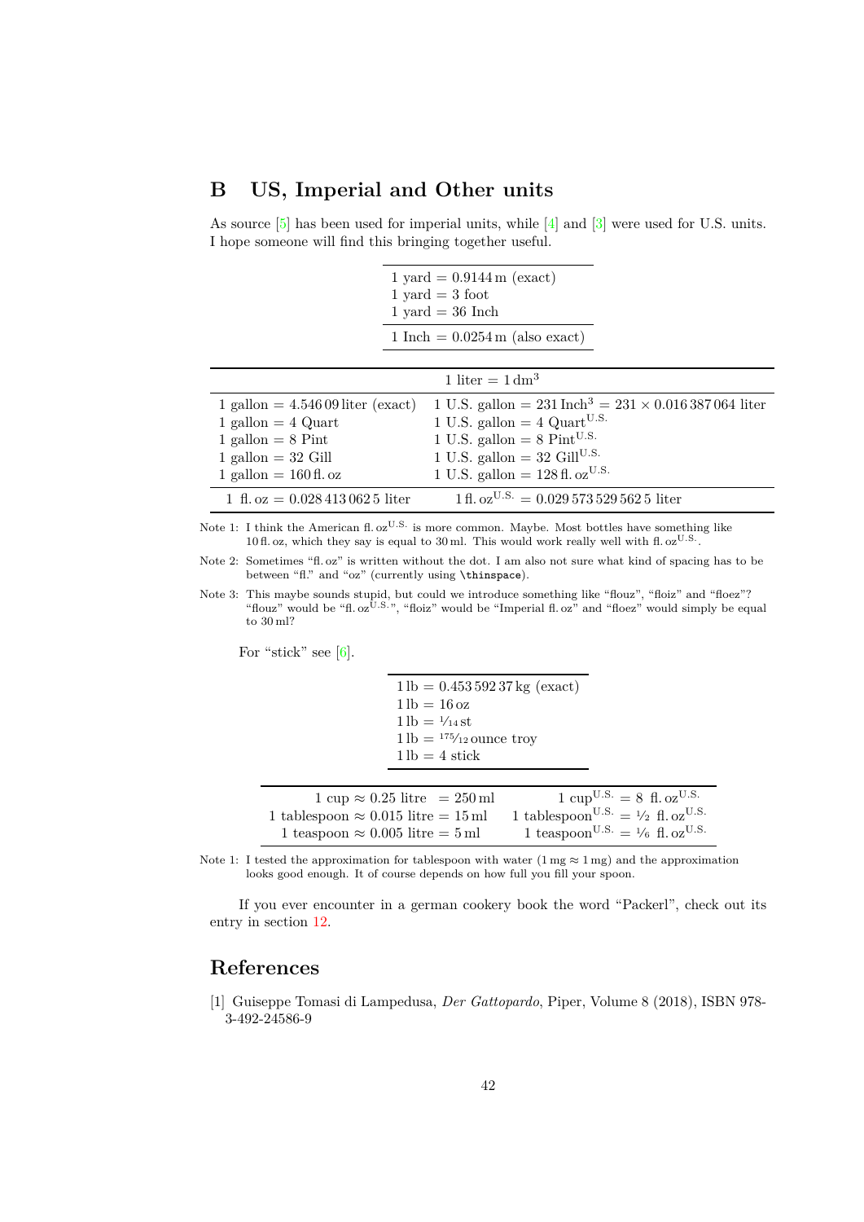## B US, Imperial and Other units

As source [5] has been used for imperial units, while [4] and [3] were used for U.S. units. I hope someone will find this bringing together useful.

| |
|---|
| 1 yard = 0.9144 m (exact) |
| 1 yard = 3 foot |
| 1 yard = 36 Inch |
| 1 Inch = 0.0254 m (also exact) |

| 1 liter = $1\,\text{dm}^3$ | |
|---|---|
| 1 gallon = 4.546 09 liter (exact) | 1 U.S. gallon = 231 $\text{Inch}^3$ = 231 × 0.016 387 064 liter |
| 1 gallon = 4 Quart | 1 U.S. gallon = 4 $\text{Quart}^{\text{U.S.}}$ |
| 1 gallon = 8 Pint | 1 U.S. gallon = 8 $\text{Pint}^{\text{U.S.}}$ |
| 1 gallon = 32 Gill | 1 U.S. gallon = 32 $\text{Gill}^{\text{U.S.}}$ |
| 1 gallon = 160 fl. oz | 1 U.S. gallon = 128 fl. $\text{oz}^{\text{U.S.}}$ |
| 1 fl. oz = 0.028 413 062 5 liter | 1 fl. $\text{oz}^{\text{U.S.}}$ = 0.029 573 529 562 5 liter |

Note 1: I think the American fl. $\text{oz}^{\text{U.S.}}$ is more common. Maybe. Most bottles have something like 10 fl. oz, which they say is equal to 30 ml. This would work really well with fl. $\text{oz}^{\text{U.S.}}$.

Note 2: Sometimes "fl. oz" is written without the dot. I am also not sure what kind of spacing has to be between "fl." and "oz" (currently using `\thinspace`).

Note 3: This maybe sounds stupid, but could we introduce something like "flouz", "floiz" and "floez"? "flouz" would be "fl. $\text{oz}^{\text{U.S.}}$", "floiz" would be "Imperial fl. oz" and "floez" would simply be equal to 30 ml?

For "stick" see [6].

| |
|---|
| 1 lb = 0.453 592 37 kg (exact) |
| 1 lb = 16 oz |
| 1 lb = $^1/_{14}$ st |
| 1 lb = $^{175}/_{12}$ ounce troy |
| 1 lb = 4 stick |

| | |
|---|---|
| 1 cup ≈ 0.25 litre = 250 ml | 1 $\text{cup}^{\text{U.S.}}$ = 8 fl. $\text{oz}^{\text{U.S.}}$ |
| 1 tablespoon ≈ 0.015 litre = 15 ml | 1 $\text{tablespoon}^{\text{U.S.}}$ = $^1/_2$ fl. $\text{oz}^{\text{U.S.}}$ |
| 1 teaspoon ≈ 0.005 litre = 5 ml | 1 $\text{teaspoon}^{\text{U.S.}}$ = $^1/_6$ fl. $\text{oz}^{\text{U.S.}}$ |

Note 1: I tested the approximation for tablespoon with water (1 mg ≈ 1 mg) and the approximation looks good enough. It of course depends on how full you fill your spoon.

If you ever encounter in a german cookery book the word "Packerl", check out its entry in section 12.

## References

[1] Guiseppe Tomasi di Lampedusa, *Der Gattopardo*, Piper, Volume 8 (2018), ISBN 978-3-492-24586-9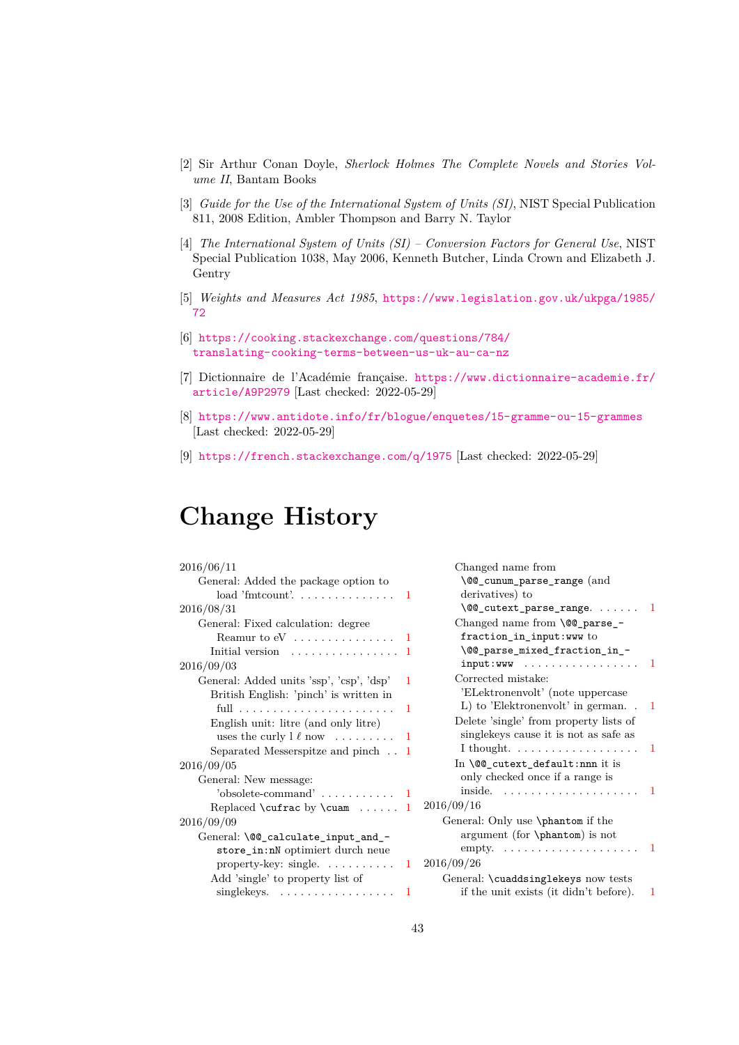[2] Sir Arthur Conan Doyle, *Sherlock Holmes The Complete Novels and Stories Volume II*, Bantam Books

[3] *Guide for the Use of the International System of Units (SI)*, NIST Special Publication 811, 2008 Edition, Ambler Thompson and Barry N. Taylor

[4] *The International System of Units (SI) – Conversion Factors for General Use*, NIST Special Publication 1038, May 2006, Kenneth Butcher, Linda Crown and Elizabeth J. Gentry

[5] *Weights and Measures Act 1985*, https://www.legislation.gov.uk/ukpga/1985/72

[6] https://cooking.stackexchange.com/questions/784/translating-cooking-terms-between-us-uk-au-ca-nz

[7] Dictionnaire de l'Académie française. https://www.dictionnaire-academie.fr/article/A9P2979 [Last checked: 2022-05-29]

[8] https://www.antidote.info/fr/blogue/enquetes/15-gramme-ou-15-grammes [Last checked: 2022-05-29]

[9] https://french.stackexchange.com/q/1975 [Last checked: 2022-05-29]

# Change History

2016/06/11
- General: Added the package option to load 'fmtcount'. . . . 1

2016/08/31
- General: Fixed calculation: degree Reamur to eV . . . . 1
  - Initial version . . . . 1

2016/09/03
- General: Added units 'ssp', 'csp', 'dsp' 1
  - British English: 'pinch' is written in full . . . . 1
  - English unit: litre (and only litre) uses the curly l ℓ now . . . . 1
  - Separated Messerspitze and pinch . . 1

2016/09/05
- General: New message: 'obsolete-command' . . . . 1
  - Replaced `\cufrac` by `\cuam` . . . . 1

2016/09/09
- General: `\@@_calculate_input_and_store_in:nN` optimiert durch neue property-key: single. . . . . 1
  - Add 'single' to property list of singlekeys. . . . . 1
  - Changed name from `\@@_cunum_parse_range` (and derivatives) to `\@@_cutext_parse_range`. . . . . 1
  - Changed name from `\@@_parse_fraction_in_input:www` to `\@@_parse_mixed_fraction_in_input:www` . . . . 1
  - Corrected mistake: 'ELektronenvolt' (note uppercase L) to 'Elektronenvolt' in german. . 1
  - Delete 'single' from property lists of singlekeys cause it is not as safe as I thought. . . . . 1
  - In `\@@_cutext_default:nnn` it is only checked once if a range is inside. . . . . 1

2016/09/16
- General: Only use `\phantom` if the argument (for `\phantom`) is not empty. . . . . 1

2016/09/26
- General: `\cuaddsinglekeys` now tests if the unit exists (it didn't before). 1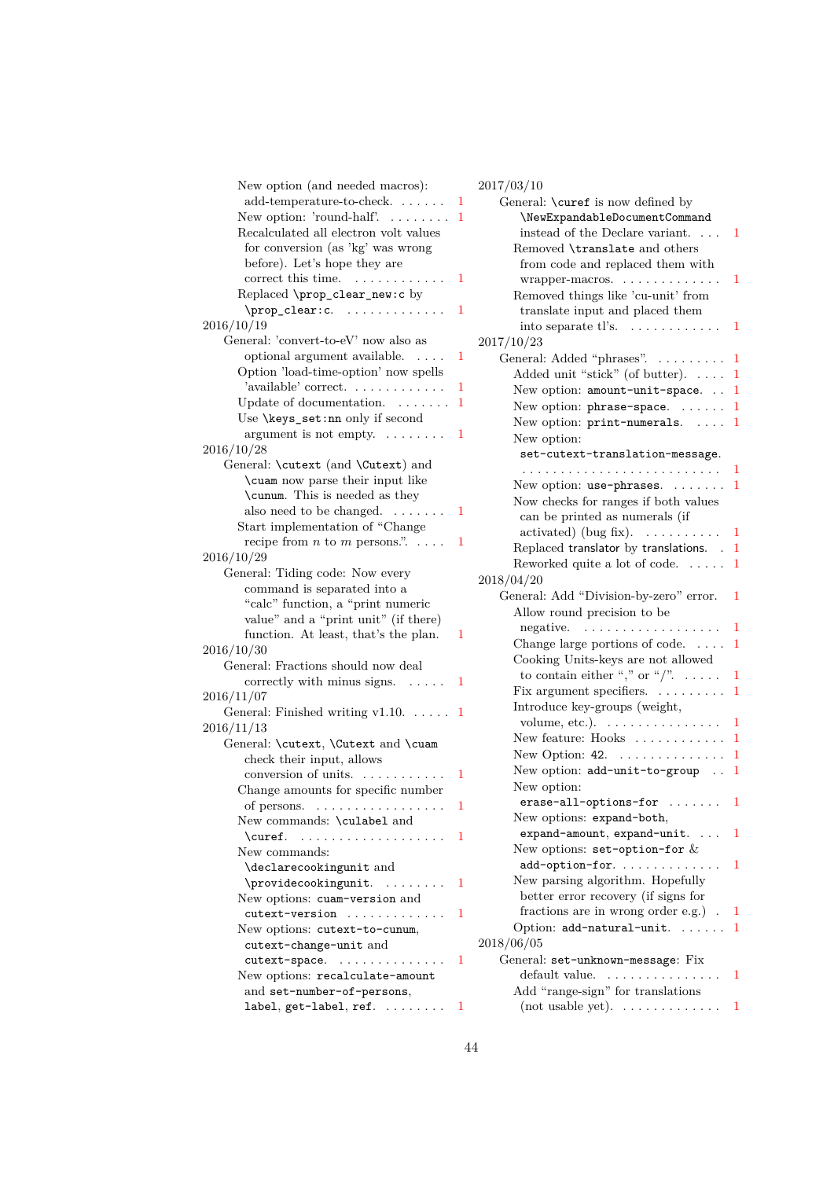New option (and needed macros): add-temperature-to-check. . . . . . . 1
New option: 'round-half'. . . . . . . . . 1
Recalculated all electron volt values for conversion (as 'kg' was wrong before). Let's hope they are correct this time. . . . . . . . . . . . 1
Replaced `\prop_clear_new:c` by `\prop_clear:c`. . . . . . . . . . . . . 1

2016/10/19
General: 'convert-to-eV' now also as optional argument available. . . . . 1
Option 'load-time-option' now spells 'available' correct. . . . . . . . . . . . 1
Update of documentation. . . . . . . . 1
Use `\keys_set:nn` only if second argument is not empty. . . . . . . . 1

2016/10/28
General: `\cutext` (and `\Cutext`) and `\cuam` now parse their input like `\cunum`. This is needed as they also need to be changed. . . . . . . 1
Start implementation of "Change recipe from $n$ to $m$ persons.". . . . . 1

2016/10/29
General: Tiding code: Now every command is separated into a "calc" function, a "print numeric value" and a "print unit" (if there) function. At least, that's the plan. 1

2016/10/30
General: Fractions should now deal correctly with minus signs. . . . . . 1

2016/11/07
General: Finished writing v1.10. . . . . . 1

2016/11/13
General: `\cutext`, `\Cutext` and `\cuam` check their input, allows conversion of units. . . . . . . . . . . . 1
Change amounts for specific number of persons. . . . . . . . . . . . . . . . . . 1
New commands: `\culabel` and `\curef`. . . . . . . . . . . . . . . . . . . 1
New commands: `\declarecookingunit` and `\providecookingunit`. . . . . . . . . 1
New options: `cuam-version` and `cutext-version` . . . . . . . . . . . . . 1
New options: `cutext-to-cunum`, `cutext-change-unit` and `cutext-space`. . . . . . . . . . . . . . 1
New options: `recalculate-amount` and `set-number-of-persons`, `label`, `get-label`, `ref`. . . . . . . . . 1

2017/03/10
General: `\curef` is now defined by `\NewExpandableDocumentCommand` instead of the Declare variant. . . . 1
Removed `\translate` and others from code and replaced them with wrapper-macros. . . . . . . . . . . . . . 1
Removed things like 'cu-unit' from translate input and placed them into separate tl's. . . . . . . . . . . . 1

2017/10/23
General: Added "phrases". . . . . . . . . 1
Added unit "stick" (of butter). . . . . 1
New option: `amount-unit-space`. . . 1
New option: `phrase-space`. . . . . . . 1
New option: `print-numerals`. . . . . 1
New option: `set-cutext-translation-message`. . . . . . . . . . . . . . . . . . . . . . . . . . . 1
New option: `use-phrases`. . . . . . . . 1
Now checks for ranges if both values can be printed as numerals (if activated) (bug fix). . . . . . . . . . . 1
Replaced translator by translations. . . 1
Reworked quite a lot of code. . . . . . 1

2018/04/20
General: Add "Division-by-zero" error. 1
Allow round precision to be negative. . . . . . . . . . . . . . . . . . . 1
Change large portions of code. . . . . 1
Cooking Units-keys are not allowed to contain either "," or "/". . . . . . 1
Fix argument specifiers. . . . . . . . . . 1
Introduce key-groups (weight, volume, etc.). . . . . . . . . . . . . . . . 1
New feature: Hooks . . . . . . . . . . . . 1
New Option: `42`. . . . . . . . . . . . . . . 1
New option: `add-unit-to-group` . . 1
New option: `erase-all-options-for` . . . . . . . 1
New options: `expand-both`, `expand-amount`, `expand-unit`. . . . 1
New options: `set-option-for` & `add-option-for`. . . . . . . . . . . . . . 1
New parsing algorithm. Hopefully better error recovery (if signs for fractions are in wrong order e.g.) . 1
Option: `add-natural-unit`. . . . . . . 1

2018/06/05
General: `set-unknown-message`: Fix default value. . . . . . . . . . . . . . . . 1
Add "range-sign" for translations (not usable yet). . . . . . . . . . . . . . 1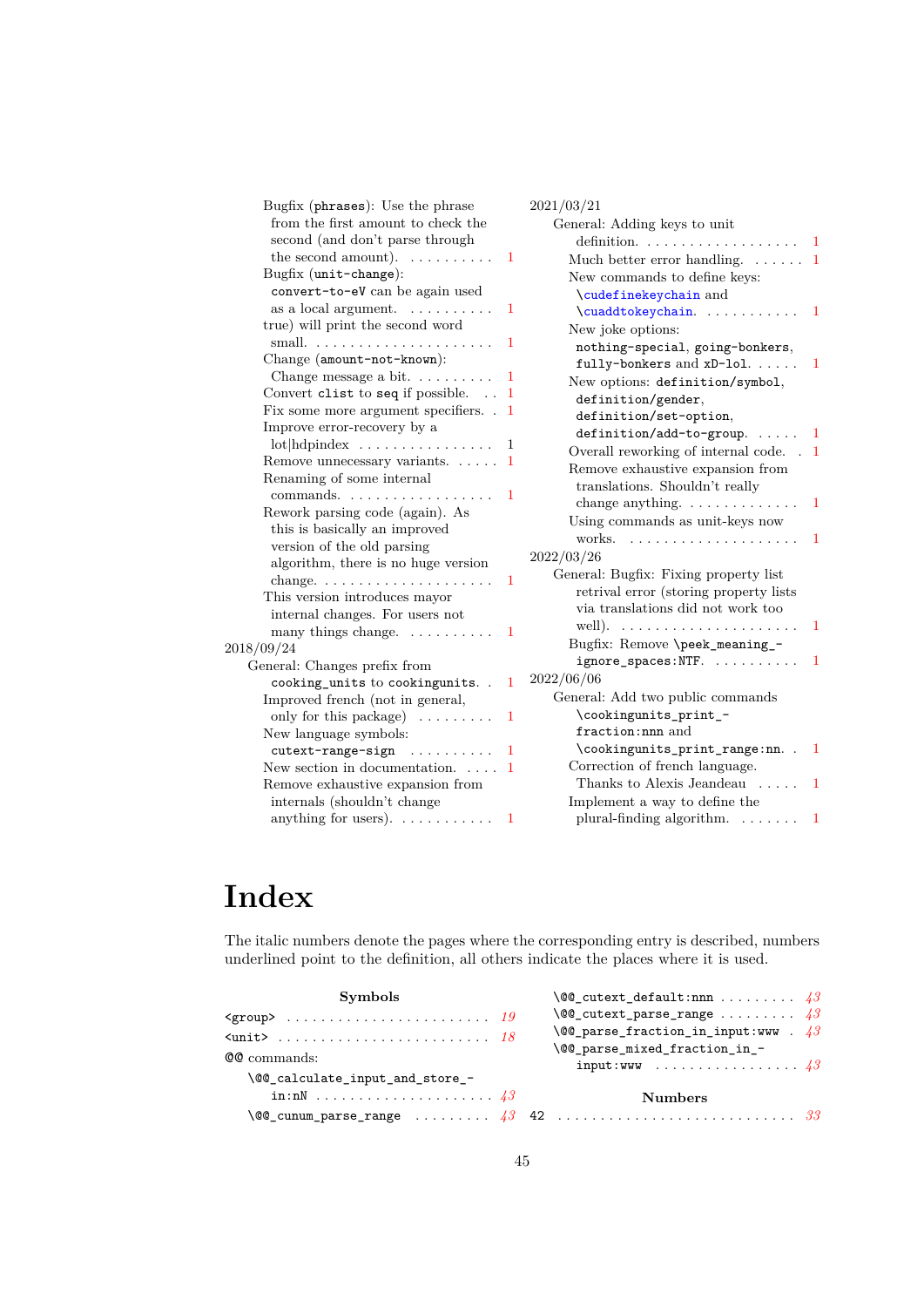Bugfix (phrases): Use the phrase from the first amount to check the second (and don't parse through the second amount). . . . . . . . . . . 1
Bugfix (unit-change): convert-to-eV can be again used as a local argument. . . . . . . . . . 1
true) will print the second word small. . . . . . . . . . . . . . . . . . . . . 1
Change (amount-not-known): Change message a bit. . . . . . . . . 1
Convert clist to seq if possible. . . 1
Fix some more argument specifiers. . 1
Improve error-recovery by a lot|hdpindex . . . . . . . . . . . . . . . . 1
Remove unnecessary variants. . . . . 1
Renaming of some internal commands. . . . . . . . . . . . . . . . . . 1
Rework parsing code (again). As this is basically an improved version of the old parsing algorithm, there is no huge version change. . . . . . . . . . . . . . . . . . . . 1
This version introduces mayor internal changes. For users not many things change. . . . . . . . . . 1

2018/09/24
General: Changes prefix from cooking_units to cookingunits. . 1
Improved french (not in general, only for this package) . . . . . . . . 1
New language symbols: cutext-range-sign . . . . . . . . . . 1
New section in documentation. . . . 1
Remove exhaustive expansion from internals (shouldn't change anything for users). . . . . . . . . . . 1

2021/03/21
General: Adding keys to unit definition. . . . . . . . . . . . . . . . . . . 1
Much better error handling. . . . . . 1
New commands to define keys: \cudefinekeychain and \cuaddtokeychain. . . . . . . . . . . 1
New joke options: nothing-special, going-bonkers, fully-bonkers and xD-lol. . . . . 1
New options: definition/symbol, definition/gender, definition/set-option, definition/add-to-group. . . . . 1
Overall reworking of internal code. . 1
Remove exhaustive expansion from translations. Shouldn't really change anything. . . . . . . . . . . . . 1
Using commands as unit-keys now works. . . . . . . . . . . . . . . . . . . . 1

2022/03/26
General: Bugfix: Fixing property list retrival error (storing property lists via translations did not work too well). . . . . . . . . . . . . . . . . . . . . 1
Bugfix: Remove \peek_meaning_-ignore_spaces:NTF. . . . . . . . . . 1

2022/06/06
General: Add two public commands \cookingunits_print_-fraction:nnn and \cookingunits_print_range:nn. . 1
Correction of french language. Thanks to Alexis Jeandeau . . . . . 1
Implement a way to define the plural-finding algorithm. . . . . . . 1

# Index

The italic numbers denote the pages where the corresponding entry is described, numbers underlined point to the definition, all others indicate the places where it is used.

**Symbols**

<group> . . . . . . . . . . . . . . . . . . . . . . . . *19*
<unit> . . . . . . . . . . . . . . . . . . . . . . . . . *18*
@@ commands:
 \@@_calculate_input_and_store_-in:nN . . . . . . . . . . . . . . . . . . . . *43*
 \@@_cunum_parse_range . . . . . . . . . *43*
 \@@_cutext_default:nnn . . . . . . . . . *43*
 \@@_cutext_parse_range . . . . . . . . . *43*
 \@@_parse_fraction_in_input:www . *43*
 \@@_parse_mixed_fraction_in_-input:www . . . . . . . . . . . . . . . . . *43*

**Numbers**

42 . . . . . . . . . . . . . . . . . . . . . . . . . . . . *33*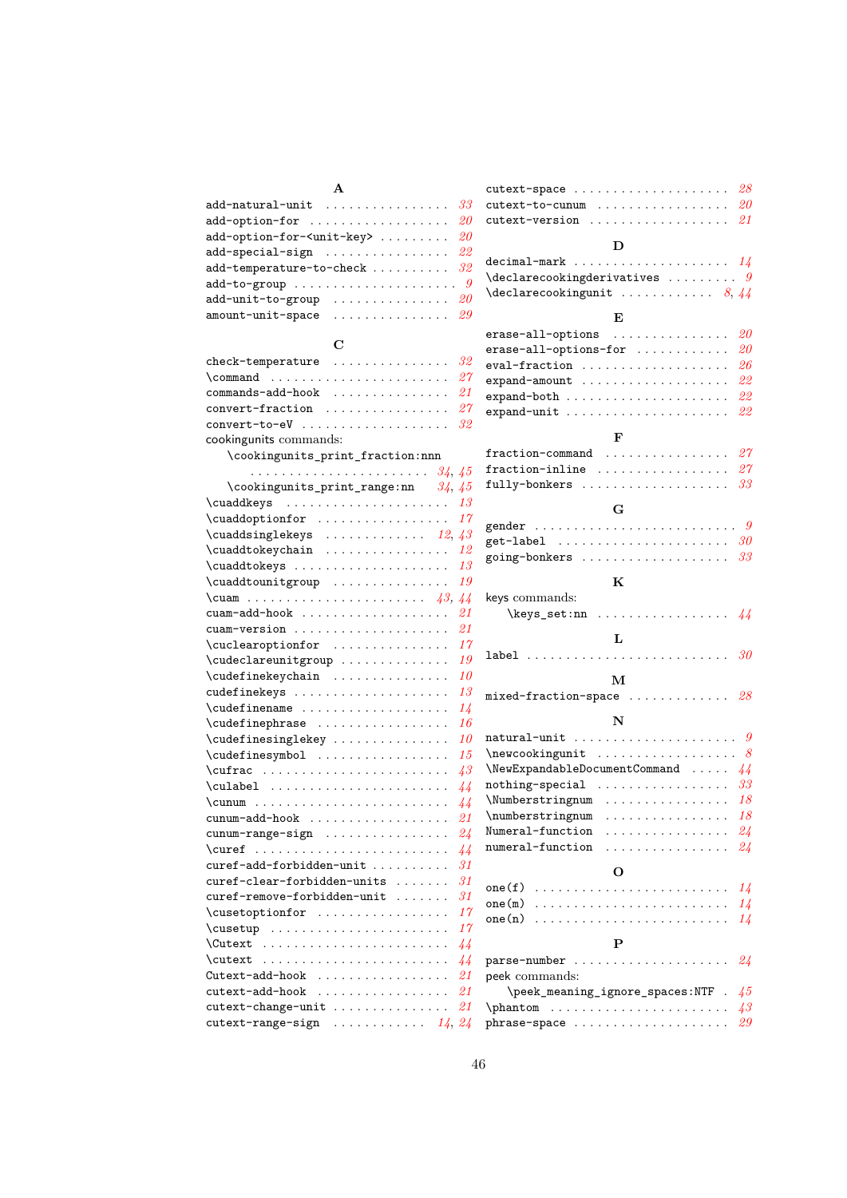**A**

- `add-natural-unit` ... 33
- `add-option-for` ... 20
- `add-option-for-<unit-key>` ... 20
- `add-special-sign` ... 22
- `add-temperature-to-check` ... 32
- `add-to-group` ... 9
- `add-unit-to-group` ... 20
- `amount-unit-space` ... 29

**C**

- `check-temperature` ... 32
- `\command` ... 27
- `commands-add-hook` ... 21
- `convert-fraction` ... 27
- `convert-to-eV` ... 32
- cookingunits commands:
  - `\cookingunits_print_fraction:nnn` ... 34, 45
  - `\cookingunits_print_range:nn` ... 34, 45
- `\cuaddkeys` ... 13
- `\cuaddoptionfor` ... 17
- `\cuaddsinglekeys` ... 12, 43
- `\cuaddtokeychain` ... 12
- `\cuaddtokeys` ... 13
- `\cuaddtounitgroup` ... 19
- `\cuam` ... 43, 44
- `cuam-add-hook` ... 21
- `cuam-version` ... 21
- `\cuclearoptionfor` ... 17
- `\cudeclareunitgroup` ... 19
- `\cudefinekeychain` ... 10
- `cudefinekeys` ... 13
- `\cudefinename` ... 14
- `\cudefinephrase` ... 16
- `\cudefinesinglekey` ... 10
- `\cudefinesymbol` ... 15
- `\cufrac` ... 43
- `\culabel` ... 44
- `\cunum` ... 44
- `cunum-add-hook` ... 21
- `cunum-range-sign` ... 24
- `\curef` ... 44
- `curef-add-forbidden-unit` ... 31
- `curef-clear-forbidden-units` ... 31
- `curef-remove-forbidden-unit` ... 31
- `\cusetoptionfor` ... 17
- `\cusetup` ... 17
- `\Cutext` ... 44
- `\cutext` ... 44
- `Cutext-add-hook` ... 21
- `cutext-add-hook` ... 21
- `cutext-change-unit` ... 21
- `cutext-range-sign` ... 14, 24
- `cutext-space` ... 28
- `cutext-to-cunum` ... 20
- `cutext-version` ... 21

**D**

- `decimal-mark` ... 14
- `\declarecookingderivatives` ... 9
- `\declarecookingunit` ... 8, 44

**E**

- `erase-all-options` ... 20
- `erase-all-options-for` ... 20
- `eval-fraction` ... 26
- `expand-amount` ... 22
- `expand-both` ... 22
- `expand-unit` ... 22

**F**

- `fraction-command` ... 27
- `fraction-inline` ... 27
- `fully-bonkers` ... 33

**G**

- `gender` ... 9
- `get-label` ... 30
- `going-bonkers` ... 33

**K**

- keys commands:
  - `\keys_set:nn` ... 44

**L**

- `label` ... 30

**M**

- `mixed-fraction-space` ... 28

**N**

- `natural-unit` ... 9
- `\newcookingunit` ... 8
- `\NewExpandableDocumentCommand` ... 44
- `nothing-special` ... 33
- `\Numberstringnum` ... 18
- `\numberstringnum` ... 18
- `Numeral-function` ... 24
- `numeral-function` ... 24

**O**

- `one(f)` ... 14
- `one(m)` ... 14
- `one(n)` ... 14

**P**

- `parse-number` ... 24
- peek commands:
  - `\peek_meaning_ignore_spaces:NTF` ... 45
- `\phantom` ... 43
- `phrase-space` ... 29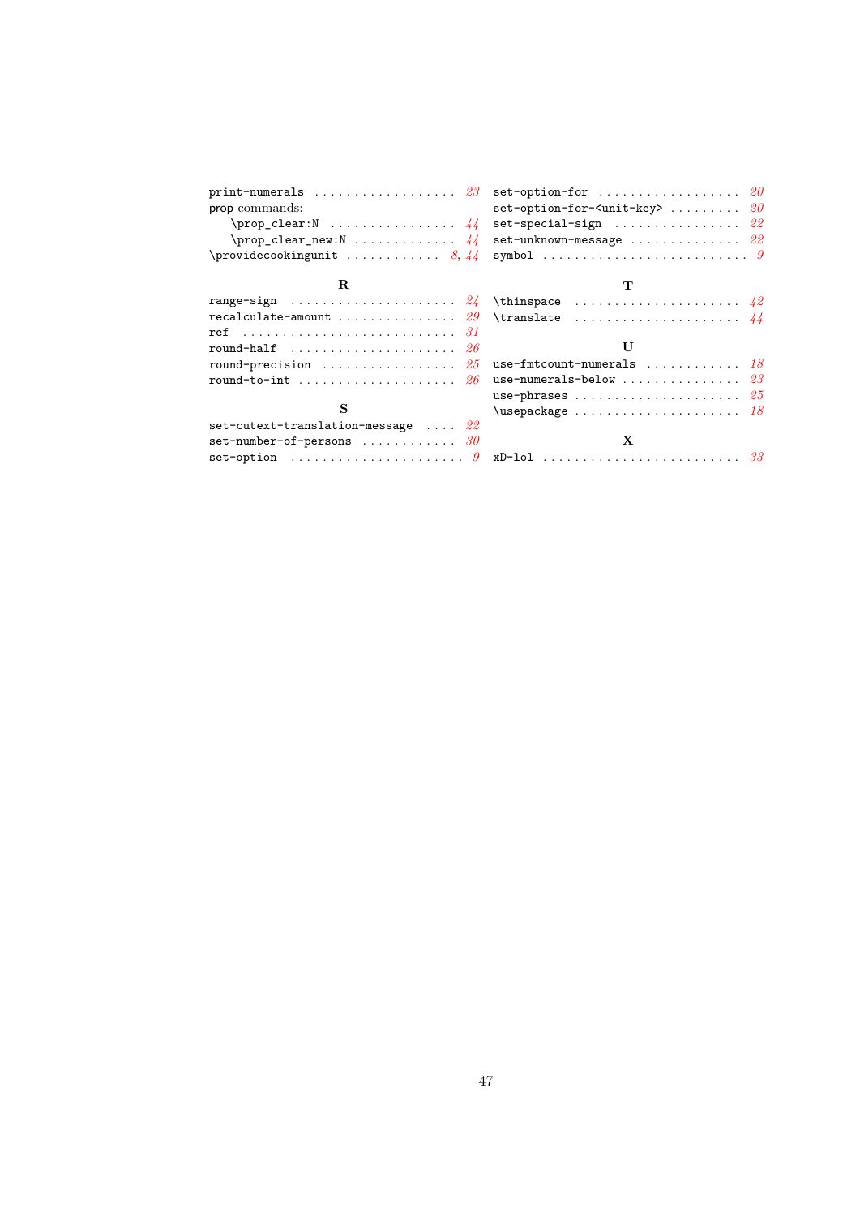print-numerals . . . . . . . . . . . . . . . . . . 23
prop commands:
- \prop_clear:N . . . . . . . . . . . . . . . . 44
- \prop_clear_new:N . . . . . . . . . . . . . 44

\providecookingunit . . . . . . . . . . . . 8, 44

### R

range-sign . . . . . . . . . . . . . . . . . . . . . 24
recalculate-amount . . . . . . . . . . . . . . . 29
ref . . . . . . . . . . . . . . . . . . . . . . . . . . . 31
round-half . . . . . . . . . . . . . . . . . . . . . 26
round-precision . . . . . . . . . . . . . . . . . 25
round-to-int . . . . . . . . . . . . . . . . . . . . 26

### S

set-cutext-translation-message . . . . 22
set-number-of-persons . . . . . . . . . . . . 30
set-option . . . . . . . . . . . . . . . . . . . . . . 9
set-option-for . . . . . . . . . . . . . . . . . . 20
set-option-for-<unit-key> . . . . . . . . . 20
set-special-sign . . . . . . . . . . . . . . . . 22
set-unknown-message . . . . . . . . . . . . . 22
symbol . . . . . . . . . . . . . . . . . . . . . . . . . 9

### T

\thinspace . . . . . . . . . . . . . . . . . . . . . 42
\translate . . . . . . . . . . . . . . . . . . . . . 44

### U

use-fmtcount-numerals . . . . . . . . . . . 18
use-numerals-below . . . . . . . . . . . . . . 23
use-phrases . . . . . . . . . . . . . . . . . . . . . 25
\usepackage . . . . . . . . . . . . . . . . . . . . 18

### X

xD-lol . . . . . . . . . . . . . . . . . . . . . . . . . 33